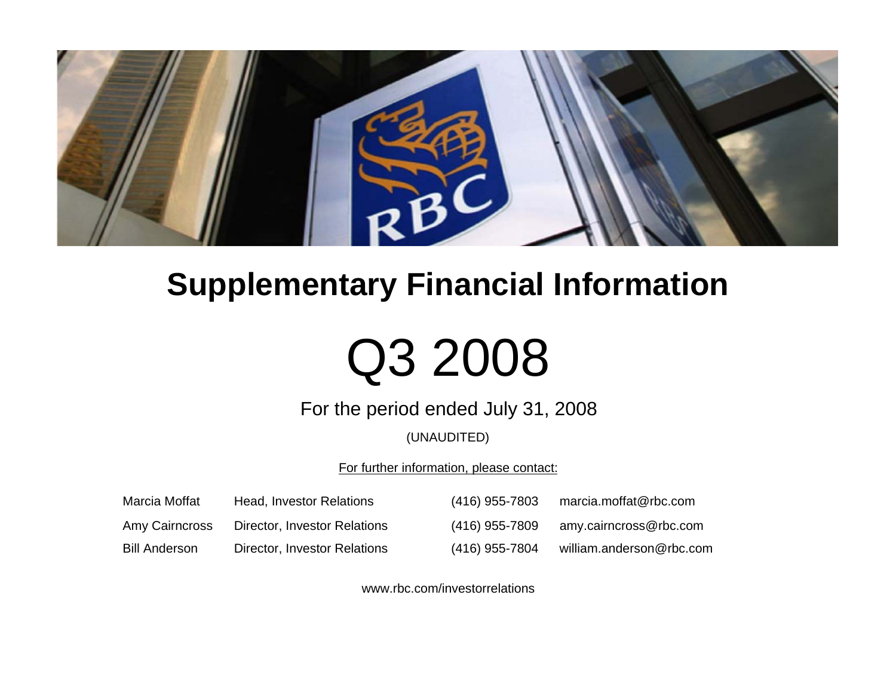# Supplementary Financial Information

# Q3 2008

For the period ended July 31, 2008

(UNAUDITED)

For further information, please contact:

| | | | |
|---|---|---|---|
| Marcia Moffat | Head, Investor Relations | (416) 955-7803 | marcia.moffat@rbc.com |
| Amy Cairncross | Director, Investor Relations | (416) 955-7809 | amy.cairncross@rbc.com |
| Bill Anderson | Director, Investor Relations | (416) 955-7804 | william.anderson@rbc.com |

www.rbc.com/investorrelations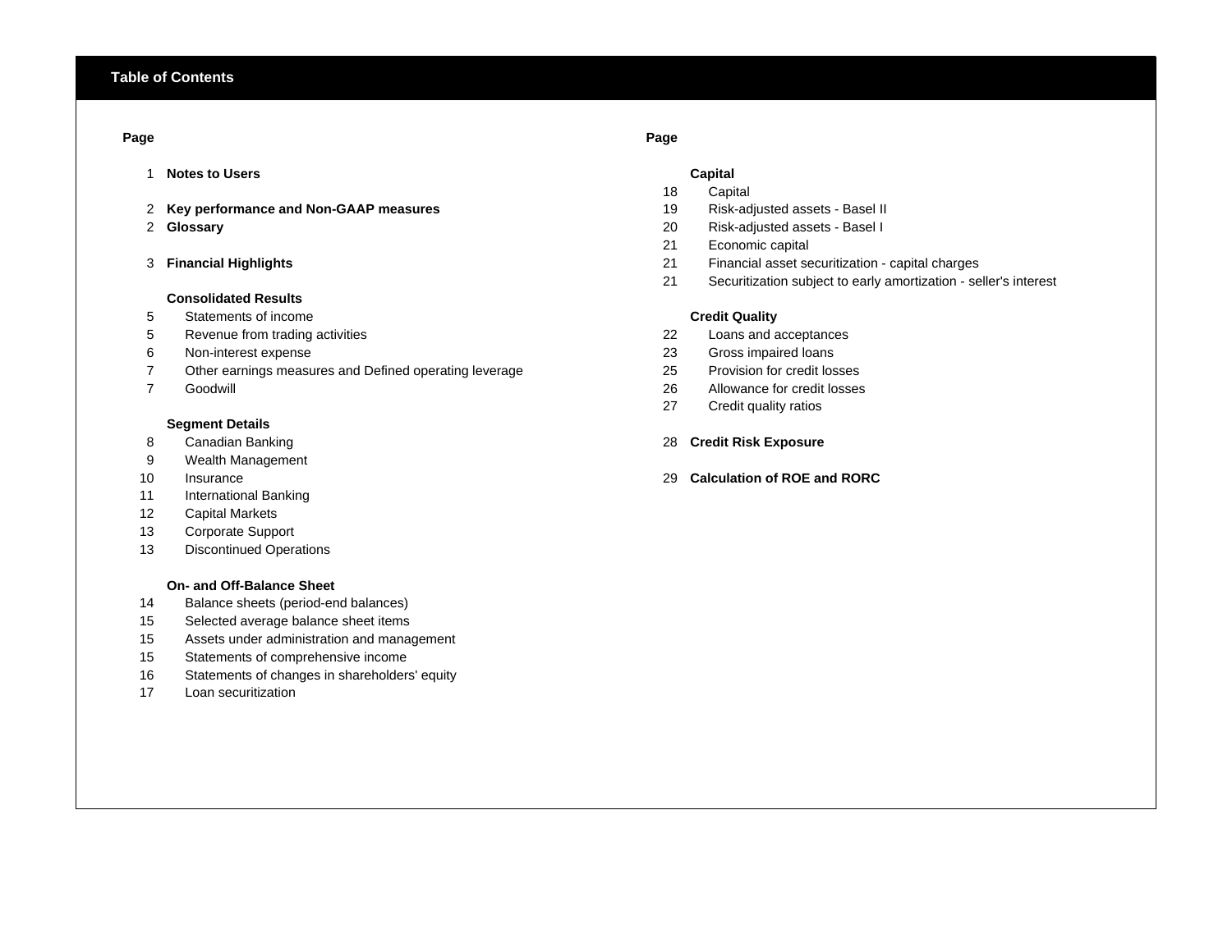## Table of Contents

| Page | | Page | |
|---|---|---|---|
| 1 | **Notes to Users** | | **Capital** |
| | | 18 | Capital |
| 2 | **Key performance and Non-GAAP measures** | 19 | Risk-adjusted assets - Basel II |
| 2 | **Glossary** | 20 | Risk-adjusted assets - Basel I |
| | | 21 | Economic capital |
| 3 | **Financial Highlights** | 21 | Financial asset securitization - capital charges |
| | | 21 | Securitization subject to early amortization - seller's interest |
| | **Consolidated Results** | | |
| 5 | Statements of income | | **Credit Quality** |
| 5 | Revenue from trading activities | 22 | Loans and acceptances |
| 6 | Non-interest expense | 23 | Gross impaired loans |
| 7 | Other earnings measures and Defined operating leverage | 25 | Provision for credit losses |
| 7 | Goodwill | 26 | Allowance for credit losses |
| | | 27 | Credit quality ratios |
| | **Segment Details** | | |
| 8 | Canadian Banking | 28 | **Credit Risk Exposure** |
| 9 | Wealth Management | | |
| 10 | Insurance | 29 | **Calculation of ROE and RORC** |
| 11 | International Banking | | |
| 12 | Capital Markets | | |
| 13 | Corporate Support | | |
| 13 | Discontinued Operations | | |
| | | | |
| | **On- and Off-Balance Sheet** | | |
| 14 | Balance sheets (period-end balances) | | |
| 15 | Selected average balance sheet items | | |
| 15 | Assets under administration and management | | |
| 15 | Statements of comprehensive income | | |
| 16 | Statements of changes in shareholders' equity | | |
| 17 | Loan securitization | | |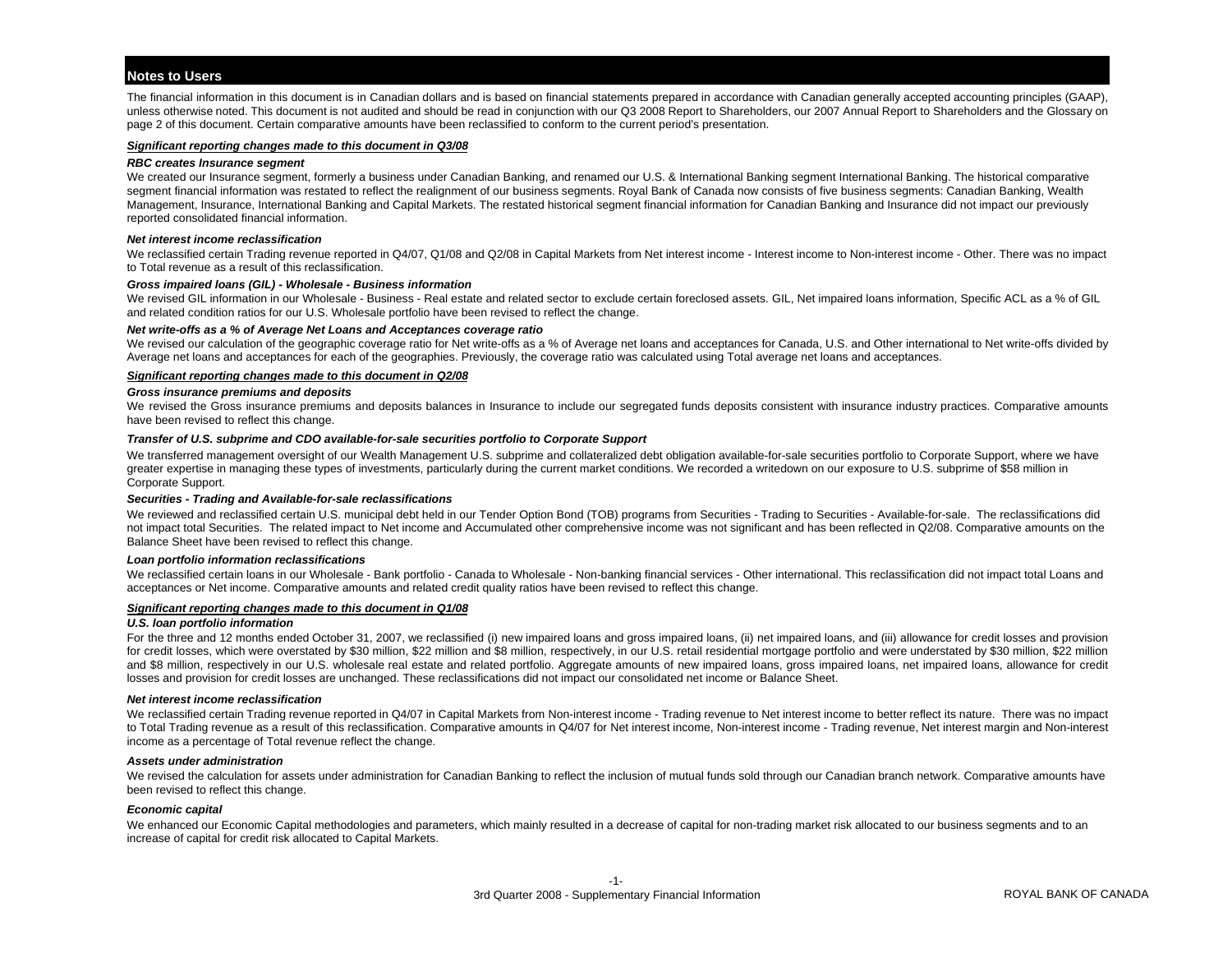## Notes to Users

The financial information in this document is in Canadian dollars and is based on financial statements prepared in accordance with Canadian generally accepted accounting principles (GAAP), unless otherwise noted. This document is not audited and should be read in conjunction with our Q3 2008 Report to Shareholders, our 2007 Annual Report to Shareholders and the Glossary on page 2 of this document. Certain comparative amounts have been reclassified to conform to the current period's presentation.

### ***Significant reporting changes made to this document in Q3/08***

***RBC creates Insurance segment***

We created our Insurance segment, formerly a business under Canadian Banking, and renamed our U.S. & International Banking segment International Banking. The historical comparative segment financial information was restated to reflect the realignment of our business segments. Royal Bank of Canada now consists of five business segments: Canadian Banking, Wealth Management, Insurance, International Banking and Capital Markets. The restated historical segment financial information for Canadian Banking and Insurance did not impact our previously reported consolidated financial information.

***Net interest income reclassification***

We reclassified certain Trading revenue reported in Q4/07, Q1/08 and Q2/08 in Capital Markets from Net interest income - Interest income to Non-interest income - Other. There was no impact to Total revenue as a result of this reclassification.

***Gross impaired loans (GIL) - Wholesale - Business information***

We revised GIL information in our Wholesale - Business - Real estate and related sector to exclude certain foreclosed assets. GIL, Net impaired loans information, Specific ACL as a % of GIL and related condition ratios for our U.S. Wholesale portfolio have been revised to reflect the change.

***Net write-offs as a % of Average Net Loans and Acceptances coverage ratio***

We revised our calculation of the geographic coverage ratio for Net write-offs as a % of Average net loans and acceptances for Canada, U.S. and Other international to Net write-offs divided by Average net loans and acceptances for each of the geographies. Previously, the coverage ratio was calculated using Total average net loans and acceptances.

### ***Significant reporting changes made to this document in Q2/08***

***Gross insurance premiums and deposits***

We revised the Gross insurance premiums and deposits balances in Insurance to include our segregated funds deposits consistent with insurance industry practices. Comparative amounts have been revised to reflect this change.

***Transfer of U.S. subprime and CDO available-for-sale securities portfolio to Corporate Support***

We transferred management oversight of our Wealth Management U.S. subprime and collateralized debt obligation available-for-sale securities portfolio to Corporate Support, where we have greater expertise in managing these types of investments, particularly during the current market conditions. We recorded a writedown on our exposure to U.S. subprime of $58 million in Corporate Support.

***Securities - Trading and Available-for-sale reclassifications***

We reviewed and reclassified certain U.S. municipal debt held in our Tender Option Bond (TOB) programs from Securities - Trading to Securities - Available-for-sale. The reclassifications did not impact total Securities. The related impact to Net income and Accumulated other comprehensive income was not significant and has been reflected in Q2/08. Comparative amounts on the Balance Sheet have been revised to reflect this change.

***Loan portfolio information reclassifications***

We reclassified certain loans in our Wholesale - Bank portfolio - Canada to Wholesale - Non-banking financial services - Other international. This reclassification did not impact total Loans and acceptances or Net income. Comparative amounts and related credit quality ratios have been revised to reflect this change.

### ***Significant reporting changes made to this document in Q1/08***

***U.S. loan portfolio information***

For the three and 12 months ended October 31, 2007, we reclassified (i) new impaired loans and gross impaired loans, (ii) net impaired loans, and (iii) allowance for credit losses and provision for credit losses, which were overstated by $30 million, $22 million and $8 million, respectively, in our U.S. retail residential mortgage portfolio and were understated by $30 million, $22 million and $8 million, respectively in our U.S. wholesale real estate and related portfolio. Aggregate amounts of new impaired loans, gross impaired loans, net impaired loans, allowance for credit losses and provision for credit losses are unchanged. These reclassifications did not impact our consolidated net income or Balance Sheet.

***Net interest income reclassification***

We reclassified certain Trading revenue reported in Q4/07 in Capital Markets from Non-interest income - Trading revenue to Net interest income to better reflect its nature. There was no impact to Total Trading revenue as a result of this reclassification. Comparative amounts in Q4/07 for Net interest income, Non-interest income - Trading revenue, Net interest margin and Non-interest income as a percentage of Total revenue reflect the change.

***Assets under administration***

We revised the calculation for assets under administration for Canadian Banking to reflect the inclusion of mutual funds sold through our Canadian branch network. Comparative amounts have been revised to reflect this change.

***Economic capital***

We enhanced our Economic Capital methodologies and parameters, which mainly resulted in a decrease of capital for non-trading market risk allocated to our business segments and to an increase of capital for credit risk allocated to Capital Markets.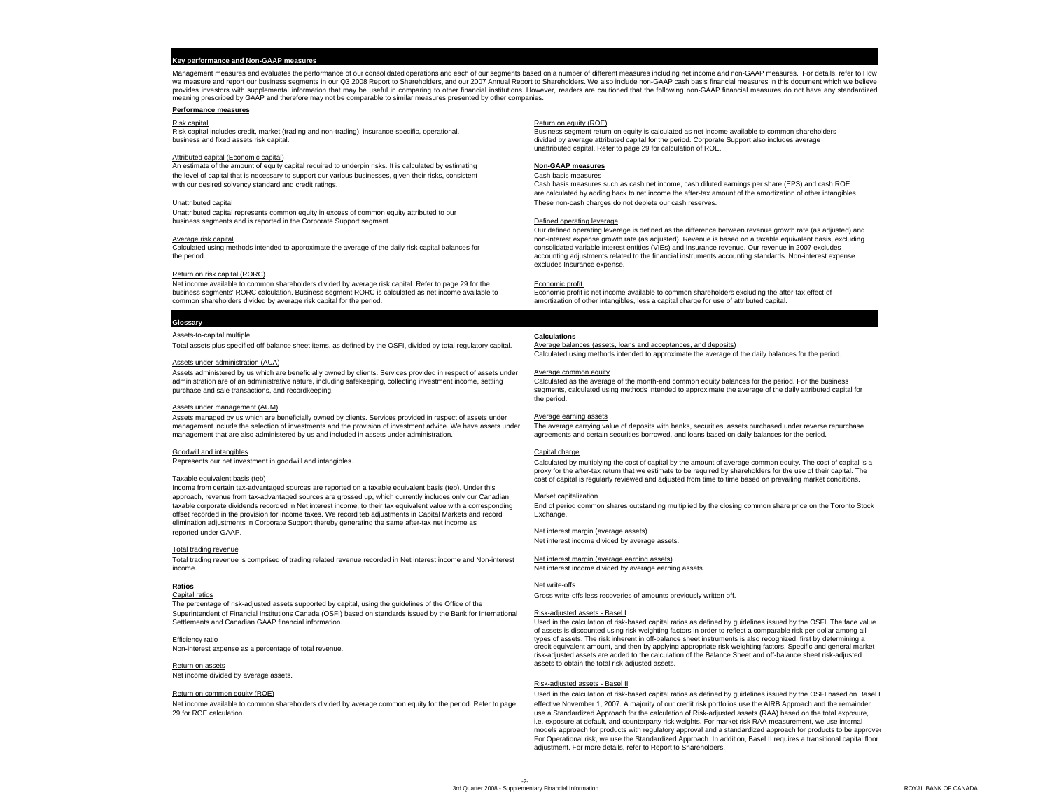## Key performance and Non-GAAP measures

Management measures and evaluates the performance of our consolidated operations and each of our segments based on a number of different measures including net income and non-GAAP measures. For details, refer to How we measure and report our business segments in our Q3 2008 Report to Shareholders, and our 2007 Annual Report to Shareholders. We also include non-GAAP cash basis financial measures in this document which we believe provides investors with supplemental information that may be useful in comparing to other financial institutions. However, readers are cautioned that the following non-GAAP financial measures do not have any standardized meaning prescribed by GAAP and therefore may not be comparable to similar measures presented by other companies.

### Performance measures

**Risk capital**
Risk capital includes credit, market (trading and non-trading), insurance-specific, operational, business and fixed assets risk capital.

**Attributed capital (Economic capital)**
An estimate of the amount of equity capital required to underpin risks. It is calculated by estimating the level of capital that is necessary to support our various businesses, given their risks, consistent with our desired solvency standard and credit ratings.

**Unattributed capital**
Unattributed capital represents common equity in excess of common equity attributed to our business segments and is reported in the Corporate Support segment.

**Average risk capital**
Calculated using methods intended to approximate the average of the daily risk capital balances for the period.

**Return on risk capital (RORC)**
Net income available to common shareholders divided by average risk capital. Refer to page 29 for the business segments' RORC calculation. Business segment RORC is calculated as net income available to common shareholders divided by average risk capital for the period.

**Return on equity (ROE)**
Business segment return on equity is calculated as net income available to common shareholders divided by average attributed capital for the period. Corporate Support also includes average unattributed capital. Refer to page 29 for calculation of ROE.

### Non-GAAP measures

**Cash basis measures**
Cash basis measures such as cash net income, cash diluted earnings per share (EPS) and cash ROE are calculated by adding back to net income the after-tax amount of the amortization of other intangibles. These non-cash charges do not deplete our cash reserves.

**Defined operating leverage**
Our defined operating leverage is defined as the difference between revenue growth rate (as adjusted) and non-interest expense growth rate (as adjusted). Revenue is based on a taxable equivalent basis, excluding consolidated variable interest entities (VIEs) and Insurance revenue. Our revenue in 2007 excludes accounting adjustments related to the financial instruments accounting standards. Non-interest expense excludes Insurance expense.

**Economic profit**
Economic profit is net income available to common shareholders excluding the after-tax effect of amortization of other intangibles, less a capital charge for use of attributed capital.

## Glossary

**Assets-to-capital multiple**
Total assets plus specified off-balance sheet items, as defined by the OSFI, divided by total regulatory capital.

**Assets under administration (AUA)**
Assets administered by us which are beneficially owned by clients. Services provided in respect of assets under administration are of an administrative nature, including safekeeping, collecting investment income, settling purchase and sale transactions, and recordkeeping.

**Assets under management (AUM)**
Assets managed by us which are beneficially owned by clients. Services provided in respect of assets under management include the selection of investments and the provision of investment advice. We have assets under management that are also administered by us and included in assets under administration.

**Goodwill and intangibles**
Represents our net investment in goodwill and intangibles.

**Taxable equivalent basis (teb)**
Income from certain tax-advantaged sources are reported on a taxable equivalent basis (teb). Under this approach, revenue from tax-advantaged sources are grossed up, which currently includes only our Canadian taxable corporate dividends recorded in Net interest income, to their tax equivalent value with a corresponding offset recorded in the provision for income taxes. We record teb adjustments in Capital Markets and record elimination adjustments in Corporate Support thereby generating the same after-tax net income as reported under GAAP.

**Total trading revenue**
Total trading revenue is comprised of trading related revenue recorded in Net interest income and Non-interest income.

### Ratios

**Capital ratios**
The percentage of risk-adjusted assets supported by capital, using the guidelines of the Office of the Superintendent of Financial Institutions Canada (OSFI) based on standards issued by the Bank for International Settlements and Canadian GAAP financial information.

**Efficiency ratio**
Non-interest expense as a percentage of total revenue.

**Return on assets**
Net income divided by average assets.

**Return on common equity (ROE)**
Net income available to common shareholders divided by average common equity for the period. Refer to page 29 for ROE calculation.

### Calculations

**Average balances (assets, loans and acceptances, and deposits)**
Calculated using methods intended to approximate the average of the daily balances for the period.

**Average common equity**
Calculated as the average of the month-end common equity balances for the period. For the business segments, calculated using methods intended to approximate the average of the daily attributed capital for the period.

**Average earning assets**
The average carrying value of deposits with banks, securities, assets purchased under reverse repurchase agreements and certain securities borrowed, and loans based on daily balances for the period.

**Capital charge**
Calculated by multiplying the cost of capital by the amount of average common equity. The cost of capital is a proxy for the after-tax return that we estimate to be required by shareholders for the use of their capital. The cost of capital is regularly reviewed and adjusted from time to time based on prevailing market conditions.

**Market capitalization**
End of period common shares outstanding multiplied by the closing common share price on the Toronto Stock Exchange.

**Net interest margin (average assets)**
Net interest income divided by average assets.

**Net interest margin (average earning assets)**
Net interest income divided by average earning assets.

**Net write-offs**
Gross write-offs less recoveries of amounts previously written off.

**Risk-adjusted assets - Basel I**
Used in the calculation of risk-based capital ratios as defined by guidelines issued by the OSFI. The face value of assets is discounted using risk-weighting factors in order to reflect a comparable risk per dollar among all types of assets. The risk inherent in off-balance sheet instruments is also recognized, first by determining a credit equivalent amount, and then by applying appropriate risk-weighting factors. Specific and general market risk-adjusted assets are added to the calculation of the Balance Sheet and off-balance sheet risk-adjusted assets to obtain the total risk-adjusted assets.

**Risk-adjusted assets - Basel II**
Used in the calculation of risk-based capital ratios as defined by guidelines issued by the OSFI based on Basel II effective November 1, 2007. A majority of our credit risk portfolios use the AIRB Approach and the remainder use a Standardized Approach for the calculation of Risk-adjusted assets (RAA) based on the total exposure, i.e. exposure at default, and counterparty risk weights. For market risk RAA measurement, we use internal models approach for products with regulatory approval and a standardized approach for products to be approved. For Operational risk, we use the Standardized Approach. In addition, Basel II requires a transitional capital floor adjustment. For more details, refer to Report to Shareholders.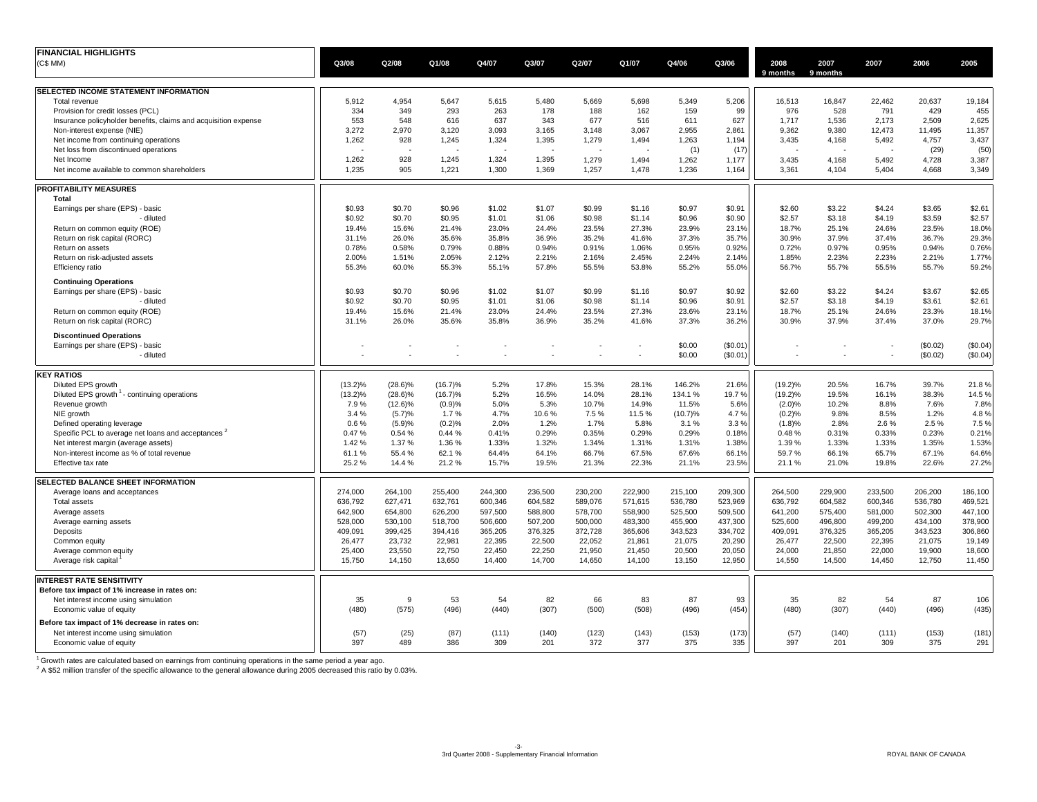# FINANCIAL HIGHLIGHTS

(C$ MM)

| | Q3/08 | Q2/08 | Q1/08 | Q4/07 | Q3/07 | Q2/07 | Q1/07 | Q4/06 | Q3/06 | 2008 9 months | 2007 9 months | 2007 | 2006 | 2005 |
|---|---|---|---|---|---|---|---|---|---|---|---|---|---|---|
| **SELECTED INCOME STATEMENT INFORMATION** | | | | | | | | | | | | | | |
| Total revenue | 5,912 | 4,954 | 5,647 | 5,615 | 5,480 | 5,669 | 5,698 | 5,349 | 5,206 | 16,513 | 16,847 | 22,462 | 20,637 | 19,184 |
| Provision for credit losses (PCL) | 334 | 349 | 293 | 263 | 178 | 188 | 162 | 159 | 99 | 976 | 528 | 791 | 429 | 455 |
| Insurance policyholder benefits, claims and acquisition expense | 553 | 548 | 616 | 637 | 343 | 677 | 516 | 611 | 627 | 1,717 | 1,536 | 2,173 | 2,509 | 2,625 |
| Non-interest expense (NIE) | 3,272 | 2,970 | 3,120 | 3,093 | 3,165 | 3,148 | 3,067 | 2,955 | 2,861 | 9,362 | 9,380 | 12,473 | 11,495 | 11,357 |
| Net income from continuing operations | 1,262 | 928 | 1,245 | 1,324 | 1,395 | 1,279 | 1,494 | 1,263 | 1,194 | 3,435 | 4,168 | 5,492 | 4,757 | 3,437 |
| Net loss from discontinued operations | - | - | - | - | - | - | - | (1) | (17) | - | - | - | (29) | (50) |
| Net Income | 1,262 | 928 | 1,245 | 1,324 | 1,395 | 1,279 | 1,494 | 1,262 | 1,177 | 3,435 | 4,168 | 5,492 | 4,728 | 3,387 |
| Net income available to common shareholders | 1,235 | 905 | 1,221 | 1,300 | 1,369 | 1,257 | 1,478 | 1,236 | 1,164 | 3,361 | 4,104 | 5,404 | 4,668 | 3,349 |
| **PROFITABILITY MEASURES** | | | | | | | | | | | | | | |
| **Total** | | | | | | | | | | | | | | |
| Earnings per share (EPS) - basic | $0.93 | $0.70 | $0.96 | $1.02 | $1.07 | $0.99 | $1.16 | $0.97 | $0.91 | $2.60 | $3.22 | $4.24 | $3.65 | $2.61 |
| - diluted | $0.92 | $0.70 | $0.95 | $1.01 | $1.06 | $0.98 | $1.14 | $0.96 | $0.90 | $2.57 | $3.18 | $4.19 | $3.59 | $2.57 |
| Return on common equity (ROE) | 19.4% | 15.6% | 21.4% | 23.0% | 24.4% | 23.5% | 27.3% | 23.9% | 23.1% | 18.7% | 25.1% | 24.6% | 23.5% | 18.0% |
| Return on risk capital (RORC) | 31.1% | 26.0% | 35.6% | 35.8% | 36.9% | 35.2% | 41.6% | 37.3% | 35.7% | 30.9% | 37.9% | 37.4% | 36.7% | 29.3% |
| Return on assets | 0.78% | 0.58% | 0.79% | 0.88% | 0.94% | 0.91% | 1.06% | 0.95% | 0.92% | 0.72% | 0.97% | 0.95% | 0.94% | 0.76% |
| Return on risk-adjusted assets | 2.00% | 1.51% | 2.05% | 2.12% | 2.21% | 2.16% | 2.45% | 2.24% | 2.14% | 1.85% | 2.23% | 2.23% | 2.21% | 1.77% |
| Efficiency ratio | 55.3% | 60.0% | 55.3% | 55.1% | 57.8% | 55.5% | 53.8% | 55.2% | 55.0% | 56.7% | 55.7% | 55.5% | 55.7% | 59.2% |
| **Continuing Operations** | | | | | | | | | | | | | | |
| Earnings per share (EPS) - basic | $0.93 | $0.70 | $0.96 | $1.02 | $1.07 | $0.99 | $1.16 | $0.97 | $0.92 | $2.60 | $3.22 | $4.24 | $3.67 | $2.65 |
| - diluted | $0.92 | $0.70 | $0.95 | $1.01 | $1.06 | $0.98 | $1.14 | $0.96 | $0.91 | $2.57 | $3.18 | $4.19 | $3.61 | $2.61 |
| Return on common equity (ROE) | 19.4% | 15.6% | 21.4% | 23.0% | 24.4% | 23.5% | 27.3% | 23.6% | 23.1% | 18.7% | 25.1% | 24.6% | 23.3% | 18.1% |
| Return on risk capital (RORC) | 31.1% | 26.0% | 35.6% | 35.8% | 36.9% | 35.2% | 41.6% | 37.3% | 36.2% | 30.9% | 37.9% | 37.4% | 37.0% | 29.7% |
| **Discontinued Operations** | | | | | | | | | | | | | | |
| Earnings per share (EPS) - basic | - | - | - | - | - | - | - | $0.00 | ($0.01) | - | - | - | ($0.02) | ($0.04) |
| - diluted | - | - | - | - | - | - | - | $0.00 | ($0.01) | - | - | - | ($0.02) | ($0.04) |
| **KEY RATIOS** | | | | | | | | | | | | | | |
| Diluted EPS growth | (13.2)% | (28.6)% | (16.7)% | 5.2% | 17.8% | 15.3% | 28.1% | 146.2% | 21.6% | (19.2)% | 20.5% | 16.7% | 39.7% | 21.8 % |
| Diluted EPS growth [1] - continuing operations | (13.2)% | (28.6)% | (16.7)% | 5.2% | 16.5% | 14.0% | 28.1% | 134.1 % | 19.7 % | (19.2)% | 19.5% | 16.1% | 38.3% | 14.5 % |
| Revenue growth | 7.9 % | (12.6)% | (0.9)% | 5.0% | 5.3% | 10.7% | 14.9% | 11.5% | 5.6% | (2.0)% | 10.2% | 8.8% | 7.6% | 7.8% |
| NIE growth | 3.4 % | (5.7)% | 1.7 % | 4.7% | 10.6 % | 7.5 % | 11.5 % | (10.7)% | 4.7 % | (0.2)% | 9.8% | 8.5% | 1.2% | 4.8 % |
| Defined operating leverage | 0.6 % | (5.9)% | (0.2)% | 2.0% | 1.2% | 1.7% | 5.8% | 3.1 % | 3.3 % | (1.8)% | 2.8% | 2.6 % | 2.5 % | 7.5 % |
| Specific PCL to average net loans and acceptances [2] | 0.47 % | 0.54 % | 0.44 % | 0.41% | 0.29% | 0.35% | 0.29% | 0.29% | 0.18% | 0.48 % | 0.31% | 0.33% | 0.23% | 0.21% |
| Net interest margin (average assets) | 1.42 % | 1.37 % | 1.36 % | 1.33% | 1.32% | 1.34% | 1.31% | 1.31% | 1.38% | 1.39 % | 1.33% | 1.33% | 1.35% | 1.53% |
| Non-interest income as % of total revenue | 61.1 % | 55.4 % | 62.1 % | 64.4% | 64.1% | 66.7% | 67.5% | 67.6% | 66.1% | 59.7 % | 66.1% | 65.7% | 67.1% | 64.6% |
| Effective tax rate | 25.2 % | 14.4 % | 21.2 % | 15.7% | 19.5% | 21.3% | 22.3% | 21.1% | 23.5% | 21.1 % | 21.0% | 19.8% | 22.6% | 27.2% |
| **SELECTED BALANCE SHEET INFORMATION** | | | | | | | | | | | | | | |
| Average loans and acceptances | 274,000 | 264,100 | 255,400 | 244,300 | 236,500 | 230,200 | 222,900 | 215,100 | 209,300 | 264,500 | 229,900 | 233,500 | 206,200 | 186,100 |
| Total assets | 636,792 | 627,471 | 632,761 | 600,346 | 604,582 | 589,076 | 571,615 | 536,780 | 523,969 | 636,792 | 604,582 | 600,346 | 536,780 | 469,521 |
| Average assets | 642,900 | 654,800 | 626,200 | 597,500 | 588,800 | 578,700 | 558,900 | 525,500 | 509,500 | 641,200 | 575,400 | 581,000 | 502,300 | 447,100 |
| Average earning assets | 528,000 | 530,100 | 518,700 | 506,600 | 507,200 | 500,000 | 483,300 | 455,900 | 437,300 | 525,600 | 496,800 | 499,200 | 434,100 | 378,900 |
| Deposits | 409,091 | 399,425 | 394,416 | 365,205 | 376,325 | 372,728 | 365,606 | 343,523 | 334,702 | 409,091 | 376,325 | 365,205 | 343,523 | 306,860 |
| Common equity | 26,477 | 23,732 | 22,981 | 22,395 | 22,500 | 22,052 | 21,861 | 21,075 | 20,290 | 26,477 | 22,500 | 22,395 | 21,075 | 19,149 |
| Average common equity | 25,400 | 23,550 | 22,750 | 22,450 | 22,250 | 21,950 | 21,450 | 20,500 | 20,050 | 24,000 | 21,850 | 22,000 | 19,900 | 18,600 |
| Average risk capital [1] | 15,750 | 14,150 | 13,650 | 14,400 | 14,700 | 14,650 | 14,100 | 13,150 | 12,950 | 14,550 | 14,500 | 14,450 | 12,750 | 11,450 |
| **INTEREST RATE SENSITIVITY** | | | | | | | | | | | | | | |
| **Before tax impact of 1% increase in rates on:** | | | | | | | | | | | | | | |
| Net interest income using simulation | 35 | 9 | 53 | 54 | 82 | 66 | 83 | 87 | 93 | 35 | 82 | 54 | 87 | 106 |
| Economic value of equity | (480) | (575) | (496) | (440) | (307) | (500) | (508) | (496) | (454) | (480) | (307) | (440) | (496) | (435) |
| **Before tax impact of 1% decrease in rates on:** | | | | | | | | | | | | | | |
| Net interest income using simulation | (57) | (25) | (87) | (111) | (140) | (123) | (143) | (153) | (173) | (57) | (140) | (111) | (153) | (181) |
| Economic value of equity | 397 | 489 | 386 | 309 | 201 | 372 | 377 | 375 | 335 | 397 | 201 | 309 | 375 | 291 |

[1] Growth rates are calculated based on earnings from continuing operations in the same period a year ago.

[2] A $52 million transfer of the specific allowance to the general allowance during 2005 decreased this ratio by 0.03%.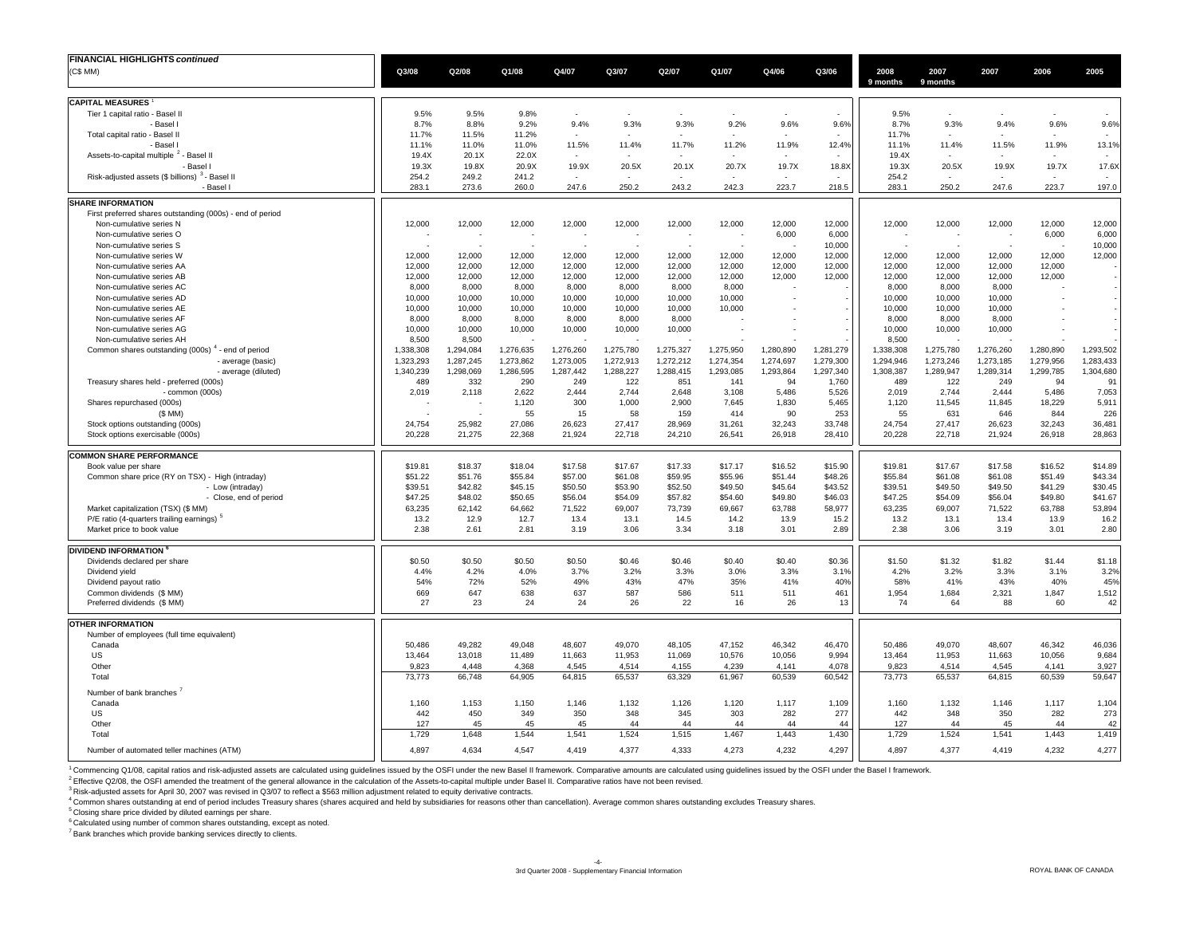**FINANCIAL HIGHLIGHTS *continued***

(C$ MM)

| | Q3/08 | Q2/08 | Q1/08 | Q4/07 | Q3/07 | Q2/07 | Q1/07 | Q4/06 | Q3/06 | 2008 9 months | 2007 9 months | 2007 | 2006 | 2005 |
|---|---|---|---|---|---|---|---|---|---|---|---|---|---|---|
| **CAPITAL MEASURES** [1] | | | | | | | | | | | | | | |
| Tier 1 capital ratio - Basel II | 9.5% | 9.5% | 9.8% | - | - | - | - | - | - | 9.5% | - | - | - | - |
| - Basel I | 8.7% | 8.8% | 9.2% | 9.4% | 9.3% | 9.3% | 9.2% | 9.6% | 9.6% | 8.7% | 9.3% | 9.4% | 9.6% | 9.6% |
| Total capital ratio - Basel II | 11.7% | 11.5% | 11.2% | - | - | - | - | - | - | 11.7% | - | - | - | - |
| - Basel I | 11.1% | 11.0% | 11.0% | 11.5% | 11.4% | 11.7% | 11.2% | 11.9% | 12.4% | 11.1% | 11.4% | 11.5% | 11.9% | 13.1% |
| Assets-to-capital multiple [2] - Basel II | 19.4X | 20.1X | 22.0X | - | - | - | - | - | - | 19.4X | - | - | - | - |
| - Basel I | 19.3X | 19.8X | 20.9X | 19.9X | 20.5X | 20.1X | 20.7X | 19.7X | 18.8X | 19.3X | 20.5X | 19.9X | 19.7X | 17.6X |
| Risk-adjusted assets ($ billions) [3] - Basel II | 254.2 | 249.2 | 241.2 | - | - | - | - | - | - | 254.2 | - | - | - | - |
| - Basel I | 283.1 | 273.6 | 260.0 | 247.6 | 250.2 | 243.2 | 242.3 | 223.7 | 218.5 | 283.1 | 250.2 | 247.6 | 223.7 | 197.0 |
| **SHARE INFORMATION** | | | | | | | | | | | | | | |
| First preferred shares outstanding (000s) - end of period | | | | | | | | | | | | | | |
| Non-cumulative series N | 12,000 | 12,000 | 12,000 | 12,000 | 12,000 | 12,000 | 12,000 | 12,000 | 12,000 | 12,000 | 12,000 | 12,000 | 12,000 | 12,000 |
| Non-cumulative series O | - | - | - | - | - | - | - | 6,000 | 6,000 | - | - | - | 6,000 | 6,000 |
| Non-cumulative series S | - | - | - | - | - | - | - | - | 10,000 | - | - | - | - | 10,000 |
| Non-cumulative series W | 12,000 | 12,000 | 12,000 | 12,000 | 12,000 | 12,000 | 12,000 | 12,000 | 12,000 | 12,000 | 12,000 | 12,000 | 12,000 | 12,000 |
| Non-cumulative series AA | 12,000 | 12,000 | 12,000 | 12,000 | 12,000 | 12,000 | 12,000 | 12,000 | 12,000 | 12,000 | 12,000 | 12,000 | 12,000 | - |
| Non-cumulative series AB | 12,000 | 12,000 | 12,000 | 12,000 | 12,000 | 12,000 | 12,000 | 12,000 | 12,000 | 12,000 | 12,000 | 12,000 | 12,000 | - |
| Non-cumulative series AC | 8,000 | 8,000 | 8,000 | 8,000 | 8,000 | 8,000 | 8,000 | - | - | 8,000 | 8,000 | 8,000 | - | - |
| Non-cumulative series AD | 10,000 | 10,000 | 10,000 | 10,000 | 10,000 | 10,000 | 10,000 | - | - | 10,000 | 10,000 | 10,000 | - | - |
| Non-cumulative series AE | 10,000 | 10,000 | 10,000 | 10,000 | 10,000 | 10,000 | 10,000 | - | - | 10,000 | 10,000 | 10,000 | - | - |
| Non-cumulative series AF | 8,000 | 8,000 | 8,000 | 8,000 | 8,000 | 8,000 | - | - | - | 8,000 | 8,000 | 8,000 | - | - |
| Non-cumulative series AG | 10,000 | 10,000 | 10,000 | 10,000 | 10,000 | 10,000 | - | - | - | 10,000 | 10,000 | 10,000 | - | - |
| Non-cumulative series AH | 8,500 | 8,500 | - | - | - | - | - | - | - | 8,500 | - | - | - | - |
| Common shares outstanding (000s) [4] - end of period | 1,338,308 | 1,294,084 | 1,276,635 | 1,276,260 | 1,275,780 | 1,275,327 | 1,275,950 | 1,280,890 | 1,281,279 | 1,338,308 | 1,275,780 | 1,276,260 | 1,280,890 | 1,293,502 |
| - average (basic) | 1,323,293 | 1,287,245 | 1,273,862 | 1,273,005 | 1,272,913 | 1,272,212 | 1,274,354 | 1,274,697 | 1,279,300 | 1,294,946 | 1,273,246 | 1,273,185 | 1,279,956 | 1,283,433 |
| - average (diluted) | 1,340,239 | 1,298,069 | 1,286,595 | 1,287,442 | 1,288,227 | 1,288,415 | 1,293,085 | 1,293,864 | 1,297,340 | 1,308,387 | 1,289,947 | 1,289,314 | 1,299,785 | 1,304,680 |
| Treasury shares held - preferred (000s) | 489 | 332 | 290 | 249 | 122 | 851 | 141 | 94 | 1,760 | 489 | 122 | 249 | 94 | 91 |
| - common (000s) | 2,019 | 2,118 | 2,622 | 2,444 | 2,744 | 2,648 | 3,108 | 5,486 | 5,526 | 2,019 | 2,744 | 2,444 | 5,486 | 7,053 |
| Shares repurchased (000s) | - | - | 1,120 | 300 | 1,000 | 2,900 | 7,645 | 1,830 | 5,465 | 1,120 | 11,545 | 11,845 | 18,229 | 5,911 |
| ($ MM) | - | - | 55 | 15 | 58 | 159 | 414 | 90 | 253 | 55 | 631 | 646 | 844 | 226 |
| Stock options outstanding (000s) | 24,754 | 25,982 | 27,086 | 26,623 | 27,417 | 28,969 | 31,261 | 32,243 | 33,748 | 24,754 | 27,417 | 26,623 | 32,243 | 36,481 |
| Stock options exercisable (000s) | 20,228 | 21,275 | 22,368 | 21,924 | 22,718 | 24,210 | 26,541 | 26,918 | 28,410 | 20,228 | 22,718 | 21,924 | 26,918 | 28,863 |
| **COMMON SHARE PERFORMANCE** | | | | | | | | | | | | | | |
| Book value per share | $19.81 | $18.37 | $18.04 | $17.58 | $17.67 | $17.33 | $17.17 | $16.52 | $15.90 | $19.81 | $17.67 | $17.58 | $16.52 | $14.89 |
| Common share price (RY on TSX) - High (intraday) | $51.22 | $51.76 | $55.84 | $57.00 | $61.08 | $59.95 | $55.96 | $51.44 | $48.26 | $55.84 | $61.08 | $61.08 | $51.49 | $43.34 |
| - Low (intraday) | $39.51 | $42.82 | $45.15 | $50.50 | $53.90 | $52.50 | $49.50 | $45.64 | $43.52 | $39.51 | $49.50 | $49.50 | $41.29 | $30.45 |
| - Close, end of period | $47.25 | $48.02 | $50.65 | $56.04 | $54.09 | $57.82 | $54.60 | $49.80 | $46.03 | $47.25 | $54.09 | $56.04 | $49.80 | $41.67 |
| Market capitalization (TSX) ($ MM) | 63,235 | 62,142 | 64,662 | 71,522 | 69,007 | 73,739 | 69,667 | 63,788 | 58,977 | 63,235 | 69,007 | 71,522 | 63,788 | 53,894 |
| P/E ratio (4-quarters trailing earnings) [5] | 13.2 | 12.9 | 12.7 | 13.4 | 13.1 | 14.5 | 14.2 | 13.9 | 15.2 | 13.2 | 13.1 | 13.4 | 13.9 | 16.2 |
| Market price to book value | 2.38 | 2.61 | 2.81 | 3.19 | 3.06 | 3.34 | 3.18 | 3.01 | 2.89 | 2.38 | 3.06 | 3.19 | 3.01 | 2.80 |
| **DIVIDEND INFORMATION** [6] | | | | | | | | | | | | | | |
| Dividends declared per share | $0.50 | $0.50 | $0.50 | $0.50 | $0.46 | $0.46 | $0.40 | $0.40 | $0.36 | $1.50 | $1.32 | $1.82 | $1.44 | $1.18 |
| Dividend yield | 4.4% | 4.2% | 4.0% | 3.7% | 3.2% | 3.3% | 3.0% | 3.3% | 3.1% | 4.2% | 3.2% | 3.3% | 3.1% | 3.2% |
| Dividend payout ratio | 54% | 72% | 52% | 49% | 43% | 47% | 35% | 41% | 40% | 58% | 41% | 43% | 40% | 45% |
| Common dividends ($ MM) | 669 | 647 | 638 | 637 | 587 | 586 | 511 | 511 | 461 | 1,954 | 1,684 | 2,321 | 1,847 | 1,512 |
| Preferred dividends ($ MM) | 27 | 23 | 24 | 24 | 26 | 22 | 16 | 26 | 13 | 74 | 64 | 88 | 60 | 42 |
| **OTHER INFORMATION** | | | | | | | | | | | | | | |
| Number of employees (full time equivalent) | | | | | | | | | | | | | | |
| Canada | 50,486 | 49,282 | 49,048 | 48,607 | 49,070 | 48,105 | 47,152 | 46,342 | 46,470 | 50,486 | 49,070 | 48,607 | 46,342 | 46,036 |
| US | 13,464 | 13,018 | 11,489 | 11,663 | 11,953 | 11,069 | 10,576 | 10,056 | 9,994 | 13,464 | 11,953 | 11,663 | 10,056 | 9,684 |
| Other | 9,823 | 4,448 | 4,368 | 4,545 | 4,514 | 4,155 | 4,239 | 4,141 | 4,078 | 9,823 | 4,514 | 4,545 | 4,141 | 3,927 |
| Total | 73,773 | 66,748 | 64,905 | 64,815 | 65,537 | 63,329 | 61,967 | 60,539 | 60,542 | 73,773 | 65,537 | 64,815 | 60,539 | 59,647 |
| Number of bank branches [7] | | | | | | | | | | | | | | |
| Canada | 1,160 | 1,153 | 1,150 | 1,146 | 1,132 | 1,126 | 1,120 | 1,117 | 1,109 | 1,160 | 1,132 | 1,146 | 1,117 | 1,104 |
| US | 442 | 450 | 349 | 350 | 348 | 345 | 303 | 282 | 277 | 442 | 348 | 350 | 282 | 273 |
| Other | 127 | 45 | 45 | 45 | 44 | 44 | 44 | 44 | 44 | 127 | 44 | 45 | 44 | 42 |
| Total | 1,729 | 1,648 | 1,544 | 1,541 | 1,524 | 1,515 | 1,467 | 1,443 | 1,430 | 1,729 | 1,524 | 1,541 | 1,443 | 1,419 |
| Number of automated teller machines (ATM) | 4,897 | 4,634 | 4,547 | 4,419 | 4,377 | 4,333 | 4,273 | 4,232 | 4,297 | 4,897 | 4,377 | 4,419 | 4,232 | 4,277 |

[1] Commencing Q1/08, capital ratios and risk-adjusted assets are calculated using guidelines issued by the OSFI under the new Basel II framework. Comparative amounts are calculated using guidelines issued by the OSFI under the Basel I framework.

[2] Effective Q2/08, the OSFI amended the treatment of the general allowance in the calculation of the Assets-to-capital multiple under Basel II. Comparative ratios have not been revised.

[3] Risk-adjusted assets for April 30, 2007 was revised in Q3/07 to reflect a $563 million adjustment related to equity derivative contracts.

[4] Common shares outstanding at end of period includes Treasury shares (shares acquired and held by subsidiaries for reasons other than cancellation). Average common shares outstanding excludes Treasury shares.

[5] Closing share price divided by diluted earnings per share.

[6] Calculated using number of common shares outstanding, except as noted.

[7] Bank branches which provide banking services directly to clients.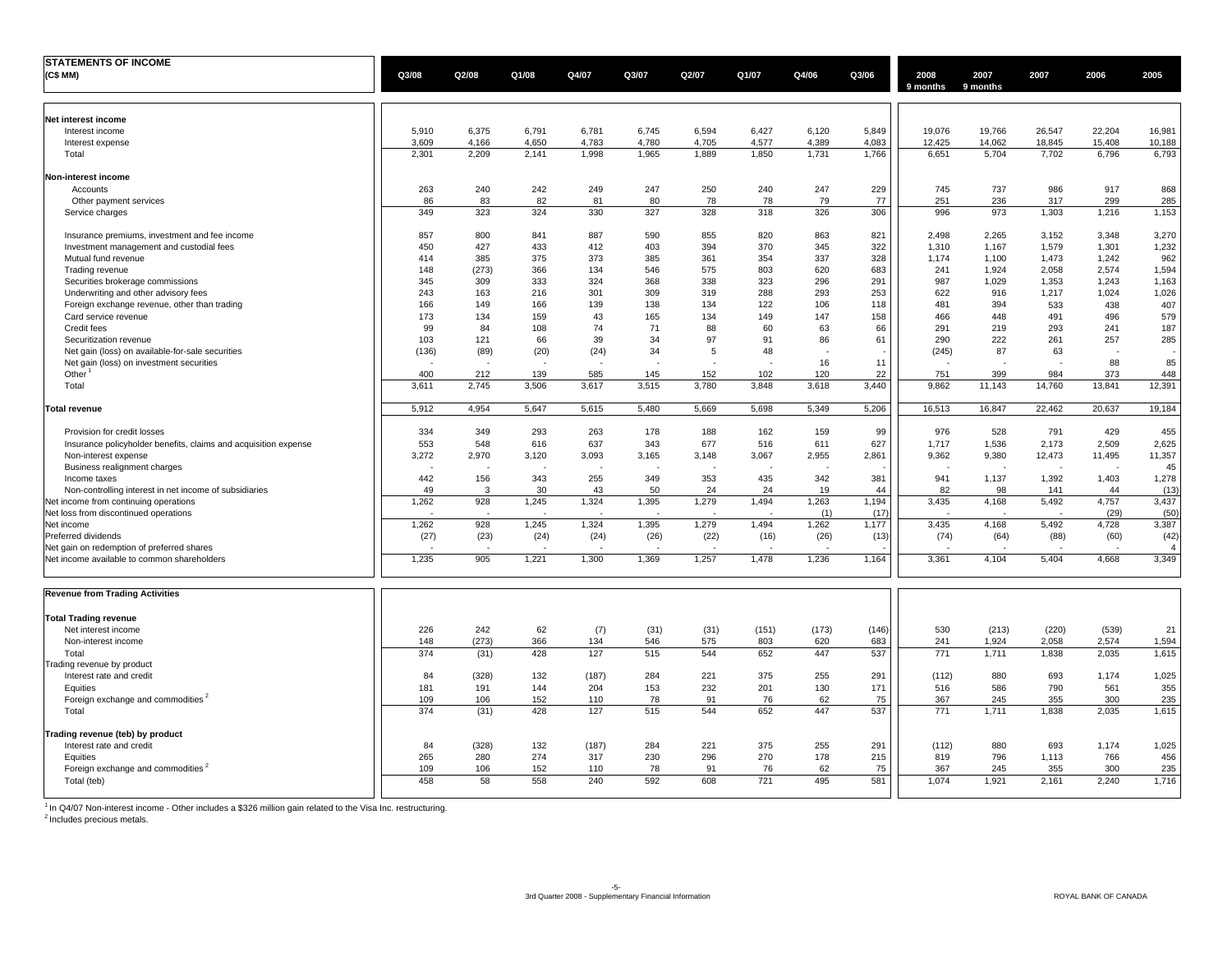## STATEMENTS OF INCOME

| (C$ MM) | Q3/08 | Q2/08 | Q1/08 | Q4/07 | Q3/07 | Q2/07 | Q1/07 | Q4/06 | Q3/06 | 2008 9 months | 2007 9 months | 2007 | 2006 | 2005 |
|---|---|---|---|---|---|---|---|---|---|---|---|---|---|---|
| **Net interest income** | | | | | | | | | | | | | | |
| Interest income | 5,910 | 6,375 | 6,791 | 6,781 | 6,745 | 6,594 | 6,427 | 6,120 | 5,849 | 19,076 | 19,766 | 26,547 | 22,204 | 16,981 |
| Interest expense | 3,609 | 4,166 | 4,650 | 4,783 | 4,780 | 4,705 | 4,577 | 4,389 | 4,083 | 12,425 | 14,062 | 18,845 | 15,408 | 10,188 |
| Total | 2,301 | 2,209 | 2,141 | 1,998 | 1,965 | 1,889 | 1,850 | 1,731 | 1,766 | 6,651 | 5,704 | 7,702 | 6,796 | 6,793 |
| **Non-interest income** | | | | | | | | | | | | | | |
| Accounts | 263 | 240 | 242 | 249 | 247 | 250 | 240 | 247 | 229 | 745 | 737 | 986 | 917 | 868 |
| Other payment services | 86 | 83 | 82 | 81 | 80 | 78 | 78 | 79 | 77 | 251 | 236 | 317 | 299 | 285 |
| Service charges | 349 | 323 | 324 | 330 | 327 | 328 | 318 | 326 | 306 | 996 | 973 | 1,303 | 1,216 | 1,153 |
| Insurance premiums, investment and fee income | 857 | 800 | 841 | 887 | 590 | 855 | 820 | 863 | 821 | 2,498 | 2,265 | 3,152 | 3,348 | 3,270 |
| Investment management and custodial fees | 450 | 427 | 433 | 412 | 403 | 394 | 370 | 345 | 322 | 1,310 | 1,167 | 1,579 | 1,301 | 1,232 |
| Mutual fund revenue | 414 | 385 | 375 | 373 | 385 | 361 | 354 | 337 | 328 | 1,174 | 1,100 | 1,473 | 1,242 | 962 |
| Trading revenue | 148 | (273) | 366 | 134 | 546 | 575 | 803 | 620 | 683 | 241 | 1,924 | 2,058 | 2,574 | 1,594 |
| Securities brokerage commissions | 345 | 309 | 333 | 324 | 368 | 338 | 323 | 296 | 291 | 987 | 1,029 | 1,353 | 1,243 | 1,163 |
| Underwriting and other advisory fees | 243 | 163 | 216 | 301 | 309 | 319 | 288 | 293 | 253 | 622 | 916 | 1,217 | 1,024 | 1,026 |
| Foreign exchange revenue, other than trading | 166 | 149 | 166 | 139 | 138 | 134 | 122 | 106 | 118 | 481 | 394 | 533 | 438 | 407 |
| Card service revenue | 173 | 134 | 159 | 43 | 165 | 134 | 149 | 147 | 158 | 466 | 448 | 491 | 496 | 579 |
| Credit fees | 99 | 84 | 108 | 74 | 71 | 88 | 60 | 63 | 66 | 291 | 219 | 293 | 241 | 187 |
| Securitization revenue | 103 | 121 | 66 | 39 | 34 | 97 | 91 | 86 | 61 | 290 | 222 | 261 | 257 | 285 |
| Net gain (loss) on available-for-sale securities | (136) | (89) | (20) | (24) | 34 | 5 | 48 | - | - | (245) | 87 | 63 | - | - |
| Net gain (loss) on investment securities | - | - | - | - | - | - | - | 16 | 11 | - | - | - | 88 | 85 |
| Other [1] | 400 | 212 | 139 | 585 | 145 | 152 | 102 | 120 | 22 | 751 | 399 | 984 | 373 | 448 |
| Total | 3,611 | 2,745 | 3,506 | 3,617 | 3,515 | 3,780 | 3,848 | 3,618 | 3,440 | 9,862 | 11,143 | 14,760 | 13,841 | 12,391 |
| **Total revenue** | 5,912 | 4,954 | 5,647 | 5,615 | 5,480 | 5,669 | 5,698 | 5,349 | 5,206 | 16,513 | 16,847 | 22,462 | 20,637 | 19,184 |
| Provision for credit losses | 334 | 349 | 293 | 263 | 178 | 188 | 162 | 159 | 99 | 976 | 528 | 791 | 429 | 455 |
| Insurance policyholder benefits, claims and acquisition expense | 553 | 548 | 616 | 637 | 343 | 677 | 516 | 611 | 627 | 1,717 | 1,536 | 2,173 | 2,509 | 2,625 |
| Non-interest expense | 3,272 | 2,970 | 3,120 | 3,093 | 3,165 | 3,148 | 3,067 | 2,955 | 2,861 | 9,362 | 9,380 | 12,473 | 11,495 | 11,357 |
| Business realignment charges | - | - | - | - | - | - | - | - | - | - | - | - | - | 45 |
| Income taxes | 442 | 156 | 343 | 255 | 349 | 353 | 435 | 342 | 381 | 941 | 1,137 | 1,392 | 1,403 | 1,278 |
| Non-controlling interest in net income of subsidiaries | 49 | 3 | 30 | 43 | 50 | 24 | 24 | 19 | 44 | 82 | 98 | 141 | 44 | (13) |
| Net income from continuing operations | 1,262 | 928 | 1,245 | 1,324 | 1,395 | 1,279 | 1,494 | 1,263 | 1,194 | 3,435 | 4,168 | 5,492 | 4,757 | 3,437 |
| Net loss from discontinued operations | - | - | - | - | - | - | - | (1) | (17) | - | - | - | (29) | (50) |
| Net income | 1,262 | 928 | 1,245 | 1,324 | 1,395 | 1,279 | 1,494 | 1,262 | 1,177 | 3,435 | 4,168 | 5,492 | 4,728 | 3,387 |
| Preferred dividends | (27) | (23) | (24) | (24) | (26) | (22) | (16) | (26) | (13) | (74) | (64) | (88) | (60) | (42) |
| Net gain on redemption of preferred shares | - | - | - | - | - | - | - | - | - | - | - | - | - | 4 |
| Net income available to common shareholders | 1,235 | 905 | 1,221 | 1,300 | 1,369 | 1,257 | 1,478 | 1,236 | 1,164 | 3,361 | 4,104 | 5,404 | 4,668 | 3,349 |

## Revenue from Trading Activities

| | Q3/08 | Q2/08 | Q1/08 | Q4/07 | Q3/07 | Q2/07 | Q1/07 | Q4/06 | Q3/06 | 2008 9 months | 2007 9 months | 2007 | 2006 | 2005 |
|---|---|---|---|---|---|---|---|---|---|---|---|---|---|---|
| **Total Trading revenue** | | | | | | | | | | | | | | |
| Net interest income | 226 | 242 | 62 | (7) | (31) | (31) | (151) | (173) | (146) | 530 | (213) | (220) | (539) | 21 |
| Non-interest income | 148 | (273) | 366 | 134 | 546 | 575 | 803 | 620 | 683 | 241 | 1,924 | 2,058 | 2,574 | 1,594 |
| Total | 374 | (31) | 428 | 127 | 515 | 544 | 652 | 447 | 537 | 771 | 1,711 | 1,838 | 2,035 | 1,615 |
| Trading revenue by product | | | | | | | | | | | | | | |
| Interest rate and credit | 84 | (328) | 132 | (187) | 284 | 221 | 375 | 255 | 291 | (112) | 880 | 693 | 1,174 | 1,025 |
| Equities | 181 | 191 | 144 | 204 | 153 | 232 | 201 | 130 | 171 | 516 | 586 | 790 | 561 | 355 |
| Foreign exchange and commodities [2] | 109 | 106 | 152 | 110 | 78 | 91 | 76 | 62 | 75 | 367 | 245 | 355 | 300 | 235 |
| Total | 374 | (31) | 428 | 127 | 515 | 544 | 652 | 447 | 537 | 771 | 1,711 | 1,838 | 2,035 | 1,615 |
| **Trading revenue (teb) by product** | | | | | | | | | | | | | | |
| Interest rate and credit | 84 | (328) | 132 | (187) | 284 | 221 | 375 | 255 | 291 | (112) | 880 | 693 | 1,174 | 1,025 |
| Equities | 265 | 280 | 274 | 317 | 230 | 296 | 270 | 178 | 215 | 819 | 796 | 1,113 | 766 | 456 |
| Foreign exchange and commodities [2] | 109 | 106 | 152 | 110 | 78 | 91 | 76 | 62 | 75 | 367 | 245 | 355 | 300 | 235 |
| Total (teb) | 458 | 58 | 558 | 240 | 592 | 608 | 721 | 495 | 581 | 1,074 | 1,921 | 2,161 | 2,240 | 1,716 |

[1] In Q4/07 Non-interest income - Other includes a $326 million gain related to the Visa Inc. restructuring.

[2] Includes precious metals.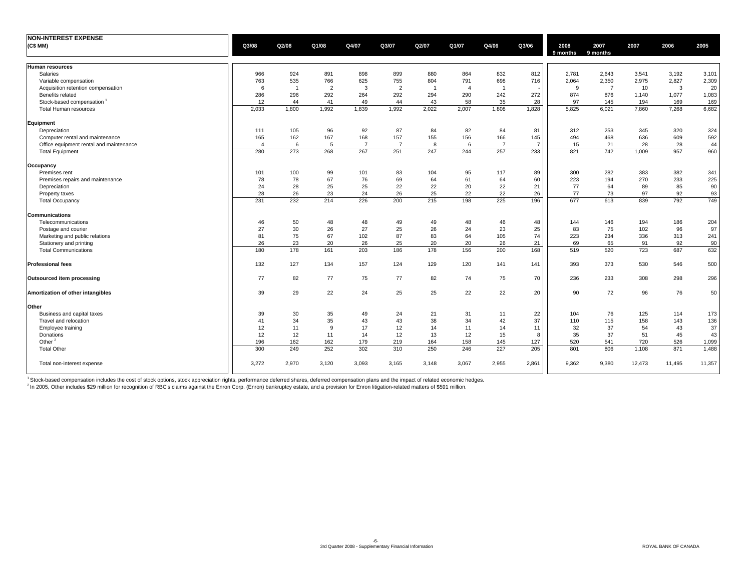## NON-INTEREST EXPENSE

| (C$ MM) | Q3/08 | Q2/08 | Q1/08 | Q4/07 | Q3/07 | Q2/07 | Q1/07 | Q4/06 | Q3/06 | 2008 9 months | 2007 9 months | 2007 | 2006 | 2005 |
|---|---|---|---|---|---|---|---|---|---|---|---|---|---|---|
| **Human resources** | | | | | | | | | | | | | | |
| Salaries | 966 | 924 | 891 | 898 | 899 | 880 | 864 | 832 | 812 | 2,781 | 2,643 | 3,541 | 3,192 | 3,101 |
| Variable compensation | 763 | 535 | 766 | 625 | 755 | 804 | 791 | 698 | 716 | 2,064 | 2,350 | 2,975 | 2,827 | 2,309 |
| Acquisition retention compensation | 6 | 1 | 2 | 3 | 2 | 1 | 4 | 1 | - | 9 | 7 | 10 | 3 | 20 |
| Benefits related | 286 | 296 | 292 | 264 | 292 | 294 | 290 | 242 | 272 | 874 | 876 | 1,140 | 1,077 | 1,083 |
| Stock-based compensation [1] | 12 | 44 | 41 | 49 | 44 | 43 | 58 | 35 | 28 | 97 | 145 | 194 | 169 | 169 |
| Total Human resources | 2,033 | 1,800 | 1,992 | 1,839 | 1,992 | 2,022 | 2,007 | 1,808 | 1,828 | 5,825 | 6,021 | 7,860 | 7,268 | 6,682 |
| **Equipment** | | | | | | | | | | | | | | |
| Depreciation | 111 | 105 | 96 | 92 | 87 | 84 | 82 | 84 | 81 | 312 | 253 | 345 | 320 | 324 |
| Computer rental and maintenance | 165 | 162 | 167 | 168 | 157 | 155 | 156 | 166 | 145 | 494 | 468 | 636 | 609 | 592 |
| Office equipment rental and maintenance | 4 | 6 | 5 | 7 | 7 | 8 | 6 | 7 | 7 | 15 | 21 | 28 | 28 | 44 |
| Total Equipment | 280 | 273 | 268 | 267 | 251 | 247 | 244 | 257 | 233 | 821 | 742 | 1,009 | 957 | 960 |
| **Occupancy** | | | | | | | | | | | | | | |
| Premises rent | 101 | 100 | 99 | 101 | 83 | 104 | 95 | 117 | 89 | 300 | 282 | 383 | 382 | 341 |
| Premises repairs and maintenance | 78 | 78 | 67 | 76 | 69 | 64 | 61 | 64 | 60 | 223 | 194 | 270 | 233 | 225 |
| Depreciation | 24 | 28 | 25 | 25 | 22 | 22 | 20 | 22 | 21 | 77 | 64 | 89 | 85 | 90 |
| Property taxes | 28 | 26 | 23 | 24 | 26 | 25 | 22 | 22 | 26 | 77 | 73 | 97 | 92 | 93 |
| Total Occupancy | 231 | 232 | 214 | 226 | 200 | 215 | 198 | 225 | 196 | 677 | 613 | 839 | 792 | 749 |
| **Communications** | | | | | | | | | | | | | | |
| Telecommunications | 46 | 50 | 48 | 48 | 49 | 49 | 48 | 46 | 48 | 144 | 146 | 194 | 186 | 204 |
| Postage and courier | 27 | 30 | 26 | 27 | 25 | 26 | 24 | 23 | 25 | 83 | 75 | 102 | 96 | 97 |
| Marketing and public relations | 81 | 75 | 67 | 102 | 87 | 83 | 64 | 105 | 74 | 223 | 234 | 336 | 313 | 241 |
| Stationery and printing | 26 | 23 | 20 | 26 | 25 | 20 | 20 | 26 | 21 | 69 | 65 | 91 | 92 | 90 |
| Total Communications | 180 | 178 | 161 | 203 | 186 | 178 | 156 | 200 | 168 | 519 | 520 | 723 | 687 | 632 |
| **Professional fees** | 132 | 127 | 134 | 157 | 124 | 129 | 120 | 141 | 141 | 393 | 373 | 530 | 546 | 500 |
| **Outsourced item processing** | 77 | 82 | 77 | 75 | 77 | 82 | 74 | 75 | 70 | 236 | 233 | 308 | 298 | 296 |
| **Amortization of other intangibles** | 39 | 29 | 22 | 24 | 25 | 25 | 22 | 22 | 20 | 90 | 72 | 96 | 76 | 50 |
| **Other** | | | | | | | | | | | | | | |
| Business and capital taxes | 39 | 30 | 35 | 49 | 24 | 21 | 31 | 11 | 22 | 104 | 76 | 125 | 114 | 173 |
| Travel and relocation | 41 | 34 | 35 | 43 | 43 | 38 | 34 | 42 | 37 | 110 | 115 | 158 | 143 | 136 |
| Employee training | 12 | 11 | 9 | 17 | 12 | 14 | 11 | 14 | 11 | 32 | 37 | 54 | 43 | 37 |
| Donations | 12 | 12 | 11 | 14 | 12 | 13 | 12 | 15 | 8 | 35 | 37 | 51 | 45 | 43 |
| Other [2] | 196 | 162 | 162 | 179 | 219 | 164 | 158 | 145 | 127 | 520 | 541 | 720 | 526 | 1,099 |
| Total Other | 300 | 249 | 252 | 302 | 310 | 250 | 246 | 227 | 205 | 801 | 806 | 1,108 | 871 | 1,488 |
| Total non-interest expense | 3,272 | 2,970 | 3,120 | 3,093 | 3,165 | 3,148 | 3,067 | 2,955 | 2,861 | 9,362 | 9,380 | 12,473 | 11,495 | 11,357 |

[1] Stock-based compensation includes the cost of stock options, stock appreciation rights, performance deferred shares, deferred compensation plans and the impact of related economic hedges.

[2] In 2005, Other includes $29 million for recognition of RBC's claims against the Enron Corp. (Enron) bankruptcy estate, and a provision for Enron litigation-related matters of $591 million.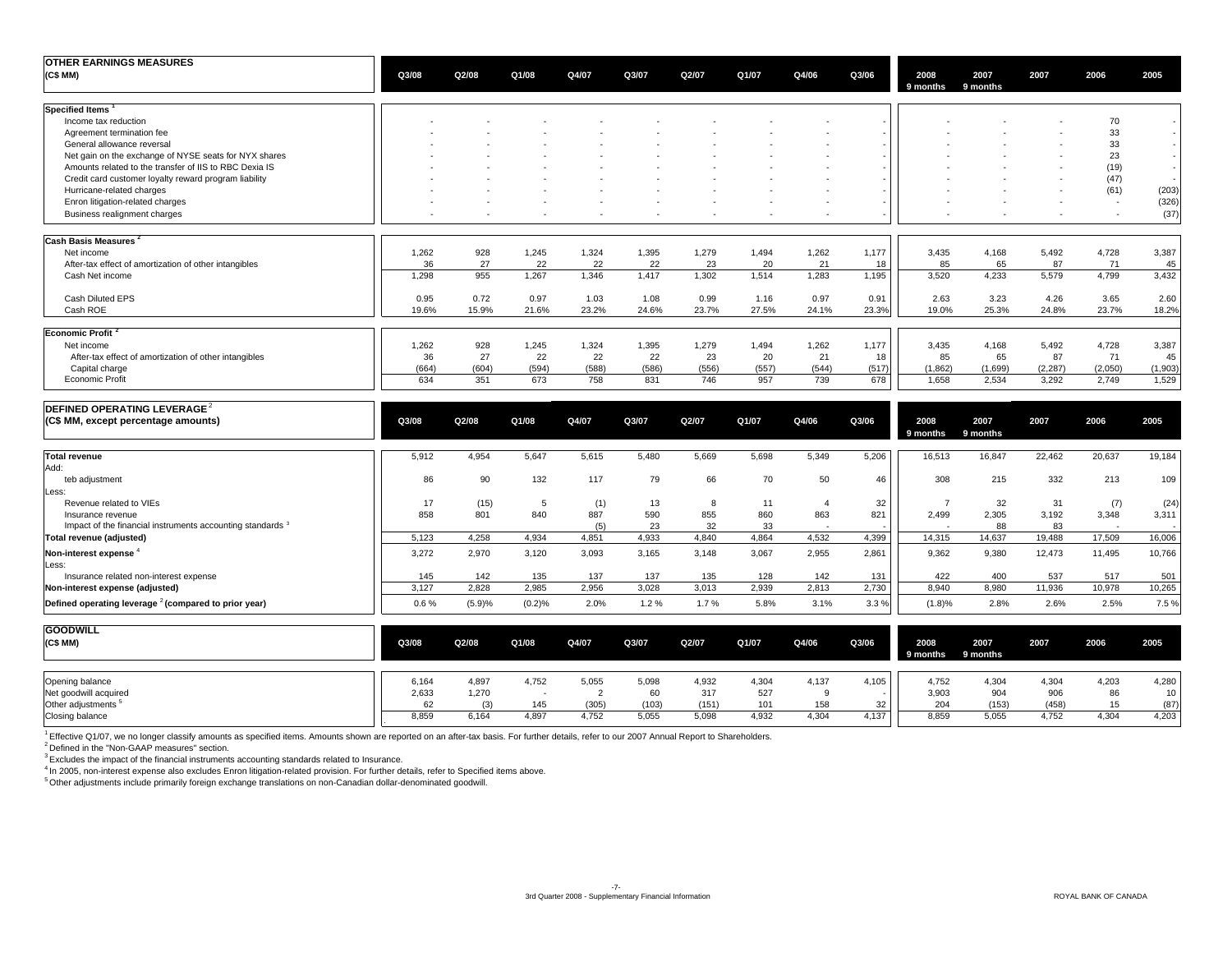## OTHER EARNINGS MEASURES

| (C$ MM) | Q3/08 | Q2/08 | Q1/08 | Q4/07 | Q3/07 | Q2/07 | Q1/07 | Q4/06 | Q3/06 | 2008 9 months | 2007 9 months | 2007 | 2006 | 2005 |
|---|---|---|---|---|---|---|---|---|---|---|---|---|---|---|
| **Specified Items** [1] | | | | | | | | | | | | | | |
| Income tax reduction | - | - | - | - | - | - | - | - | - | - | - | - | 70 | - |
| Agreement termination fee | - | - | - | - | - | - | - | - | - | - | - | - | 33 | - |
| General allowance reversal | - | - | - | - | - | - | - | - | - | - | - | - | 33 | - |
| Net gain on the exchange of NYSE seats for NYX shares | - | - | - | - | - | - | - | - | - | - | - | - | 23 | - |
| Amounts related to the transfer of IIS to RBC Dexia IS | - | - | - | - | - | - | - | - | - | - | - | - | (19) | - |
| Credit card customer loyalty reward program liability | - | - | - | - | - | - | - | - | - | - | - | - | (47) | - |
| Hurricane-related charges | - | - | - | - | - | - | - | - | - | - | - | - | (61) | (203) |
| Enron litigation-related charges | - | - | - | - | - | - | - | - | - | - | - | - | - | (326) |
| Business realignment charges | - | - | - | - | - | - | - | - | - | - | - | - | - | (37) |
| **Cash Basis Measures** [2] | | | | | | | | | | | | | | |
| Net income | 1,262 | 928 | 1,245 | 1,324 | 1,395 | 1,279 | 1,494 | 1,262 | 1,177 | 3,435 | 4,168 | 5,492 | 4,728 | 3,387 |
| After-tax effect of amortization of other intangibles | 36 | 27 | 22 | 22 | 22 | 23 | 20 | 21 | 18 | 85 | 65 | 87 | 71 | 45 |
| Cash Net income | 1,298 | 955 | 1,267 | 1,346 | 1,417 | 1,302 | 1,514 | 1,283 | 1,195 | 3,520 | 4,233 | 5,579 | 4,799 | 3,432 |
| Cash Diluted EPS | 0.95 | 0.72 | 0.97 | 1.03 | 1.08 | 0.99 | 1.16 | 0.97 | 0.91 | 2.63 | 3.23 | 4.26 | 3.65 | 2.60 |
| Cash ROE | 19.6% | 15.9% | 21.6% | 23.2% | 24.6% | 23.7% | 27.5% | 24.1% | 23.3% | 19.0% | 25.3% | 24.8% | 23.7% | 18.2% |
| **Economic Profit** [2] | | | | | | | | | | | | | | |
| Net income | 1,262 | 928 | 1,245 | 1,324 | 1,395 | 1,279 | 1,494 | 1,262 | 1,177 | 3,435 | 4,168 | 5,492 | 4,728 | 3,387 |
| After-tax effect of amortization of other intangibles | 36 | 27 | 22 | 22 | 22 | 23 | 20 | 21 | 18 | 85 | 65 | 87 | 71 | 45 |
| Capital charge | (664) | (604) | (594) | (588) | (586) | (556) | (557) | (544) | (517) | (1,862) | (1,699) | (2,287) | (2,050) | (1,903) |
| Economic Profit | 634 | 351 | 673 | 758 | 831 | 746 | 957 | 739 | 678 | 1,658 | 2,534 | 3,292 | 2,749 | 1,529 |

## DEFINED OPERATING LEVERAGE [2]

| (C$ MM, except percentage amounts) | Q3/08 | Q2/08 | Q1/08 | Q4/07 | Q3/07 | Q2/07 | Q1/07 | Q4/06 | Q3/06 | 2008 9 months | 2007 9 months | 2007 | 2006 | 2005 |
|---|---|---|---|---|---|---|---|---|---|---|---|---|---|---|
| **Total revenue** | 5,912 | 4,954 | 5,647 | 5,615 | 5,480 | 5,669 | 5,698 | 5,349 | 5,206 | 16,513 | 16,847 | 22,462 | 20,637 | 19,184 |
| Add: | | | | | | | | | | | | | | |
| teb adjustment | 86 | 90 | 132 | 117 | 79 | 66 | 70 | 50 | 46 | 308 | 215 | 332 | 213 | 109 |
| Less: | | | | | | | | | | | | | | |
| Revenue related to VIEs | 17 | (15) | 5 | (1) | 13 | 8 | 11 | 4 | 32 | 7 | 32 | 31 | (7) | (24) |
| Insurance revenue | 858 | 801 | 840 | 887 | 590 | 855 | 860 | 863 | 821 | 2,499 | 2,305 | 3,192 | 3,348 | 3,311 |
| Impact of the financial instruments accounting standards [3] | | | | (5) | 23 | 32 | 33 | - | - | - | 88 | 83 | - | - |
| **Total revenue (adjusted)** | 5,123 | 4,258 | 4,934 | 4,851 | 4,933 | 4,840 | 4,864 | 4,532 | 4,399 | 14,315 | 14,637 | 19,488 | 17,509 | 16,006 |
| **Non-interest expense** [4] | 3,272 | 2,970 | 3,120 | 3,093 | 3,165 | 3,148 | 3,067 | 2,955 | 2,861 | 9,362 | 9,380 | 12,473 | 11,495 | 10,766 |
| Less: | | | | | | | | | | | | | | |
| Insurance related non-interest expense | 145 | 142 | 135 | 137 | 137 | 135 | 128 | 142 | 131 | 422 | 400 | 537 | 517 | 501 |
| **Non-interest expense (adjusted)** | 3,127 | 2,828 | 2,985 | 2,956 | 3,028 | 3,013 | 2,939 | 2,813 | 2,730 | 8,940 | 8,980 | 11,936 | 10,978 | 10,265 |
| **Defined operating leverage [2] (compared to prior year)** | 0.6 % | (5.9)% | (0.2)% | 2.0% | 1.2 % | 1.7 % | 5.8% | 3.1% | 3.3 % | (1.8)% | 2.8% | 2.6% | 2.5% | 7.5 % |

## GOODWILL

| (C$ MM) | Q3/08 | Q2/08 | Q1/08 | Q4/07 | Q3/07 | Q2/07 | Q1/07 | Q4/06 | Q3/06 | 2008 9 months | 2007 9 months | 2007 | 2006 | 2005 |
|---|---|---|---|---|---|---|---|---|---|---|---|---|---|---|
| Opening balance | 6,164 | 4,897 | 4,752 | 5,055 | 5,098 | 4,932 | 4,304 | 4,137 | 4,105 | 4,752 | 4,304 | 4,304 | 4,203 | 4,280 |
| Net goodwill acquired | 2,633 | 1,270 | - | 2 | 60 | 317 | 527 | 9 | - | 3,903 | 904 | 906 | 86 | 10 |
| Other adjustments [5] | 62 | (3) | 145 | (305) | (103) | (151) | 101 | 158 | 32 | 204 | (153) | (458) | 15 | (87) |
| Closing balance | 8,859 | 6,164 | 4,897 | 4,752 | 5,055 | 5,098 | 4,932 | 4,304 | 4,137 | 8,859 | 5,055 | 4,752 | 4,304 | 4,203 |

[1] Effective Q1/07, we no longer classify amounts as specified items. Amounts shown are reported on an after-tax basis. For further details, refer to our 2007 Annual Report to Shareholders.
[2] Defined in the "Non-GAAP measures" section.
[3] Excludes the impact of the financial instruments accounting standards related to Insurance.
[4] In 2005, non-interest expense also excludes Enron litigation-related provision. For further details, refer to Specified items above.
[5] Other adjustments include primarily foreign exchange translations on non-Canadian dollar-denominated goodwill.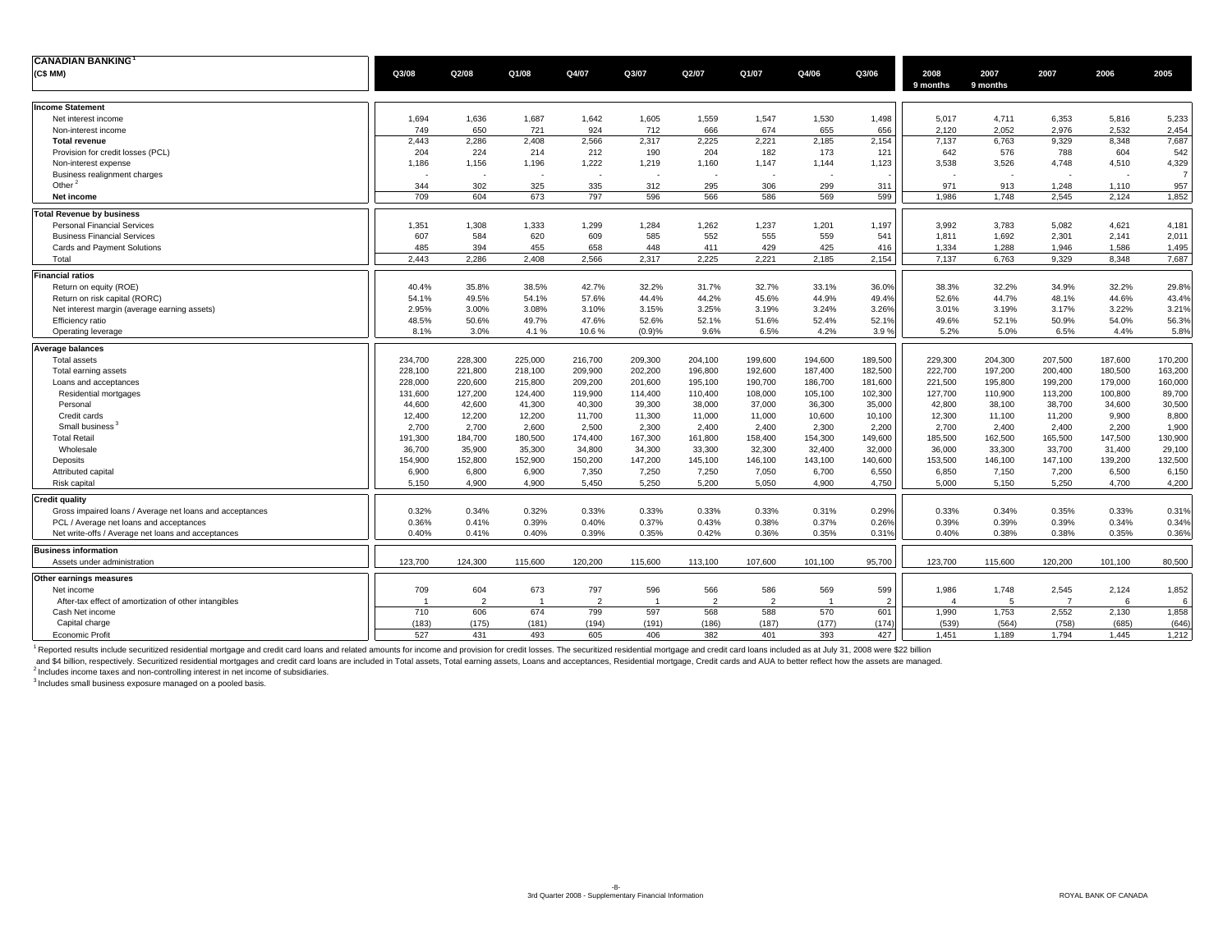| CANADIAN BANKING[1] (C$ MM) | Q3/08 | Q2/08 | Q1/08 | Q4/07 | Q3/07 | Q2/07 | Q1/07 | Q4/06 | Q3/06 | 2008 9 months | 2007 9 months | 2007 | 2006 | 2005 |
|---|---|---|---|---|---|---|---|---|---|---|---|---|---|---|
| **Income Statement** | | | | | | | | | | | | | | |
| Net interest income | 1,694 | 1,636 | 1,687 | 1,642 | 1,605 | 1,559 | 1,547 | 1,530 | 1,498 | 5,017 | 4,711 | 6,353 | 5,816 | 5,233 |
| Non-interest income | 749 | 650 | 721 | 924 | 712 | 666 | 674 | 655 | 656 | 2,120 | 2,052 | 2,976 | 2,532 | 2,454 |
| **Total revenue** | 2,443 | 2,286 | 2,408 | 2,566 | 2,317 | 2,225 | 2,221 | 2,185 | 2,154 | 7,137 | 6,763 | 9,329 | 8,348 | 7,687 |
| Provision for credit losses (PCL) | 204 | 224 | 214 | 212 | 190 | 204 | 182 | 173 | 121 | 642 | 576 | 788 | 604 | 542 |
| Non-interest expense | 1,186 | 1,156 | 1,196 | 1,222 | 1,219 | 1,160 | 1,147 | 1,144 | 1,123 | 3,538 | 3,526 | 4,748 | 4,510 | 4,329 |
| Business realignment charges | - | - | - | - | - | - | - | - | - | - | - | - | - | 7 |
| Other[2] | 344 | 302 | 325 | 335 | 312 | 295 | 306 | 299 | 311 | 971 | 913 | 1,248 | 1,110 | 957 |
| **Net income** | 709 | 604 | 673 | 797 | 596 | 566 | 586 | 569 | 599 | 1,986 | 1,748 | 2,545 | 2,124 | 1,852 |
| **Total Revenue by business** | | | | | | | | | | | | | | |
| Personal Financial Services | 1,351 | 1,308 | 1,333 | 1,299 | 1,284 | 1,262 | 1,237 | 1,201 | 1,197 | 3,992 | 3,783 | 5,082 | 4,621 | 4,181 |
| Business Financial Services | 607 | 584 | 620 | 609 | 585 | 552 | 555 | 559 | 541 | 1,811 | 1,692 | 2,301 | 2,141 | 2,011 |
| Cards and Payment Solutions | 485 | 394 | 455 | 658 | 448 | 411 | 429 | 425 | 416 | 1,334 | 1,288 | 1,946 | 1,586 | 1,495 |
| Total | 2,443 | 2,286 | 2,408 | 2,566 | 2,317 | 2,225 | 2,221 | 2,185 | 2,154 | 7,137 | 6,763 | 9,329 | 8,348 | 7,687 |
| **Financial ratios** | | | | | | | | | | | | | | |
| Return on equity (ROE) | 40.4% | 35.8% | 38.5% | 42.7% | 32.2% | 31.7% | 32.7% | 33.1% | 36.0% | 38.3% | 32.2% | 34.9% | 32.2% | 29.8% |
| Return on risk capital (RORC) | 54.1% | 49.5% | 54.1% | 57.6% | 44.4% | 44.2% | 45.6% | 44.9% | 49.4% | 52.6% | 44.7% | 48.1% | 44.6% | 43.4% |
| Net interest margin (average earning assets) | 2.95% | 3.00% | 3.08% | 3.10% | 3.15% | 3.25% | 3.19% | 3.24% | 3.26% | 3.01% | 3.19% | 3.17% | 3.22% | 3.21% |
| Efficiency ratio | 48.5% | 50.6% | 49.7% | 47.6% | 52.6% | 52.1% | 51.6% | 52.4% | 52.1% | 49.6% | 52.1% | 50.9% | 54.0% | 56.3% |
| Operating leverage | 8.1% | 3.0% | 4.1 % | 10.6 % | (0.9)% | 9.6% | 6.5% | 4.2% | 3.9 % | 5.2% | 5.0% | 6.5% | 4.4% | 5.8% |
| **Average balances** | | | | | | | | | | | | | | |
| Total assets | 234,700 | 228,300 | 225,000 | 216,700 | 209,300 | 204,100 | 199,600 | 194,600 | 189,500 | 229,300 | 204,300 | 207,500 | 187,600 | 170,200 |
| Total earning assets | 228,100 | 221,800 | 218,100 | 209,900 | 202,200 | 196,800 | 192,600 | 187,400 | 182,500 | 222,700 | 197,200 | 200,400 | 180,500 | 163,200 |
| Loans and acceptances | 228,000 | 220,600 | 215,800 | 209,200 | 201,600 | 195,100 | 190,700 | 186,700 | 181,600 | 221,500 | 195,800 | 199,200 | 179,000 | 160,000 |
| Residential mortgages | 131,600 | 127,200 | 124,400 | 119,900 | 114,400 | 110,400 | 108,000 | 105,100 | 102,300 | 127,700 | 110,900 | 113,200 | 100,800 | 89,700 |
| Personal | 44,600 | 42,600 | 41,300 | 40,300 | 39,300 | 38,000 | 37,000 | 36,300 | 35,000 | 42,800 | 38,100 | 38,700 | 34,600 | 30,500 |
| Credit cards | 12,400 | 12,200 | 12,200 | 11,700 | 11,300 | 11,000 | 11,000 | 10,600 | 10,100 | 12,300 | 11,100 | 11,200 | 9,900 | 8,800 |
| Small business[3] | 2,700 | 2,700 | 2,600 | 2,500 | 2,300 | 2,400 | 2,400 | 2,300 | 2,200 | 2,700 | 2,400 | 2,400 | 2,200 | 1,900 |
| Total Retail | 191,300 | 184,700 | 180,500 | 174,400 | 167,300 | 161,800 | 158,400 | 154,300 | 149,600 | 185,500 | 162,500 | 165,500 | 147,500 | 130,900 |
| Wholesale | 36,700 | 35,900 | 35,300 | 34,800 | 34,300 | 33,300 | 32,300 | 32,400 | 32,000 | 36,000 | 33,300 | 33,700 | 31,400 | 29,100 |
| Deposits | 154,900 | 152,800 | 152,900 | 150,200 | 147,200 | 145,100 | 146,100 | 143,100 | 140,600 | 153,500 | 146,100 | 147,100 | 139,200 | 132,500 |
| Attributed capital | 6,900 | 6,800 | 6,900 | 7,350 | 7,250 | 7,250 | 7,050 | 6,700 | 6,550 | 6,850 | 7,150 | 7,200 | 6,500 | 6,150 |
| Risk capital | 5,150 | 4,900 | 4,900 | 5,450 | 5,250 | 5,200 | 5,050 | 4,900 | 4,750 | 5,000 | 5,150 | 5,250 | 4,700 | 4,200 |
| **Credit quality** | | | | | | | | | | | | | | |
| Gross impaired loans / Average net loans and acceptances | 0.32% | 0.34% | 0.32% | 0.33% | 0.33% | 0.33% | 0.33% | 0.31% | 0.29% | 0.33% | 0.34% | 0.35% | 0.33% | 0.31% |
| PCL / Average net loans and acceptances | 0.36% | 0.41% | 0.39% | 0.40% | 0.37% | 0.43% | 0.38% | 0.37% | 0.26% | 0.39% | 0.39% | 0.39% | 0.34% | 0.34% |
| Net write-offs / Average net loans and acceptances | 0.40% | 0.41% | 0.40% | 0.39% | 0.35% | 0.42% | 0.36% | 0.35% | 0.31% | 0.40% | 0.38% | 0.38% | 0.35% | 0.36% |
| **Business information** | | | | | | | | | | | | | | |
| Assets under administration | 123,700 | 124,300 | 115,600 | 120,200 | 115,600 | 113,100 | 107,600 | 101,100 | 95,700 | 123,700 | 115,600 | 120,200 | 101,100 | 80,500 |
| **Other earnings measures** | | | | | | | | | | | | | | |
| Net income | 709 | 604 | 673 | 797 | 596 | 566 | 586 | 569 | 599 | 1,986 | 1,748 | 2,545 | 2,124 | 1,852 |
| After-tax effect of amortization of other intangibles | 1 | 2 | 1 | 2 | 1 | 2 | 2 | 1 | 2 | 4 | 5 | 7 | 6 | 6 |
| Cash Net income | 710 | 606 | 674 | 799 | 597 | 568 | 588 | 570 | 601 | 1,990 | 1,753 | 2,552 | 2,130 | 1,858 |
| Capital charge | (183) | (175) | (181) | (194) | (191) | (186) | (187) | (177) | (174) | (539) | (564) | (758) | (685) | (646) |
| Economic Profit | 527 | 431 | 493 | 605 | 406 | 382 | 401 | 393 | 427 | 1,451 | 1,189 | 1,794 | 1,445 | 1,212 |

[1] Reported results include securitized residential mortgage and credit card loans and related amounts for income and provision for credit losses. The securitized residential mortgage and credit card loans included as at July 31, 2008 were $22 billion and $4 billion, respectively. Securitized residential mortgages and credit card loans are included in Total assets, Total earning assets, Loans and acceptances, Residential mortgage, Credit cards and AUA to better reflect how the assets are managed.

[2] Includes income taxes and non-controlling interest in net income of subsidiaries.

[3] Includes small business exposure managed on a pooled basis.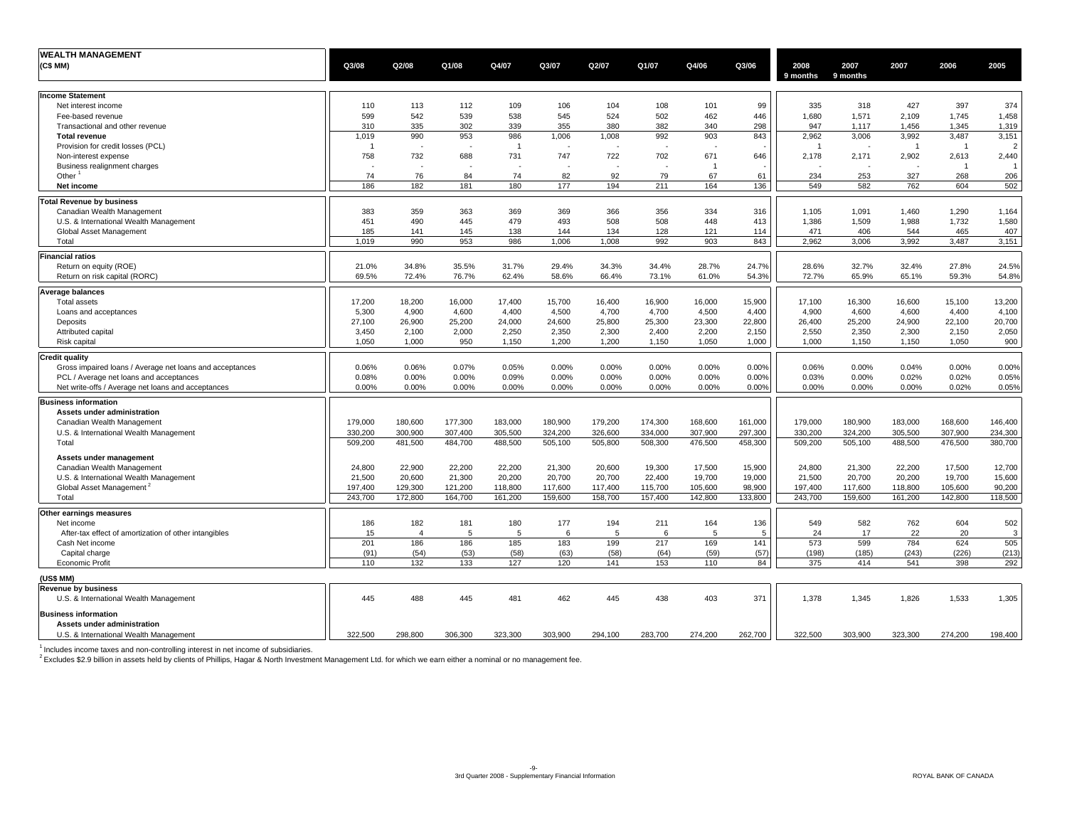| WEALTH MANAGEMENT (C$ MM) | Q3/08 | Q2/08 | Q1/08 | Q4/07 | Q3/07 | Q2/07 | Q1/07 | Q4/06 | Q3/06 | 2008 9 months | 2007 9 months | 2007 | 2006 | 2005 |
|---|---|---|---|---|---|---|---|---|---|---|---|---|---|---|
| **Income Statement** | | | | | | | | | | | | | | |
| Net interest income | 110 | 113 | 112 | 109 | 106 | 104 | 108 | 101 | 99 | 335 | 318 | 427 | 397 | 374 |
| Fee-based revenue | 599 | 542 | 539 | 538 | 545 | 524 | 502 | 462 | 446 | 1,680 | 1,571 | 2,109 | 1,745 | 1,458 |
| Transactional and other revenue | 310 | 335 | 302 | 339 | 355 | 380 | 382 | 340 | 298 | 947 | 1,117 | 1,456 | 1,345 | 1,319 |
| **Total revenue** | 1,019 | 990 | 953 | 986 | 1,006 | 1,008 | 992 | 903 | 843 | 2,962 | 3,006 | 3,992 | 3,487 | 3,151 |
| Provision for credit losses (PCL) | 1 | - | - | 1 | - | - | - | - | - | 1 | - | 1 | 1 | 2 |
| Non-interest expense | 758 | 732 | 688 | 731 | 747 | 722 | 702 | 671 | 646 | 2,178 | 2,171 | 2,902 | 2,613 | 2,440 |
| Business realignment charges | - | - | - | - | - | - | - | 1 | - | - | - | - | 1 | 1 |
| Other [1] | 74 | 76 | 84 | 74 | 82 | 92 | 79 | 67 | 61 | 234 | 253 | 327 | 268 | 206 |
| **Net income** | 186 | 182 | 181 | 180 | 177 | 194 | 211 | 164 | 136 | 549 | 582 | 762 | 604 | 502 |
| **Total Revenue by business** | | | | | | | | | | | | | | |
| Canadian Wealth Management | 383 | 359 | 363 | 369 | 369 | 366 | 356 | 334 | 316 | 1,105 | 1,091 | 1,460 | 1,290 | 1,164 |
| U.S. & International Wealth Management | 451 | 490 | 445 | 479 | 493 | 508 | 508 | 448 | 413 | 1,386 | 1,509 | 1,988 | 1,732 | 1,580 |
| Global Asset Management | 185 | 141 | 145 | 138 | 144 | 134 | 128 | 121 | 114 | 471 | 406 | 544 | 465 | 407 |
| Total | 1,019 | 990 | 953 | 986 | 1,006 | 1,008 | 992 | 903 | 843 | 2,962 | 3,006 | 3,992 | 3,487 | 3,151 |
| **Financial ratios** | | | | | | | | | | | | | | |
| Return on equity (ROE) | 21.0% | 34.8% | 35.5% | 31.7% | 29.4% | 34.3% | 34.4% | 28.7% | 24.7% | 28.6% | 32.7% | 32.4% | 27.8% | 24.5% |
| Return on risk capital (RORC) | 69.5% | 72.4% | 76.7% | 62.4% | 58.6% | 66.4% | 73.1% | 61.0% | 54.3% | 72.7% | 65.9% | 65.1% | 59.3% | 54.8% |
| **Average balances** | | | | | | | | | | | | | | |
| Total assets | 17,200 | 18,200 | 16,000 | 17,400 | 15,700 | 16,400 | 16,900 | 16,000 | 15,900 | 17,100 | 16,300 | 16,600 | 15,100 | 13,200 |
| Loans and acceptances | 5,300 | 4,900 | 4,600 | 4,400 | 4,500 | 4,700 | 4,700 | 4,500 | 4,400 | 4,900 | 4,600 | 4,600 | 4,400 | 4,100 |
| Deposits | 27,100 | 26,900 | 25,200 | 24,000 | 24,600 | 25,800 | 25,300 | 23,300 | 22,800 | 26,400 | 25,200 | 24,900 | 22,100 | 20,700 |
| Attributed capital | 3,450 | 2,100 | 2,000 | 2,250 | 2,350 | 2,300 | 2,400 | 2,200 | 2,150 | 2,550 | 2,350 | 2,300 | 2,150 | 2,050 |
| Risk capital | 1,050 | 1,000 | 950 | 1,150 | 1,200 | 1,200 | 1,150 | 1,050 | 1,000 | 1,000 | 1,150 | 1,150 | 1,050 | 900 |
| **Credit quality** | | | | | | | | | | | | | | |
| Gross impaired loans / Average net loans and acceptances | 0.06% | 0.06% | 0.07% | 0.05% | 0.00% | 0.00% | 0.00% | 0.00% | 0.00% | 0.06% | 0.00% | 0.04% | 0.00% | 0.00% |
| PCL / Average net loans and acceptances | 0.08% | 0.00% | 0.00% | 0.09% | 0.00% | 0.00% | 0.00% | 0.00% | 0.00% | 0.03% | 0.00% | 0.02% | 0.02% | 0.05% |
| Net write-offs / Average net loans and acceptances | 0.00% | 0.00% | 0.00% | 0.00% | 0.00% | 0.00% | 0.00% | 0.00% | 0.00% | 0.00% | 0.00% | 0.00% | 0.02% | 0.05% |
| **Business information** | | | | | | | | | | | | | | |
| **Assets under administration** | | | | | | | | | | | | | | |
| Canadian Wealth Management | 179,000 | 180,600 | 177,300 | 183,000 | 180,900 | 179,200 | 174,300 | 168,600 | 161,000 | 179,000 | 180,900 | 183,000 | 168,600 | 146,400 |
| U.S. & International Wealth Management | 330,200 | 300,900 | 307,400 | 305,500 | 324,200 | 326,600 | 334,000 | 307,900 | 297,300 | 330,200 | 324,200 | 305,500 | 307,900 | 234,300 |
| Total | 509,200 | 481,500 | 484,700 | 488,500 | 505,100 | 505,800 | 508,300 | 476,500 | 458,300 | 509,200 | 505,100 | 488,500 | 476,500 | 380,700 |
| **Assets under management** | | | | | | | | | | | | | | |
| Canadian Wealth Management | 24,800 | 22,900 | 22,200 | 22,200 | 21,300 | 20,600 | 19,300 | 17,500 | 15,900 | 24,800 | 21,300 | 22,200 | 17,500 | 12,700 |
| U.S. & International Wealth Management | 21,500 | 20,600 | 21,300 | 20,200 | 20,700 | 20,700 | 22,400 | 19,700 | 19,000 | 21,500 | 20,700 | 20,200 | 19,700 | 15,600 |
| Global Asset Management [2] | 197,400 | 129,300 | 121,200 | 118,800 | 117,600 | 117,400 | 115,700 | 105,600 | 98,900 | 197,400 | 117,600 | 118,800 | 105,600 | 90,200 |
| Total | 243,700 | 172,800 | 164,700 | 161,200 | 159,600 | 158,700 | 157,400 | 142,800 | 133,800 | 243,700 | 159,600 | 161,200 | 142,800 | 118,500 |
| **Other earnings measures** | | | | | | | | | | | | | | |
| Net income | 186 | 182 | 181 | 180 | 177 | 194 | 211 | 164 | 136 | 549 | 582 | 762 | 604 | 502 |
| After-tax effect of amortization of other intangibles | 15 | 4 | 5 | 5 | 6 | 5 | 6 | 5 | 5 | 24 | 17 | 22 | 20 | 3 |
| Cash Net income | 201 | 186 | 186 | 185 | 183 | 199 | 217 | 169 | 141 | 573 | 599 | 784 | 624 | 505 |
| Capital charge | (91) | (54) | (53) | (58) | (63) | (58) | (64) | (59) | (57) | (198) | (185) | (243) | (226) | (213) |
| Economic Profit | 110 | 132 | 133 | 127 | 120 | 141 | 153 | 110 | 84 | 375 | 414 | 541 | 398 | 292 |
| **(US$ MM)** | | | | | | | | | | | | | | |
| **Revenue by business** | | | | | | | | | | | | | | |
| U.S. & International Wealth Management | 445 | 488 | 445 | 481 | 462 | 445 | 438 | 403 | 371 | 1,378 | 1,345 | 1,826 | 1,533 | 1,305 |
| **Business information** | | | | | | | | | | | | | | |
| **Assets under administration** | | | | | | | | | | | | | | |
| U.S. & International Wealth Management | 322,500 | 298,800 | 306,300 | 323,300 | 303,900 | 294,100 | 283,700 | 274,200 | 262,700 | 322,500 | 303,900 | 323,300 | 274,200 | 198,400 |

[1] Includes income taxes and non-controlling interest in net income of subsidiaries.

[2] Excludes $2.9 billion in assets held by clients of Phillips, Hagar & North Investment Management Ltd. for which we earn either a nominal or no management fee.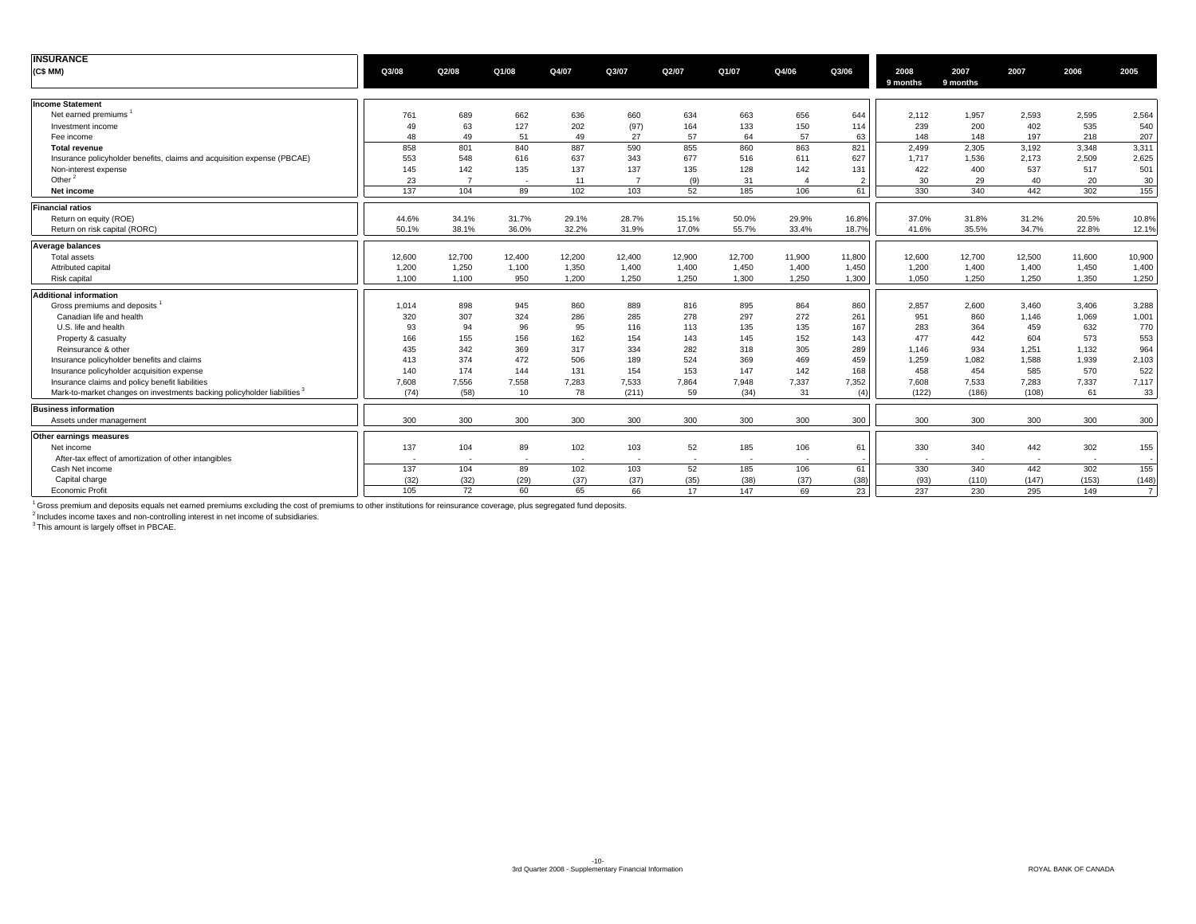# INSURANCE

| (C$ MM) | Q3/08 | Q2/08 | Q1/08 | Q4/07 | Q3/07 | Q2/07 | Q1/07 | Q4/06 | Q3/06 | 2008 9 months | 2007 9 months | 2007 | 2006 | 2005 |
|---|---|---|---|---|---|---|---|---|---|---|---|---|---|---|
| **Income Statement** | | | | | | | | | | | | | | |
| Net earned premiums [1] | 761 | 689 | 662 | 636 | 660 | 634 | 663 | 656 | 644 | 2,112 | 1,957 | 2,593 | 2,595 | 2,564 |
| Investment income | 49 | 63 | 127 | 202 | (97) | 164 | 133 | 150 | 114 | 239 | 200 | 402 | 535 | 540 |
| Fee income | 48 | 49 | 51 | 49 | 27 | 57 | 64 | 57 | 63 | 148 | 148 | 197 | 218 | 207 |
| **Total revenue** | 858 | 801 | 840 | 887 | 590 | 855 | 860 | 863 | 821 | 2,499 | 2,305 | 3,192 | 3,348 | 3,311 |
| Insurance policyholder benefits, claims and acquisition expense (PBCAE) | 553 | 548 | 616 | 637 | 343 | 677 | 516 | 611 | 627 | 1,717 | 1,536 | 2,173 | 2,509 | 2,625 |
| Non-interest expense | 145 | 142 | 135 | 137 | 137 | 135 | 128 | 142 | 131 | 422 | 400 | 537 | 517 | 501 |
| Other [2] | 23 | 7 | - | 11 | 7 | (9) | 31 | 4 | 2 | 30 | 29 | 40 | 20 | 30 |
| **Net income** | 137 | 104 | 89 | 102 | 103 | 52 | 185 | 106 | 61 | 330 | 340 | 442 | 302 | 155 |
| **Financial ratios** | | | | | | | | | | | | | | |
| Return on equity (ROE) | 44.6% | 34.1% | 31.7% | 29.1% | 28.7% | 15.1% | 50.0% | 29.9% | 16.8% | 37.0% | 31.8% | 31.2% | 20.5% | 10.8% |
| Return on risk capital (RORC) | 50.1% | 38.1% | 36.0% | 32.2% | 31.9% | 17.0% | 55.7% | 33.4% | 18.7% | 41.6% | 35.5% | 34.7% | 22.8% | 12.1% |
| **Average balances** | | | | | | | | | | | | | | |
| Total assets | 12,600 | 12,700 | 12,400 | 12,200 | 12,400 | 12,900 | 12,700 | 11,900 | 11,800 | 12,600 | 12,700 | 12,500 | 11,600 | 10,900 |
| Attributed capital | 1,200 | 1,250 | 1,100 | 1,350 | 1,400 | 1,400 | 1,450 | 1,400 | 1,450 | 1,200 | 1,400 | 1,400 | 1,450 | 1,400 |
| Risk capital | 1,100 | 1,100 | 950 | 1,200 | 1,250 | 1,250 | 1,300 | 1,250 | 1,300 | 1,050 | 1,250 | 1,250 | 1,350 | 1,250 |
| **Additional information** | | | | | | | | | | | | | | |
| Gross premiums and deposits [1] | 1,014 | 898 | 945 | 860 | 889 | 816 | 895 | 864 | 860 | 2,857 | 2,600 | 3,460 | 3,406 | 3,288 |
| Canadian life and health | 320 | 307 | 324 | 286 | 285 | 278 | 297 | 272 | 261 | 951 | 860 | 1,146 | 1,069 | 1,001 |
| U.S. life and health | 93 | 94 | 96 | 95 | 116 | 113 | 135 | 135 | 167 | 283 | 364 | 459 | 632 | 770 |
| Property & casualty | 166 | 155 | 156 | 162 | 154 | 143 | 145 | 152 | 143 | 477 | 442 | 604 | 573 | 553 |
| Reinsurance & other | 435 | 342 | 369 | 317 | 334 | 282 | 318 | 305 | 289 | 1,146 | 934 | 1,251 | 1,132 | 964 |
| Insurance policyholder benefits and claims | 413 | 374 | 472 | 506 | 189 | 524 | 369 | 469 | 459 | 1,259 | 1,082 | 1,588 | 1,939 | 2,103 |
| Insurance policyholder acquisition expense | 140 | 174 | 144 | 131 | 154 | 153 | 147 | 142 | 168 | 458 | 454 | 585 | 570 | 522 |
| Insurance claims and policy benefit liabilities | 7,608 | 7,556 | 7,558 | 7,283 | 7,533 | 7,864 | 7,948 | 7,337 | 7,352 | 7,608 | 7,533 | 7,283 | 7,337 | 7,117 |
| Mark-to-market changes on investments backing policyholder liabilities [3] | (74) | (58) | 10 | 78 | (211) | 59 | (34) | 31 | (4) | (122) | (186) | (108) | 61 | 33 |
| **Business information** | | | | | | | | | | | | | | |
| Assets under management | 300 | 300 | 300 | 300 | 300 | 300 | 300 | 300 | 300 | 300 | 300 | 300 | 300 | 300 |
| **Other earnings measures** | | | | | | | | | | | | | | |
| Net income | 137 | 104 | 89 | 102 | 103 | 52 | 185 | 106 | 61 | 330 | 340 | 442 | 302 | 155 |
| After-tax effect of amortization of other intangibles | - | - | - | - | - | - | - | - | - | - | - | - | - | - |
| Cash Net income | 137 | 104 | 89 | 102 | 103 | 52 | 185 | 106 | 61 | 330 | 340 | 442 | 302 | 155 |
| Capital charge | (32) | (32) | (29) | (37) | (37) | (35) | (38) | (37) | (38) | (93) | (110) | (147) | (153) | (148) |
| Economic Profit | 105 | 72 | 60 | 65 | 66 | 17 | 147 | 69 | 23 | 237 | 230 | 295 | 149 | 7 |

[1] Gross premium and deposits equals net earned premiums excluding the cost of premiums to other institutions for reinsurance coverage, plus segregated fund deposits.
[2] Includes income taxes and non-controlling interest in net income of subsidiaries.
[3] This amount is largely offset in PBCAE.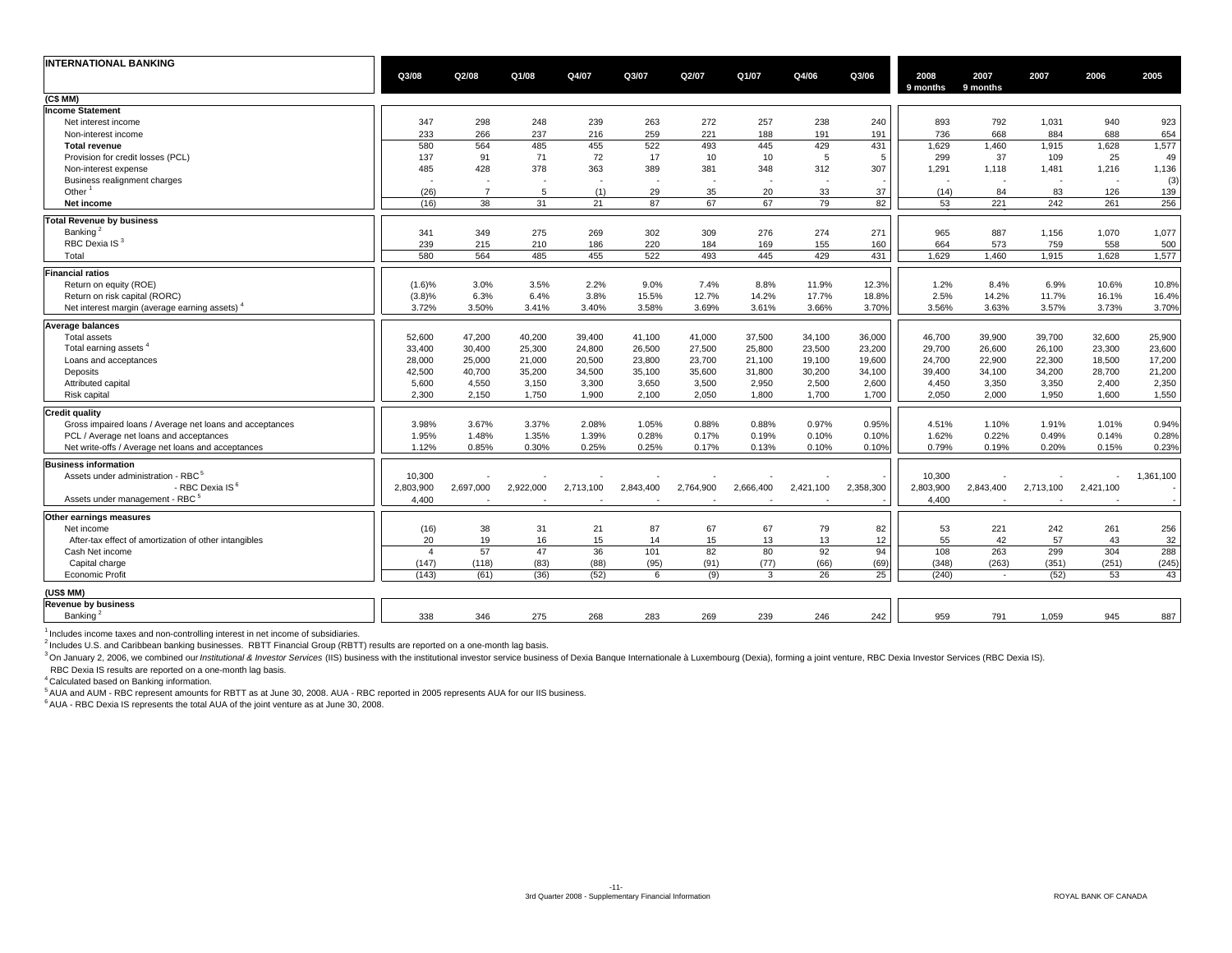## INTERNATIONAL BANKING

| | Q3/08 | Q2/08 | Q1/08 | Q4/07 | Q3/07 | Q2/07 | Q1/07 | Q4/06 | Q3/06 | 2008 9 months | 2007 9 months | 2007 | 2006 | 2005 |
|---|---|---|---|---|---|---|---|---|---|---|---|---|---|---|
| **(C$ MM)** | | | | | | | | | | | | | | |
| **Income Statement** | | | | | | | | | | | | | | |
| Net interest income | 347 | 298 | 248 | 239 | 263 | 272 | 257 | 238 | 240 | 893 | 792 | 1,031 | 940 | 923 |
| Non-interest income | 233 | 266 | 237 | 216 | 259 | 221 | 188 | 191 | 191 | 736 | 668 | 884 | 688 | 654 |
| **Total revenue** | 580 | 564 | 485 | 455 | 522 | 493 | 445 | 429 | 431 | 1,629 | 1,460 | 1,915 | 1,628 | 1,577 |
| Provision for credit losses (PCL) | 137 | 91 | 71 | 72 | 17 | 10 | 10 | 5 | 5 | 299 | 37 | 109 | 25 | 49 |
| Non-interest expense | 485 | 428 | 378 | 363 | 389 | 381 | 348 | 312 | 307 | 1,291 | 1,118 | 1,481 | 1,216 | 1,136 |
| Business realignment charges | - | - | - | - | - | - | - | - | - | - | - | - | - | (3) |
| Other [1] | (26) | 7 | 5 | (1) | 29 | 35 | 20 | 33 | 37 | (14) | 84 | 83 | 126 | 139 |
| **Net income** | (16) | 38 | 31 | 21 | 87 | 67 | 67 | 79 | 82 | 53 | 221 | 242 | 261 | 256 |
| **Total Revenue by business** | | | | | | | | | | | | | | |
| Banking [2] | 341 | 349 | 275 | 269 | 302 | 309 | 276 | 274 | 271 | 965 | 887 | 1,156 | 1,070 | 1,077 |
| RBC Dexia IS [3] | 239 | 215 | 210 | 186 | 220 | 184 | 169 | 155 | 160 | 664 | 573 | 759 | 558 | 500 |
| Total | 580 | 564 | 485 | 455 | 522 | 493 | 445 | 429 | 431 | 1,629 | 1,460 | 1,915 | 1,628 | 1,577 |
| **Financial ratios** | | | | | | | | | | | | | | |
| Return on equity (ROE) | (1.6)% | 3.0% | 3.5% | 2.2% | 9.0% | 7.4% | 8.8% | 11.9% | 12.3% | 1.2% | 8.4% | 6.9% | 10.6% | 10.8% |
| Return on risk capital (RORC) | (3.8)% | 6.3% | 6.4% | 3.8% | 15.5% | 12.7% | 14.2% | 17.7% | 18.8% | 2.5% | 14.2% | 11.7% | 16.1% | 16.4% |
| Net interest margin (average earning assets) [4] | 3.72% | 3.50% | 3.41% | 3.40% | 3.58% | 3.69% | 3.61% | 3.66% | 3.70% | 3.56% | 3.63% | 3.57% | 3.73% | 3.70% |
| **Average balances** | | | | | | | | | | | | | | |
| Total assets | 52,600 | 47,200 | 40,200 | 39,400 | 41,100 | 41,000 | 37,500 | 34,100 | 36,000 | 46,700 | 39,900 | 39,700 | 32,600 | 25,900 |
| Total earning assets [4] | 33,400 | 30,400 | 25,300 | 24,800 | 26,500 | 27,500 | 25,800 | 23,500 | 23,200 | 29,700 | 26,600 | 26,100 | 23,300 | 23,600 |
| Loans and acceptances | 28,000 | 25,000 | 21,000 | 20,500 | 23,800 | 23,700 | 21,100 | 19,100 | 19,600 | 24,700 | 22,900 | 22,300 | 18,500 | 17,200 |
| Deposits | 42,500 | 40,700 | 35,200 | 34,500 | 35,100 | 35,600 | 31,800 | 30,200 | 34,100 | 39,400 | 34,100 | 34,200 | 28,700 | 21,200 |
| Attributed capital | 5,600 | 4,550 | 3,150 | 3,300 | 3,650 | 3,500 | 2,950 | 2,500 | 2,600 | 4,450 | 3,350 | 3,350 | 2,400 | 2,350 |
| Risk capital | 2,300 | 2,150 | 1,750 | 1,900 | 2,100 | 2,050 | 1,800 | 1,700 | 1,700 | 2,050 | 2,000 | 1,950 | 1,600 | 1,550 |
| **Credit quality** | | | | | | | | | | | | | | |
| Gross impaired loans / Average net loans and acceptances | 3.98% | 3.67% | 3.37% | 2.08% | 1.05% | 0.88% | 0.88% | 0.97% | 0.95% | 4.51% | 1.10% | 1.91% | 1.01% | 0.94% |
| PCL / Average net loans and acceptances | 1.95% | 1.48% | 1.35% | 1.39% | 0.28% | 0.17% | 0.19% | 0.10% | 0.10% | 1.62% | 0.22% | 0.49% | 0.14% | 0.28% |
| Net write-offs / Average net loans and acceptances | 1.12% | 0.85% | 0.30% | 0.25% | 0.25% | 0.17% | 0.13% | 0.10% | 0.10% | 0.79% | 0.19% | 0.20% | 0.15% | 0.23% |
| **Business information** | | | | | | | | | | | | | | |
| Assets under administration - RBC [5] | 10,300 | - | - | - | - | - | - | - | - | 10,300 | - | - | - | 1,361,100 |
| - RBC Dexia IS [6] | 2,803,900 | 2,697,000 | 2,922,000 | 2,713,100 | 2,843,400 | 2,764,900 | 2,666,400 | 2,421,100 | 2,358,300 | 2,803,900 | 2,843,400 | 2,713,100 | 2,421,100 | - |
| Assets under management - RBC [5] | 4,400 | - | - | - | - | - | - | - | - | 4,400 | - | - | - | - |
| **Other earnings measures** | | | | | | | | | | | | | | |
| Net income | (16) | 38 | 31 | 21 | 87 | 67 | 67 | 79 | 82 | 53 | 221 | 242 | 261 | 256 |
| After-tax effect of amortization of other intangibles | 20 | 19 | 16 | 15 | 14 | 15 | 13 | 13 | 12 | 55 | 42 | 57 | 43 | 32 |
| Cash Net income | 4 | 57 | 47 | 36 | 101 | 82 | 80 | 92 | 94 | 108 | 263 | 299 | 304 | 288 |
| Capital charge | (147) | (118) | (83) | (88) | (95) | (91) | (77) | (66) | (69) | (348) | (263) | (351) | (251) | (245) |
| Economic Profit | (143) | (61) | (36) | (52) | 6 | (9) | 3 | 26 | 25 | (240) | - | (52) | 53 | 43 |
| **(US$ MM)** | | | | | | | | | | | | | | |
| **Revenue by business** | | | | | | | | | | | | | | |
| Banking [2] | 338 | 346 | 275 | 268 | 283 | 269 | 239 | 246 | 242 | 959 | 791 | 1,059 | 945 | 887 |

[1] Includes income taxes and non-controlling interest in net income of subsidiaries.

[2] Includes U.S. and Caribbean banking businesses. RBTT Financial Group (RBTT) results are reported on a one-month lag basis.

[3] On January 2, 2006, we combined our *Institutional & Investor Services* (IIS) business with the institutional investor service business of Dexia Banque Internationale à Luxembourg (Dexia), forming a joint venture, RBC Dexia Investor Services (RBC Dexia IS). RBC Dexia IS results are reported on a one-month lag basis.

[4] Calculated based on Banking information.

[5] AUA and AUM - RBC represent amounts for RBTT as at June 30, 2008. AUA - RBC reported in 2005 represents AUA for our IIS business.

[6] AUA - RBC Dexia IS represents the total AUA of the joint venture as at June 30, 2008.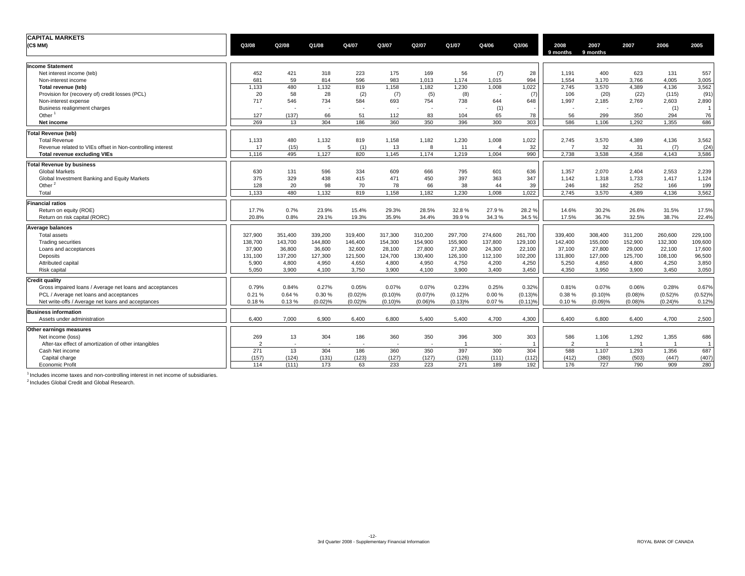# CAPITAL MARKETS

| (C$ MM) | Q3/08 | Q2/08 | Q1/08 | Q4/07 | Q3/07 | Q2/07 | Q1/07 | Q4/06 | Q3/06 | 2008 9 months | 2007 9 months | 2007 | 2006 | 2005 |
|---|---|---|---|---|---|---|---|---|---|---|---|---|---|---|
| **Income Statement** | | | | | | | | | | | | | | |
| Net interest income (teb) | 452 | 421 | 318 | 223 | 175 | 169 | 56 | (7) | 28 | 1,191 | 400 | 623 | 131 | 557 |
| Non-interest income | 681 | 59 | 814 | 596 | 983 | 1,013 | 1,174 | 1,015 | 994 | 1,554 | 3,170 | 3,766 | 4,005 | 3,005 |
| **Total revenue (teb)** | 1,133 | 480 | 1,132 | 819 | 1,158 | 1,182 | 1,230 | 1,008 | 1,022 | 2,745 | 3,570 | 4,389 | 4,136 | 3,562 |
| Provision for (recovery of) credit losses (PCL) | 20 | 58 | 28 | (2) | (7) | (5) | (8) | - | (7) | 106 | (20) | (22) | (115) | (91) |
| Non-interest expense | 717 | 546 | 734 | 584 | 693 | 754 | 738 | 644 | 648 | 1,997 | 2,185 | 2,769 | 2,603 | 2,890 |
| Business realignment charges | - | - | - | - | - | - | - | (1) | - | - | - | - | (1) | 1 |
| Other [1] | 127 | (137) | 66 | 51 | 112 | 83 | 104 | 65 | 78 | 56 | 299 | 350 | 294 | 76 |
| **Net income** | 269 | 13 | 304 | 186 | 360 | 350 | 396 | 300 | 303 | 586 | 1,106 | 1,292 | 1,355 | 686 |
| **Total Revenue (teb)** | | | | | | | | | | | | | | |
| Total Revenue | 1,133 | 480 | 1,132 | 819 | 1,158 | 1,182 | 1,230 | 1,008 | 1,022 | 2,745 | 3,570 | 4,389 | 4,136 | 3,562 |
| Revenue related to VIEs offset in Non-controlling interest | 17 | (15) | 5 | (1) | 13 | 8 | 11 | 4 | 32 | 7 | 32 | 31 | (7) | (24) |
| **Total revenue excluding VIEs** | 1,116 | 495 | 1,127 | 820 | 1,145 | 1,174 | 1,219 | 1,004 | 990 | 2,738 | 3,538 | 4,358 | 4,143 | 3,586 |
| **Total Revenue by business** | | | | | | | | | | | | | | |
| Global Markets | 630 | 131 | 596 | 334 | 609 | 666 | 795 | 601 | 636 | 1,357 | 2,070 | 2,404 | 2,553 | 2,239 |
| Global Investment Banking and Equity Markets | 375 | 329 | 438 | 415 | 471 | 450 | 397 | 363 | 347 | 1,142 | 1,318 | 1,733 | 1,417 | 1,124 |
| Other [2] | 128 | 20 | 98 | 70 | 78 | 66 | 38 | 44 | 39 | 246 | 182 | 252 | 166 | 199 |
| Total | 1,133 | 480 | 1,132 | 819 | 1,158 | 1,182 | 1,230 | 1,008 | 1,022 | 2,745 | 3,570 | 4,389 | 4,136 | 3,562 |
| **Financial ratios** | | | | | | | | | | | | | | |
| Return on equity (ROE) | 17.7% | 0.7% | 23.9% | 15.4% | 29.3% | 28.5% | 32.8 % | 27.9 % | 28.2 % | 14.6% | 30.2% | 26.6% | 31.5% | 17.5% |
| Return on risk capital (RORC) | 20.8% | 0.8% | 29.1% | 19.3% | 35.9% | 34.4% | 39.9 % | 34.3 % | 34.5 % | 17.5% | 36.7% | 32.5% | 38.7% | 22.4% |
| **Average balances** | | | | | | | | | | | | | | |
| Total assets | 327,900 | 351,400 | 339,200 | 319,400 | 317,300 | 310,200 | 297,700 | 274,600 | 261,700 | 339,400 | 308,400 | 311,200 | 260,600 | 229,100 |
| Trading securities | 138,700 | 143,700 | 144,800 | 146,400 | 154,300 | 154,900 | 155,900 | 137,800 | 129,100 | 142,400 | 155,000 | 152,900 | 132,300 | 109,600 |
| Loans and acceptances | 37,900 | 36,800 | 36,600 | 32,600 | 28,100 | 27,800 | 27,300 | 24,300 | 22,100 | 37,100 | 27,800 | 29,000 | 22,100 | 17,600 |
| Deposits | 131,100 | 137,200 | 127,300 | 121,500 | 124,700 | 130,400 | 126,100 | 112,100 | 102,200 | 131,800 | 127,000 | 125,700 | 108,100 | 96,500 |
| Attributed capital | 5,900 | 4,800 | 4,950 | 4,650 | 4,800 | 4,950 | 4,750 | 4,200 | 4,250 | 5,250 | 4,850 | 4,800 | 4,250 | 3,850 |
| Risk capital | 5,050 | 3,900 | 4,100 | 3,750 | 3,900 | 4,100 | 3,900 | 3,400 | 3,450 | 4,350 | 3,950 | 3,900 | 3,450 | 3,050 |
| **Credit quality** | | | | | | | | | | | | | | |
| Gross impaired loans / Average net loans and acceptances | 0.79% | 0.84% | 0.27% | 0.05% | 0.07% | 0.07% | 0.23% | 0.25% | 0.32% | 0.81% | 0.07% | 0.06% | 0.28% | 0.67% |
| PCL / Average net loans and acceptances | 0.21 % | 0.64 % | 0.30 % | (0.02)% | (0.10)% | (0.07)% | (0.12)% | 0.00 % | (0.13)% | 0.38 % | (0.10)% | (0.08)% | (0.52)% | (0.52)% |
| Net write-offs / Average net loans and acceptances | 0.18 % | 0.13 % | (0.02)% | (0.02)% | (0.10)% | (0.06)% | (0.13)% | 0.07 % | (0.11)% | 0.10 % | (0.09)% | (0.08)% | (0.24)% | 0.12% |
| **Business information** | | | | | | | | | | | | | | |
| Assets under administration | 6,400 | 7,000 | 6,900 | 6,400 | 6,800 | 5,400 | 5,400 | 4,700 | 4,300 | 6,400 | 6,800 | 6,400 | 4,700 | 2,500 |
| **Other earnings measures** | | | | | | | | | | | | | | |
| Net income (loss) | 269 | 13 | 304 | 186 | 360 | 350 | 396 | 300 | 303 | 586 | 1,106 | 1,292 | 1,355 | 686 |
| After-tax effect of amortization of other intangibles | 2 | - | - | - | - | - | 1 | - | 1 | 2 | 1 | 1 | 1 | 1 |
| Cash Net income | 271 | 13 | 304 | 186 | 360 | 350 | 397 | 300 | 304 | 588 | 1,107 | 1,293 | 1,356 | 687 |
| Capital charge | (157) | (124) | (131) | (123) | (127) | (127) | (126) | (111) | (112) | (412) | (380) | (503) | (447) | (407) |
| Economic Profit | 114 | (111) | 173 | 63 | 233 | 223 | 271 | 189 | 192 | 176 | 727 | 790 | 909 | 280 |

[1] Includes income taxes and non-controlling interest in net income of subsidiaries.

[2] Includes Global Credit and Global Research.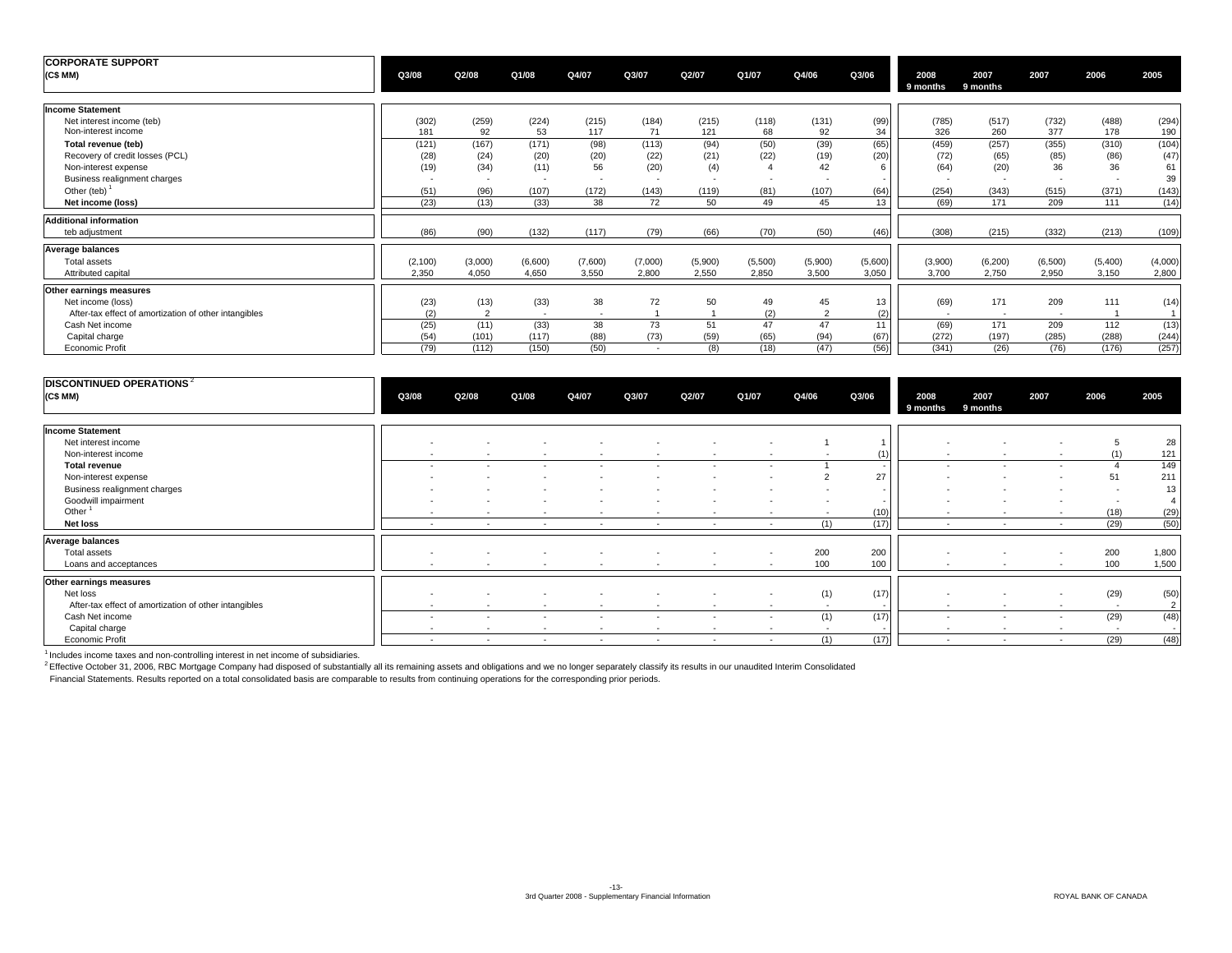## CORPORATE SUPPORT

| (C$ MM) | Q3/08 | Q2/08 | Q1/08 | Q4/07 | Q3/07 | Q2/07 | Q1/07 | Q4/06 | Q3/06 | 2008 9 months | 2007 9 months | 2007 | 2006 | 2005 |
|---|---|---|---|---|---|---|---|---|---|---|---|---|---|---|
| **Income Statement** | | | | | | | | | | | | | | |
| Net interest income (teb) | (302) | (259) | (224) | (215) | (184) | (215) | (118) | (131) | (99) | (785) | (517) | (732) | (488) | (294) |
| Non-interest income | 181 | 92 | 53 | 117 | 71 | 121 | 68 | 92 | 34 | 326 | 260 | 377 | 178 | 190 |
| **Total revenue (teb)** | (121) | (167) | (171) | (98) | (113) | (94) | (50) | (39) | (65) | (459) | (257) | (355) | (310) | (104) |
| Recovery of credit losses (PCL) | (28) | (24) | (20) | (20) | (22) | (21) | (22) | (19) | (20) | (72) | (65) | (85) | (86) | (47) |
| Non-interest expense | (19) | (34) | (11) | 56 | (20) | (4) | 4 | 42 | 6 | (64) | (20) | 36 | 36 | 61 |
| Business realignment charges | - | - | - | - | - | - | - | - | - | - | - | - | - | 39 |
| Other (teb) [1] | (51) | (96) | (107) | (172) | (143) | (119) | (81) | (107) | (64) | (254) | (343) | (515) | (371) | (143) |
| **Net income (loss)** | (23) | (13) | (33) | 38 | 72 | 50 | 49 | 45 | 13 | (69) | 171 | 209 | 111 | (14) |
| **Additional information** | | | | | | | | | | | | | | |
| teb adjustment | (86) | (90) | (132) | (117) | (79) | (66) | (70) | (50) | (46) | (308) | (215) | (332) | (213) | (109) |
| **Average balances** | | | | | | | | | | | | | | |
| Total assets | (2,100) | (3,000) | (6,600) | (7,600) | (7,000) | (5,900) | (5,500) | (5,900) | (5,600) | (3,900) | (6,200) | (6,500) | (5,400) | (4,000) |
| Attributed capital | 2,350 | 4,050 | 4,650 | 3,550 | 2,800 | 2,550 | 2,850 | 3,500 | 3,050 | 3,700 | 2,750 | 2,950 | 3,150 | 2,800 |
| **Other earnings measures** | | | | | | | | | | | | | | |
| Net income (loss) | (23) | (13) | (33) | 38 | 72 | 50 | 49 | 45 | 13 | (69) | 171 | 209 | 111 | (14) |
| After-tax effect of amortization of other intangibles | (2) | 2 | - | - | 1 | 1 | (2) | 2 | (2) | - | - | - | 1 | 1 |
| Cash Net income | (25) | (11) | (33) | 38 | 73 | 51 | 47 | 47 | 11 | (69) | 171 | 209 | 112 | (13) |
| Capital charge | (54) | (101) | (117) | (88) | (73) | (59) | (65) | (94) | (67) | (272) | (197) | (285) | (288) | (244) |
| Economic Profit | (79) | (112) | (150) | (50) | - | (8) | (18) | (47) | (56) | (341) | (26) | (76) | (176) | (257) |

## DISCONTINUED OPERATIONS [2]

| (C$ MM) | Q3/08 | Q2/08 | Q1/08 | Q4/07 | Q3/07 | Q2/07 | Q1/07 | Q4/06 | Q3/06 | 2008 9 months | 2007 9 months | 2007 | 2006 | 2005 |
|---|---|---|---|---|---|---|---|---|---|---|---|---|---|---|
| **Income Statement** | | | | | | | | | | | | | | |
| Net interest income | - | - | - | - | - | - | - | 1 | 1 | - | - | - | 5 | 28 |
| Non-interest income | - | - | - | - | - | - | - | - | (1) | - | - | - | (1) | 121 |
| **Total revenue** | - | - | - | - | - | - | - | 1 | - | - | - | - | 4 | 149 |
| Non-interest expense | - | - | - | - | - | - | - | 2 | 27 | - | - | - | 51 | 211 |
| Business realignment charges | - | - | - | - | - | - | - | - | - | - | - | - | - | 13 |
| Goodwill impairment | - | - | - | - | - | - | - | - | - | - | - | - | - | 4 |
| Other [1] | - | - | - | - | - | - | - | - | (10) | - | - | - | (18) | (29) |
| **Net loss** | - | - | - | - | - | - | - | (1) | (17) | - | - | - | (29) | (50) |
| **Average balances** | | | | | | | | | | | | | | |
| Total assets | - | - | - | - | - | - | - | 200 | 200 | - | - | - | 200 | 1,800 |
| Loans and acceptances | - | - | - | - | - | - | - | 100 | 100 | - | - | - | 100 | 1,500 |
| **Other earnings measures** | | | | | | | | | | | | | | |
| Net loss | - | - | - | - | - | - | - | (1) | (17) | - | - | - | (29) | (50) |
| After-tax effect of amortization of other intangibles | - | - | - | - | - | - | - | - | - | - | - | - | - | 2 |
| Cash Net income | - | - | - | - | - | - | - | (1) | (17) | - | - | - | (29) | (48) |
| Capital charge | - | - | - | - | - | - | - | - | - | - | - | - | - | - |
| Economic Profit | - | - | - | - | - | - | - | (1) | (17) | - | - | - | (29) | (48) |

[1] Includes income taxes and non-controlling interest in net income of subsidiaries.

[2] Effective October 31, 2006, RBC Mortgage Company had disposed of substantially all its remaining assets and obligations and we no longer separately classify its results in our unaudited Interim Consolidated Financial Statements. Results reported on a total consolidated basis are comparable to results from continuing operations for the corresponding prior periods.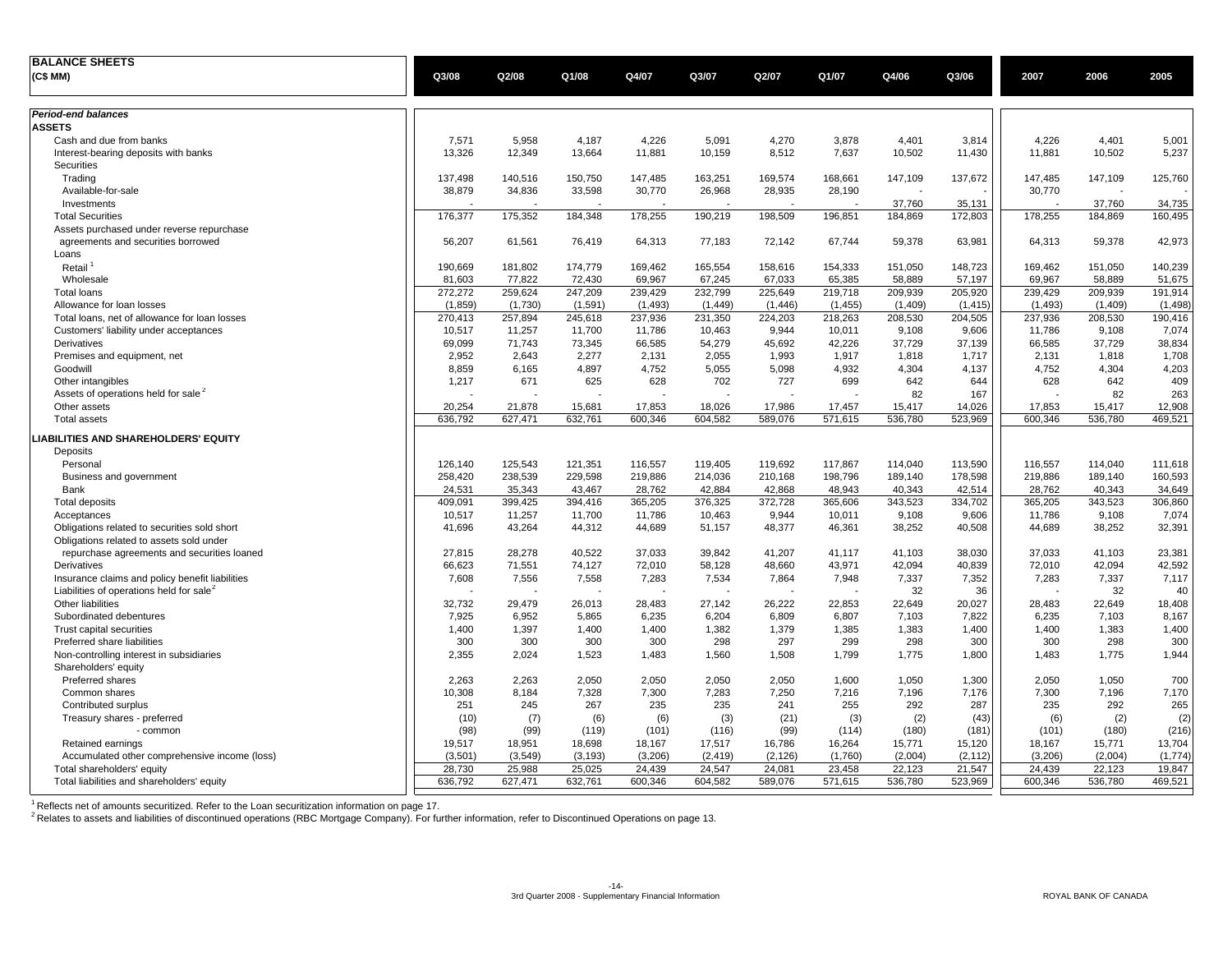## BALANCE SHEETS

| (C$ MM) | Q3/08 | Q2/08 | Q1/08 | Q4/07 | Q3/07 | Q2/07 | Q1/07 | Q4/06 | Q3/06 | 2007 | 2006 | 2005 |
|---|---|---|---|---|---|---|---|---|---|---|---|---|
| ***Period-end balances*** | | | | | | | | | | | | |
| **ASSETS** | | | | | | | | | | | | |
| Cash and due from banks | 7,571 | 5,958 | 4,187 | 4,226 | 5,091 | 4,270 | 3,878 | 4,401 | 3,814 | 4,226 | 4,401 | 5,001 |
| Interest-bearing deposits with banks | 13,326 | 12,349 | 13,664 | 11,881 | 10,159 | 8,512 | 7,637 | 10,502 | 11,430 | 11,881 | 10,502 | 5,237 |
| Securities | | | | | | | | | | | | |
| Trading | 137,498 | 140,516 | 150,750 | 147,485 | 163,251 | 169,574 | 168,661 | 147,109 | 137,672 | 147,485 | 147,109 | 125,760 |
| Available-for-sale | 38,879 | 34,836 | 33,598 | 30,770 | 26,968 | 28,935 | 28,190 | - | - | 30,770 | - | - |
| Investments | - | - | - | - | - | - | - | 37,760 | 35,131 | - | 37,760 | 34,735 |
| Total Securities | 176,377 | 175,352 | 184,348 | 178,255 | 190,219 | 198,509 | 196,851 | 184,869 | 172,803 | 178,255 | 184,869 | 160,495 |
| Assets purchased under reverse repurchase agreements and securities borrowed | 56,207 | 61,561 | 76,419 | 64,313 | 77,183 | 72,142 | 67,744 | 59,378 | 63,981 | 64,313 | 59,378 | 42,973 |
| Loans | | | | | | | | | | | | |
| Retail [1] | 190,669 | 181,802 | 174,779 | 169,462 | 165,554 | 158,616 | 154,333 | 151,050 | 148,723 | 169,462 | 151,050 | 140,239 |
| Wholesale | 81,603 | 77,822 | 72,430 | 69,967 | 67,245 | 67,033 | 65,385 | 58,889 | 57,197 | 69,967 | 58,889 | 51,675 |
| Total loans | 272,272 | 259,624 | 247,209 | 239,429 | 232,799 | 225,649 | 219,718 | 209,939 | 205,920 | 239,429 | 209,939 | 191,914 |
| Allowance for loan losses | (1,859) | (1,730) | (1,591) | (1,493) | (1,449) | (1,446) | (1,455) | (1,409) | (1,415) | (1,493) | (1,409) | (1,498) |
| Total loans, net of allowance for loan losses | 270,413 | 257,894 | 245,618 | 237,936 | 231,350 | 224,203 | 218,263 | 208,530 | 204,505 | 237,936 | 208,530 | 190,416 |
| Customers' liability under acceptances | 10,517 | 11,257 | 11,700 | 11,786 | 10,463 | 9,944 | 10,011 | 9,108 | 9,606 | 11,786 | 9,108 | 7,074 |
| Derivatives | 69,099 | 71,743 | 73,345 | 66,585 | 54,279 | 45,692 | 42,226 | 37,729 | 37,139 | 66,585 | 37,729 | 38,834 |
| Premises and equipment, net | 2,952 | 2,643 | 2,277 | 2,131 | 2,055 | 1,993 | 1,917 | 1,818 | 1,717 | 2,131 | 1,818 | 1,708 |
| Goodwill | 8,859 | 6,165 | 4,897 | 4,752 | 5,055 | 5,098 | 4,932 | 4,304 | 4,137 | 4,752 | 4,304 | 4,203 |
| Other intangibles | 1,217 | 671 | 625 | 628 | 702 | 727 | 699 | 642 | 644 | 628 | 642 | 409 |
| Assets of operations held for sale [2] | - | - | - | - | - | - | - | 82 | 167 | - | 82 | 263 |
| Other assets | 20,254 | 21,878 | 15,681 | 17,853 | 18,026 | 17,986 | 17,457 | 15,417 | 14,026 | 17,853 | 15,417 | 12,908 |
| Total assets | 636,792 | 627,471 | 632,761 | 600,346 | 604,582 | 589,076 | 571,615 | 536,780 | 523,969 | 600,346 | 536,780 | 469,521 |
| **LIABILITIES AND SHAREHOLDERS' EQUITY** | | | | | | | | | | | | |
| Deposits | | | | | | | | | | | | |
| Personal | 126,140 | 125,543 | 121,351 | 116,557 | 119,405 | 119,692 | 117,867 | 114,040 | 113,590 | 116,557 | 114,040 | 111,618 |
| Business and government | 258,420 | 238,539 | 229,598 | 219,886 | 214,036 | 210,168 | 198,796 | 189,140 | 178,598 | 219,886 | 189,140 | 160,593 |
| Bank | 24,531 | 35,343 | 43,467 | 28,762 | 42,884 | 42,868 | 48,943 | 40,343 | 42,514 | 28,762 | 40,343 | 34,649 |
| Total deposits | 409,091 | 399,425 | 394,416 | 365,205 | 376,325 | 372,728 | 365,606 | 343,523 | 334,702 | 365,205 | 343,523 | 306,860 |
| Acceptances | 10,517 | 11,257 | 11,700 | 11,786 | 10,463 | 9,944 | 10,011 | 9,108 | 9,606 | 11,786 | 9,108 | 7,074 |
| Obligations related to securities sold short | 41,696 | 43,264 | 44,312 | 44,689 | 51,157 | 48,377 | 46,361 | 38,252 | 40,508 | 44,689 | 38,252 | 32,391 |
| Obligations related to assets sold under repurchase agreements and securities loaned | 27,815 | 28,278 | 40,522 | 37,033 | 39,842 | 41,207 | 41,117 | 41,103 | 38,030 | 37,033 | 41,103 | 23,381 |
| Derivatives | 66,623 | 71,551 | 74,127 | 72,010 | 58,128 | 48,660 | 43,971 | 42,094 | 40,839 | 72,010 | 42,094 | 42,592 |
| Insurance claims and policy benefit liabilities | 7,608 | 7,556 | 7,558 | 7,283 | 7,534 | 7,864 | 7,948 | 7,337 | 7,352 | 7,283 | 7,337 | 7,117 |
| Liabilities of operations held for sale [2] | - | - | - | - | - | - | - | 32 | 36 | - | 32 | 40 |
| Other liabilities | 32,732 | 29,479 | 26,013 | 28,483 | 27,142 | 26,222 | 22,853 | 22,649 | 20,027 | 28,483 | 22,649 | 18,408 |
| Subordinated debentures | 7,925 | 6,952 | 5,865 | 6,235 | 6,204 | 6,809 | 6,807 | 7,103 | 7,822 | 6,235 | 7,103 | 8,167 |
| Trust capital securities | 1,400 | 1,397 | 1,400 | 1,400 | 1,382 | 1,379 | 1,385 | 1,383 | 1,400 | 1,400 | 1,383 | 1,400 |
| Preferred share liabilities | 300 | 300 | 300 | 300 | 298 | 297 | 299 | 298 | 300 | 300 | 298 | 300 |
| Non-controlling interest in subsidiaries | 2,355 | 2,024 | 1,523 | 1,483 | 1,560 | 1,508 | 1,799 | 1,775 | 1,800 | 1,483 | 1,775 | 1,944 |
| Shareholders' equity | | | | | | | | | | | | |
| Preferred shares | 2,263 | 2,263 | 2,050 | 2,050 | 2,050 | 2,050 | 1,600 | 1,050 | 1,300 | 2,050 | 1,050 | 700 |
| Common shares | 10,308 | 8,184 | 7,328 | 7,300 | 7,283 | 7,250 | 7,216 | 7,196 | 7,176 | 7,300 | 7,196 | 7,170 |
| Contributed surplus | 251 | 245 | 267 | 235 | 235 | 241 | 255 | 292 | 287 | 235 | 292 | 265 |
| Treasury shares - preferred | (10) | (7) | (6) | (6) | (3) | (21) | (3) | (2) | (43) | (6) | (2) | (2) |
| - common | (98) | (99) | (119) | (101) | (116) | (99) | (114) | (180) | (181) | (101) | (180) | (216) |
| Retained earnings | 19,517 | 18,951 | 18,698 | 18,167 | 17,517 | 16,786 | 16,264 | 15,771 | 15,120 | 18,167 | 15,771 | 13,704 |
| Accumulated other comprehensive income (loss) | (3,501) | (3,549) | (3,193) | (3,206) | (2,419) | (2,126) | (1,760) | (2,004) | (2,112) | (3,206) | (2,004) | (1,774) |
| Total shareholders' equity | 28,730 | 25,988 | 25,025 | 24,439 | 24,547 | 24,081 | 23,458 | 22,123 | 21,547 | 24,439 | 22,123 | 19,847 |
| Total liabilities and shareholders' equity | 636,792 | 627,471 | 632,761 | 600,346 | 604,582 | 589,076 | 571,615 | 536,780 | 523,969 | 600,346 | 536,780 | 469,521 |

[1] Reflects net of amounts securitized. Refer to the Loan securitization information on page 17.

[2] Relates to assets and liabilities of discontinued operations (RBC Mortgage Company). For further information, refer to Discontinued Operations on page 13.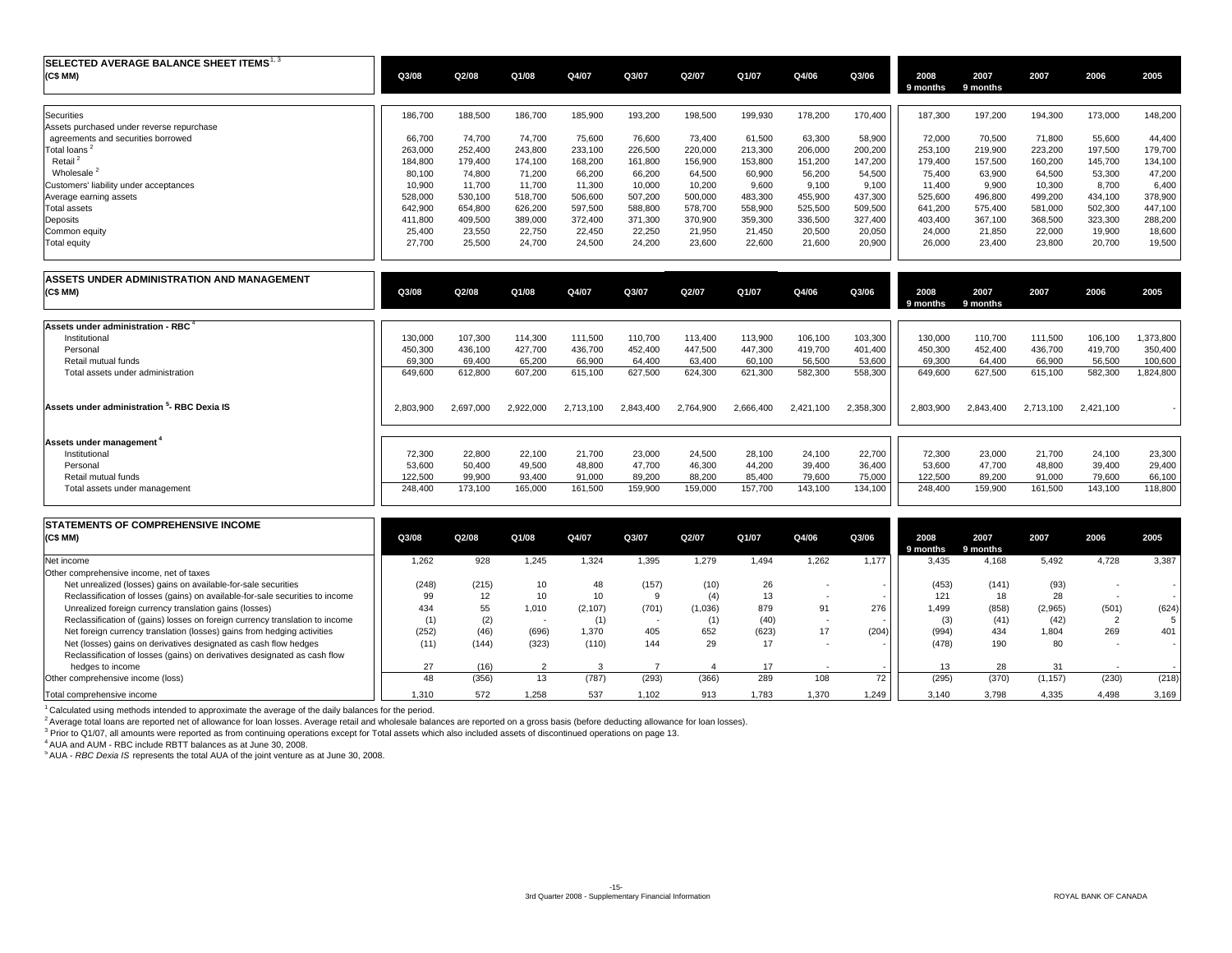## SELECTED AVERAGE BALANCE SHEET ITEMS[1, 3]

| (C$ MM) | Q3/08 | Q2/08 | Q1/08 | Q4/07 | Q3/07 | Q2/07 | Q1/07 | Q4/06 | Q3/06 | 2008 9 months | 2007 9 months | 2007 | 2006 | 2005 |
|---|---|---|---|---|---|---|---|---|---|---|---|---|---|---|
| Securities | 186,700 | 188,500 | 186,700 | 185,900 | 193,200 | 198,500 | 199,930 | 178,200 | 170,400 | 187,300 | 197,200 | 194,300 | 173,000 | 148,200 |
| Assets purchased under reverse repurchase agreements and securities borrowed | 66,700 | 74,700 | 74,700 | 75,600 | 76,600 | 73,400 | 61,500 | 63,300 | 58,900 | 72,000 | 70,500 | 71,800 | 55,600 | 44,400 |
| Total loans [2] | 263,000 | 252,400 | 243,800 | 233,100 | 226,500 | 220,000 | 213,300 | 206,000 | 200,200 | 253,100 | 219,900 | 223,200 | 197,500 | 179,700 |
| Retail [2] | 184,800 | 179,400 | 174,100 | 168,200 | 161,800 | 156,900 | 153,800 | 151,200 | 147,200 | 179,400 | 157,500 | 160,200 | 145,700 | 134,100 |
| Wholesale [2] | 80,100 | 74,800 | 71,200 | 66,200 | 66,200 | 64,500 | 60,900 | 56,200 | 54,500 | 75,400 | 63,900 | 64,500 | 53,300 | 47,200 |
| Customers' liability under acceptances | 10,900 | 11,700 | 11,700 | 11,300 | 10,000 | 10,200 | 9,600 | 9,100 | 9,100 | 11,400 | 9,900 | 10,300 | 8,700 | 6,400 |
| Average earning assets | 528,000 | 530,100 | 518,700 | 506,600 | 507,200 | 500,000 | 483,300 | 455,900 | 437,300 | 525,600 | 496,800 | 499,200 | 434,100 | 378,900 |
| Total assets | 642,900 | 654,800 | 626,200 | 597,500 | 588,800 | 578,700 | 558,900 | 525,500 | 509,500 | 641,200 | 575,400 | 581,000 | 502,300 | 447,100 |
| Deposits | 411,800 | 409,500 | 389,000 | 372,400 | 371,300 | 370,900 | 359,300 | 336,500 | 327,400 | 403,400 | 367,100 | 368,500 | 323,300 | 288,200 |
| Common equity | 25,400 | 23,550 | 22,750 | 22,450 | 22,250 | 21,950 | 21,450 | 20,500 | 20,050 | 24,000 | 21,850 | 22,000 | 19,900 | 18,600 |
| Total equity | 27,700 | 25,500 | 24,700 | 24,500 | 24,200 | 23,600 | 22,600 | 21,600 | 20,900 | 26,000 | 23,400 | 23,800 | 20,700 | 19,500 |

## ASSETS UNDER ADMINISTRATION AND MANAGEMENT

| (C$ MM) | Q3/08 | Q2/08 | Q1/08 | Q4/07 | Q3/07 | Q2/07 | Q1/07 | Q4/06 | Q3/06 | 2008 9 months | 2007 9 months | 2007 | 2006 | 2005 |
|---|---|---|---|---|---|---|---|---|---|---|---|---|---|---|
| **Assets under administration - RBC [4]** | | | | | | | | | | | | | | |
| Institutional | 130,000 | 107,300 | 114,300 | 111,500 | 110,700 | 113,400 | 113,900 | 106,100 | 103,300 | 130,000 | 110,700 | 111,500 | 106,100 | 1,373,800 |
| Personal | 450,300 | 436,100 | 427,700 | 436,700 | 452,400 | 447,500 | 447,300 | 419,700 | 401,400 | 450,300 | 452,400 | 436,700 | 419,700 | 350,400 |
| Retail mutual funds | 69,300 | 69,400 | 65,200 | 66,900 | 64,400 | 63,400 | 60,100 | 56,500 | 53,600 | 69,300 | 64,400 | 66,900 | 56,500 | 100,600 |
| Total assets under administration | 649,600 | 612,800 | 607,200 | 615,100 | 627,500 | 624,300 | 621,300 | 582,300 | 558,300 | 649,600 | 627,500 | 615,100 | 582,300 | 1,824,800 |
| **Assets under administration [5]- RBC Dexia IS** | 2,803,900 | 2,697,000 | 2,922,000 | 2,713,100 | 2,843,400 | 2,764,900 | 2,666,400 | 2,421,100 | 2,358,300 | 2,803,900 | 2,843,400 | 2,713,100 | 2,421,100 | - |
| **Assets under management [4]** | | | | | | | | | | | | | | |
| Institutional | 72,300 | 22,800 | 22,100 | 21,700 | 23,000 | 24,500 | 28,100 | 24,100 | 22,700 | 72,300 | 23,000 | 21,700 | 24,100 | 23,300 |
| Personal | 53,600 | 50,400 | 49,500 | 48,800 | 47,700 | 46,300 | 44,200 | 39,400 | 36,400 | 53,600 | 47,700 | 48,800 | 39,400 | 29,400 |
| Retail mutual funds | 122,500 | 99,900 | 93,400 | 91,000 | 89,200 | 88,200 | 85,400 | 79,600 | 75,000 | 122,500 | 89,200 | 91,000 | 79,600 | 66,100 |
| Total assets under management | 248,400 | 173,100 | 165,000 | 161,500 | 159,900 | 159,000 | 157,700 | 143,100 | 134,100 | 248,400 | 159,900 | 161,500 | 143,100 | 118,800 |

## STATEMENTS OF COMPREHENSIVE INCOME

| (C$ MM) | Q3/08 | Q2/08 | Q1/08 | Q4/07 | Q3/07 | Q2/07 | Q1/07 | Q4/06 | Q3/06 | 2008 9 months | 2007 9 months | 2007 | 2006 | 2005 |
|---|---|---|---|---|---|---|---|---|---|---|---|---|---|---|
| Net income | 1,262 | 928 | 1,245 | 1,324 | 1,395 | 1,279 | 1,494 | 1,262 | 1,177 | 3,435 | 4,168 | 5,492 | 4,728 | 3,387 |
| Other comprehensive income, net of taxes | | | | | | | | | | | | | | |
| Net unrealized (losses) gains on available-for-sale securities | (248) | (215) | 10 | 48 | (157) | (10) | 26 | - | - | (453) | (141) | (93) | - | - |
| Reclassification of losses (gains) on available-for-sale securities to income | 99 | 12 | 10 | 10 | 9 | (4) | 13 | - | - | 121 | 18 | 28 | - | - |
| Unrealized foreign currency translation gains (losses) | 434 | 55 | 1,010 | (2,107) | (701) | (1,036) | 879 | 91 | 276 | 1,499 | (858) | (2,965) | (501) | (624) |
| Reclassification of (gains) losses on foreign currency translation to income | (1) | (2) | - | (1) | - | (1) | (40) | - | - | (3) | (41) | (42) | 2 | 5 |
| Net foreign currency translation (losses) gains from hedging activities | (252) | (46) | (696) | 1,370 | 405 | 652 | (623) | 17 | (204) | (994) | 434 | 1,804 | 269 | 401 |
| Net (losses) gains on derivatives designated as cash flow hedges | (11) | (144) | (323) | (110) | 144 | 29 | 17 | - | - | (478) | 190 | 80 | - | - |
| Reclassification of losses (gains) on derivatives designated as cash flow hedges to income | 27 | (16) | 2 | 3 | 7 | 4 | 17 | - | - | 13 | 28 | 31 | - | - |
| Other comprehensive income (loss) | 48 | (356) | 13 | (787) | (293) | (366) | 289 | 108 | 72 | (295) | (370) | (1,157) | (230) | (218) |
| Total comprehensive income | 1,310 | 572 | 1,258 | 537 | 1,102 | 913 | 1,783 | 1,370 | 1,249 | 3,140 | 3,798 | 4,335 | 4,498 | 3,169 |

[1] Calculated using methods intended to approximate the average of the daily balances for the period.
[2] Average total loans are reported net of allowance for loan losses. Average retail and wholesale balances are reported on a gross basis (before deducting allowance for loan losses).
[3] Prior to Q1/07, all amounts were reported as from continuing operations except for Total assets which also included assets of discontinued operations on page 13.
[4] AUA and AUM - RBC include RBTT balances as at June 30, 2008.
[5] AUA - *RBC Dexia IS* represents the total AUA of the joint venture as at June 30, 2008.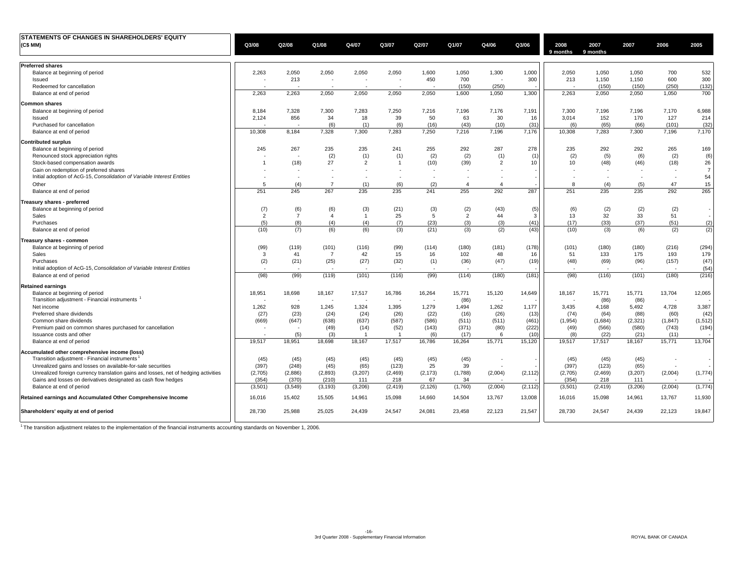## STATEMENTS OF CHANGES IN SHAREHOLDERS' EQUITY

| (C$ MM) | Q3/08 | Q2/08 | Q1/08 | Q4/07 | Q3/07 | Q2/07 | Q1/07 | Q4/06 | Q3/06 | 2008 9 months | 2007 9 months | 2007 | 2006 | 2005 |
|---|---|---|---|---|---|---|---|---|---|---|---|---|---|---|
| **Preferred shares** | | | | | | | | | | | | | | |
| Balance at beginning of period | 2,263 | 2,050 | 2,050 | 2,050 | 2,050 | 1,600 | 1,050 | 1,300 | 1,000 | 2,050 | 1,050 | 1,050 | 700 | 532 |
| Issued | - | 213 | - | - | - | 450 | 700 | - | 300 | 213 | 1,150 | 1,150 | 600 | 300 |
| Redeemed for cancellation | - | - | - | - | - | - | (150) | (250) | - | - | (150) | (150) | (250) | (132) |
| Balance at end of period | 2,263 | 2,263 | 2,050 | 2,050 | 2,050 | 2,050 | 1,600 | 1,050 | 1,300 | 2,263 | 2,050 | 2,050 | 1,050 | 700 |
| **Common shares** | | | | | | | | | | | | | | |
| Balance at beginning of period | 8,184 | 7,328 | 7,300 | 7,283 | 7,250 | 7,216 | 7,196 | 7,176 | 7,191 | 7,300 | 7,196 | 7,196 | 7,170 | 6,988 |
| Issued | 2,124 | 856 | 34 | 18 | 39 | 50 | 63 | 30 | 16 | 3,014 | 152 | 170 | 127 | 214 |
| Purchased for cancellation | - | - | (6) | (1) | (6) | (16) | (43) | (10) | (31) | (6) | (65) | (66) | (101) | (32) |
| Balance at end of period | 10,308 | 8,184 | 7,328 | 7,300 | 7,283 | 7,250 | 7,216 | 7,196 | 7,176 | 10,308 | 7,283 | 7,300 | 7,196 | 7,170 |
| **Contributed surplus** | | | | | | | | | | | | | | |
| Balance at beginning of period | 245 | 267 | 235 | 235 | 241 | 255 | 292 | 287 | 278 | 235 | 292 | 292 | 265 | 169 |
| Renounced stock appreciation rights | - | - | (2) | (1) | (1) | (2) | (2) | (1) | (1) | (2) | (5) | (6) | (2) | (6) |
| Stock-based compensation awards | 1 | (18) | 27 | 2 | 1 | (10) | (39) | 2 | 10 | 10 | (48) | (46) | (18) | 26 |
| Gain on redemption of preferred shares | - | - | - | - | - | - | - | - | - | - | - | - | - | 7 |
| Initial adoption of AcG-15, *Consolidation of Variable Interest Entities* | - | - | - | - | - | - | - | - | - | - | - | - | - | 54 |
| Other | 5 | (4) | 7 | (1) | (6) | (2) | 4 | 4 | - | 8 | (4) | (5) | 47 | 15 |
| Balance at end of period | 251 | 245 | 267 | 235 | 235 | 241 | 255 | 292 | 287 | 251 | 235 | 235 | 292 | 265 |
| **Treasury shares - preferred** | | | | | | | | | | | | | | |
| Balance at beginning of period | (7) | (6) | (6) | (3) | (21) | (3) | (2) | (43) | (5) | (6) | (2) | (2) | (2) | - |
| Sales | 2 | 7 | 4 | 1 | 25 | 5 | 2 | 44 | 3 | 13 | 32 | 33 | 51 | - |
| Purchases | (5) | (8) | (4) | (4) | (7) | (23) | (3) | (3) | (41) | (17) | (33) | (37) | (51) | (2) |
| Balance at end of period | (10) | (7) | (6) | (6) | (3) | (21) | (3) | (2) | (43) | (10) | (3) | (6) | (2) | (2) |
| **Treasury shares - common** | | | | | | | | | | | | | | |
| Balance at beginning of period | (99) | (119) | (101) | (116) | (99) | (114) | (180) | (181) | (178) | (101) | (180) | (180) | (216) | (294) |
| Sales | 3 | 41 | 7 | 42 | 15 | 16 | 102 | 48 | 16 | 51 | 133 | 175 | 193 | 179 |
| Purchases | (2) | (21) | (25) | (27) | (32) | (1) | (36) | (47) | (19) | (48) | (69) | (96) | (157) | (47) |
| Initial adoption of AcG-15, *Consolidation of Variable Interest Entities* | - | - | - | - | - | - | - | - | - | - | - | - | - | (54) |
| Balance at end of period | (98) | (99) | (119) | (101) | (116) | (99) | (114) | (180) | (181) | (98) | (116) | (101) | (180) | (216) |
| **Retained earnings** | | | | | | | | | | | | | | |
| Balance at beginning of period | 18,951 | 18,698 | 18,167 | 17,517 | 16,786 | 16,264 | 15,771 | 15,120 | 14,649 | 18,167 | 15,771 | 15,771 | 13,704 | 12,065 |
| Transition adjustment - Financial instruments [1] | - | - | - | - | - | - | (86) | - | - | - | (86) | (86) | - | - |
| Net income | 1,262 | 928 | 1,245 | 1,324 | 1,395 | 1,279 | 1,494 | 1,262 | 1,177 | 3,435 | 4,168 | 5,492 | 4,728 | 3,387 |
| Preferred share dividends | (27) | (23) | (24) | (24) | (26) | (22) | (16) | (26) | (13) | (74) | (64) | (88) | (60) | (42) |
| Common share dividends | (669) | (647) | (638) | (637) | (587) | (586) | (511) | (511) | (461) | (1,954) | (1,684) | (2,321) | (1,847) | (1,512) |
| Premium paid on common shares purchased for cancellation | - | - | (49) | (14) | (52) | (143) | (371) | (80) | (222) | (49) | (566) | (580) | (743) | (194) |
| Issuance costs and other | - | (5) | (3) | 1 | 1 | (6) | (17) | 6 | (10) | (8) | (22) | (21) | (11) | - |
| Balance at end of period | 19,517 | 18,951 | 18,698 | 18,167 | 17,517 | 16,786 | 16,264 | 15,771 | 15,120 | 19,517 | 17,517 | 18,167 | 15,771 | 13,704 |
| **Accumulated other comprehensive income (loss)** | | | | | | | | | | | | | | |
| Transition adjustment - Financial instruments [1] | (45) | (45) | (45) | (45) | (45) | (45) | (45) | - | - | (45) | (45) | (45) | - | - |
| Unrealized gains and losses on available-for-sale securities | (397) | (248) | (45) | (65) | (123) | 25 | 39 | - | - | (397) | (123) | (65) | - | - |
| Unrealized foreign currency translation gains and losses, net of hedging activities | (2,705) | (2,886) | (2,893) | (3,207) | (2,469) | (2,173) | (1,788) | (2,004) | (2,112) | (2,705) | (2,469) | (3,207) | (2,004) | (1,774) |
| Gains and losses on derivatives designated as cash flow hedges | (354) | (370) | (210) | 111 | 218 | 67 | 34 | - | - | (354) | 218 | 111 | - | - |
| Balance at end of period | (3,501) | (3,549) | (3,193) | (3,206) | (2,419) | (2,126) | (1,760) | (2,004) | (2,112) | (3,501) | (2,419) | (3,206) | (2,004) | (1,774) |
| **Retained earnings and Accumulated Other Comprehensive Income** | 16,016 | 15,402 | 15,505 | 14,961 | 15,098 | 14,660 | 14,504 | 13,767 | 13,008 | 16,016 | 15,098 | 14,961 | 13,767 | 11,930 |
| **Shareholders' equity at end of period** | 28,730 | 25,988 | 25,025 | 24,439 | 24,547 | 24,081 | 23,458 | 22,123 | 21,547 | 28,730 | 24,547 | 24,439 | 22,123 | 19,847 |

[1] The transition adjustment relates to the implementation of the financial instruments accounting standards on November 1, 2006.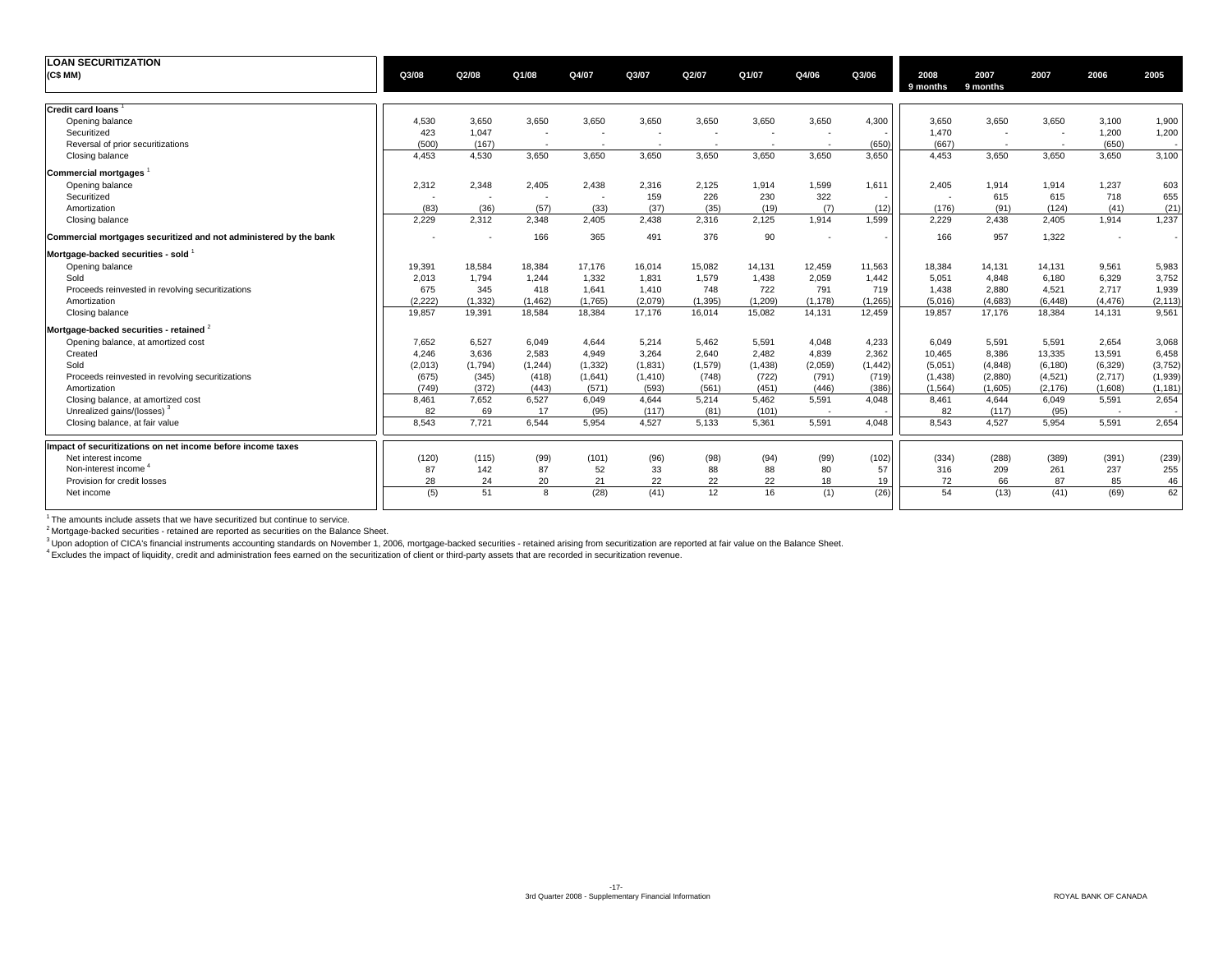| LOAN SECURITIZATION (C$ MM) | Q3/08 | Q2/08 | Q1/08 | Q4/07 | Q3/07 | Q2/07 | Q1/07 | Q4/06 | Q3/06 | 2008 9 months | 2007 9 months | 2007 | 2006 | 2005 |
|---|---|---|---|---|---|---|---|---|---|---|---|---|---|---|
| **Credit card loans** [1] | | | | | | | | | | | | | | |
| Opening balance | 4,530 | 3,650 | 3,650 | 3,650 | 3,650 | 3,650 | 3,650 | 3,650 | 4,300 | 3,650 | 3,650 | 3,650 | 3,100 | 1,900 |
| Securitized | 423 | 1,047 | - | - | - | - | - | - | - | 1,470 | - | - | 1,200 | 1,200 |
| Reversal of prior securitizations | (500) | (167) | - | - | - | - | - | - | (650) | (667) | - | - | (650) | - |
| Closing balance | 4,453 | 4,530 | 3,650 | 3,650 | 3,650 | 3,650 | 3,650 | 3,650 | 3,650 | 4,453 | 3,650 | 3,650 | 3,650 | 3,100 |
| **Commercial mortgages** [1] | | | | | | | | | | | | | | |
| Opening balance | 2,312 | 2,348 | 2,405 | 2,438 | 2,316 | 2,125 | 1,914 | 1,599 | 1,611 | 2,405 | 1,914 | 1,914 | 1,237 | 603 |
| Securitized | - | - | - | - | 159 | 226 | 230 | 322 | - | - | 615 | 615 | 718 | 655 |
| Amortization | (83) | (36) | (57) | (33) | (37) | (35) | (19) | (7) | (12) | (176) | (91) | (124) | (41) | (21) |
| Closing balance | 2,229 | 2,312 | 2,348 | 2,405 | 2,438 | 2,316 | 2,125 | 1,914 | 1,599 | 2,229 | 2,438 | 2,405 | 1,914 | 1,237 |
| **Commercial mortgages securitized and not administered by the bank** | - | - | 166 | 365 | 491 | 376 | 90 | - | - | 166 | 957 | 1,322 | - | - |
| **Mortgage-backed securities - sold** [1] | | | | | | | | | | | | | | |
| Opening balance | 19,391 | 18,584 | 18,384 | 17,176 | 16,014 | 15,082 | 14,131 | 12,459 | 11,563 | 18,384 | 14,131 | 14,131 | 9,561 | 5,983 |
| Sold | 2,013 | 1,794 | 1,244 | 1,332 | 1,831 | 1,579 | 1,438 | 2,059 | 1,442 | 5,051 | 4,848 | 6,180 | 6,329 | 3,752 |
| Proceeds reinvested in revolving securitizations | 675 | 345 | 418 | 1,641 | 1,410 | 748 | 722 | 791 | 719 | 1,438 | 2,880 | 4,521 | 2,717 | 1,939 |
| Amortization | (2,222) | (1,332) | (1,462) | (1,765) | (2,079) | (1,395) | (1,209) | (1,178) | (1,265) | (5,016) | (4,683) | (6,448) | (4,476) | (2,113) |
| Closing balance | 19,857 | 19,391 | 18,584 | 18,384 | 17,176 | 16,014 | 15,082 | 14,131 | 12,459 | 19,857 | 17,176 | 18,384 | 14,131 | 9,561 |
| **Mortgage-backed securities - retained** [2] | | | | | | | | | | | | | | |
| Opening balance, at amortized cost | 7,652 | 6,527 | 6,049 | 4,644 | 5,214 | 5,462 | 5,591 | 4,048 | 4,233 | 6,049 | 5,591 | 5,591 | 2,654 | 3,068 |
| Created | 4,246 | 3,636 | 2,583 | 4,949 | 3,264 | 2,640 | 2,482 | 4,839 | 2,362 | 10,465 | 8,386 | 13,335 | 13,591 | 6,458 |
| Sold | (2,013) | (1,794) | (1,244) | (1,332) | (1,831) | (1,579) | (1,438) | (2,059) | (1,442) | (5,051) | (4,848) | (6,180) | (6,329) | (3,752) |
| Proceeds reinvested in revolving securitizations | (675) | (345) | (418) | (1,641) | (1,410) | (748) | (722) | (791) | (719) | (1,438) | (2,880) | (4,521) | (2,717) | (1,939) |
| Amortization | (749) | (372) | (443) | (571) | (593) | (561) | (451) | (446) | (386) | (1,564) | (1,605) | (2,176) | (1,608) | (1,181) |
| Closing balance, at amortized cost | 8,461 | 7,652 | 6,527 | 6,049 | 4,644 | 5,214 | 5,462 | 5,591 | 4,048 | 8,461 | 4,644 | 6,049 | 5,591 | 2,654 |
| Unrealized gains/(losses) [3] | 82 | 69 | 17 | (95) | (117) | (81) | (101) | - | - | 82 | (117) | (95) | - | - |
| Closing balance, at fair value | 8,543 | 7,721 | 6,544 | 5,954 | 4,527 | 5,133 | 5,361 | 5,591 | 4,048 | 8,543 | 4,527 | 5,954 | 5,591 | 2,654 |
| **Impact of securitizations on net income before income taxes** | | | | | | | | | | | | | | |
| Net interest income | (120) | (115) | (99) | (101) | (96) | (98) | (94) | (99) | (102) | (334) | (288) | (389) | (391) | (239) |
| Non-interest income [4] | 87 | 142 | 87 | 52 | 33 | 88 | 88 | 80 | 57 | 316 | 209 | 261 | 237 | 255 |
| Provision for credit losses | 28 | 24 | 20 | 21 | 22 | 22 | 22 | 18 | 19 | 72 | 66 | 87 | 85 | 46 |
| Net income | (5) | 51 | 8 | (28) | (41) | 12 | 16 | (1) | (26) | 54 | (13) | (41) | (69) | 62 |

[1] The amounts include assets that we have securitized but continue to service.

[2] Mortgage-backed securities - retained are reported as securities on the Balance Sheet.

[3] Upon adoption of CICA's financial instruments accounting standards on November 1, 2006, mortgage-backed securities - retained arising from securitization are reported at fair value on the Balance Sheet.

[4] Excludes the impact of liquidity, credit and administration fees earned on the securitization of client or third-party assets that are recorded in securitization revenue.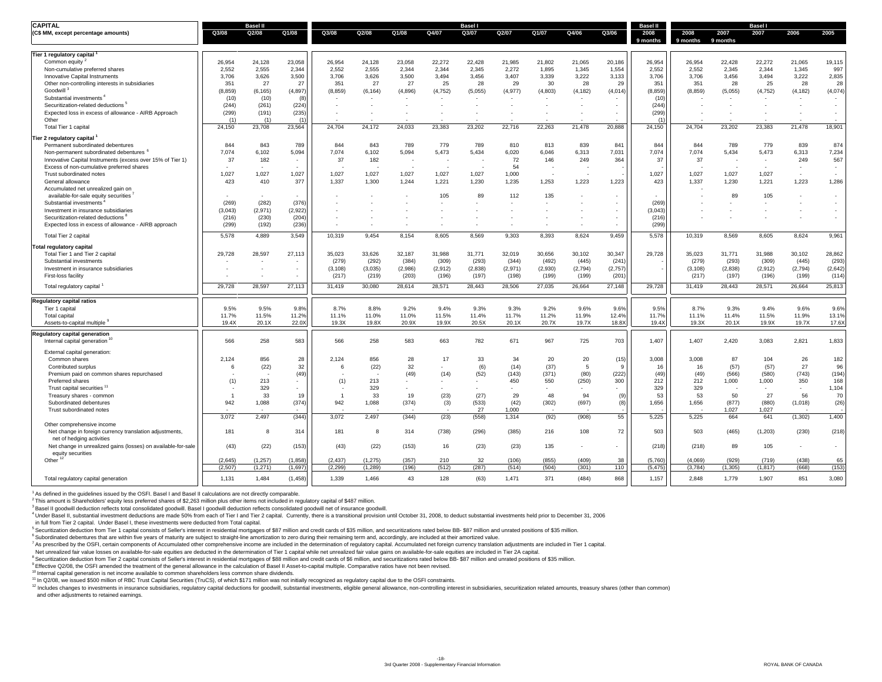| CAPITAL (C$ MM, except percentage amounts) | Basel II Q3/08 | Basel II Q2/08 | Basel II Q1/08 | Basel I Q3/08 | Basel I Q2/08 | Basel I Q1/08 | Basel I Q4/07 | Basel I Q3/07 | Basel I Q2/07 | Basel I Q1/07 | Basel I Q4/06 | Basel I Q3/06 | Basel II 2008 9 months | Basel I 2008 9 months | Basel I 2007 9 months | Basel I 2007 | Basel I 2006 | Basel I 2005 |
|---|---|---|---|---|---|---|---|---|---|---|---|---|---|---|---|---|---|---|
| **Tier 1 regulatory capital** [1] | | | | | | | | | | | | | | | | | | |
| Common equity [2] | 26,954 | 24,128 | 23,058 | 26,954 | 24,128 | 23,058 | 22,272 | 22,428 | 21,985 | 21,802 | 21,065 | 20,186 | 26,954 | 26,954 | 22,428 | 22,272 | 21,065 | 19,115 |
| Non-cumulative preferred shares | 2,552 | 2,555 | 2,344 | 2,552 | 2,555 | 2,344 | 2,344 | 2,345 | 2,272 | 1,895 | 1,345 | 1,554 | 2,552 | 2,552 | 2,345 | 2,344 | 1,345 | 997 |
| Innovative Capital Instruments | 3,706 | 3,626 | 3,500 | 3,706 | 3,626 | 3,500 | 3,494 | 3,456 | 3,407 | 3,339 | 3,222 | 3,133 | 3,706 | 3,706 | 3,456 | 3,494 | 3,222 | 2,835 |
| Other non-controlling interests in subsidiaries | 351 | 27 | 27 | 351 | 27 | 27 | 25 | 28 | 29 | 30 | 28 | 29 | 351 | 351 | 28 | 25 | 28 | 28 |
| Goodwill [3] | (8,859) | (6,165) | (4,897) | (8,859) | (6,164) | (4,896) | (4,752) | (5,055) | (4,977) | (4,803) | (4,182) | (4,014) | (8,859) | (8,859) | (5,055) | (4,752) | (4,182) | (4,074) |
| Substantial investments [4] | (10) | (10) | (8) | - | - | - | - | - | - | - | - | - | (10) | - | - | - | - | - |
| Securitization-related deductions [5] | (244) | (261) | (224) | - | - | - | - | - | - | - | - | - | (244) | - | - | - | - | - |
| Expected loss in excess of allowance - AIRB Approach | (299) | (191) | (235) | - | - | - | - | - | - | - | - | - | (299) | - | - | - | - | - |
| Other | (1) | (1) | (1) | - | - | - | - | - | - | - | - | - | (1) | - | - | - | - | - |
| Total Tier 1 capital | 24,150 | 23,708 | 23,564 | 24,704 | 24,172 | 24,033 | 23,383 | 23,202 | 22,716 | 22,263 | 21,478 | 20,888 | 24,150 | 24,704 | 23,202 | 23,383 | 21,478 | 18,901 |
| **Tier 2 regulatory capital** [1] | | | | | | | | | | | | | | | | | | |
| Permanent subordinated debentures | 844 | 843 | 789 | 844 | 843 | 789 | 779 | 789 | 810 | 813 | 839 | 841 | 844 | 844 | 789 | 779 | 839 | 874 |
| Non-permanent subordinated debentures [6] | 7,074 | 6,102 | 5,094 | 7,074 | 6,102 | 5,094 | 5,473 | 5,434 | 6,020 | 6,046 | 6,313 | 7,031 | 7,074 | 7,074 | 5,434 | 5,473 | 6,313 | 7,234 |
| Innovative Capital Instruments (excess over 15% of Tier 1) | 37 | 182 | - | 37 | 182 | - | - | - | 72 | 146 | 249 | 364 | 37 | 37 | - | - | 249 | 567 |
| Excess of non-cumulative preferred shares | - | - | - | - | - | - | - | - | 54 | - | - | - | - | - | - | - | - | - |
| Trust subordinated notes | 1,027 | 1,027 | 1,027 | 1,027 | 1,027 | 1,027 | 1,027 | 1,027 | 1,000 | - | - | - | 1,027 | 1,027 | 1,027 | 1,027 | - | - |
| General allowance | 423 | 410 | 377 | 1,337 | 1,300 | 1,244 | 1,221 | 1,230 | 1,235 | 1,253 | 1,223 | 1,223 | 423 | 1,337 | 1,230 | 1,221 | 1,223 | 1,286 |
| Accumulated net unrealized gain on available-for-sale equity securities [7] | - | - | - | - | - | - | 105 | 89 | 112 | 135 | - | - | - | - | 89 | 105 | - | - |
| Substantial investments [4] | (269) | (282) | (376) | - | - | - | - | - | - | - | - | - | (269) | - | - | - | - | - |
| Investment in insurance subsidiaries | (3,043) | (2,971) | (2,922) | - | - | - | - | - | - | - | - | - | (3,043) | - | - | - | - | - |
| Securitization-related deductions [8] | (216) | (230) | (204) | - | - | - | - | - | - | - | - | - | (216) | - | - | - | - | - |
| Expected loss in excess of allowance - AIRB approach | (299) | (192) | (236) | - | - | - | - | - | - | - | - | - | (299) | | | | | |
| Total Tier 2 capital | 5,578 | 4,889 | 3,549 | 10,319 | 9,454 | 8,154 | 8,605 | 8,569 | 9,303 | 8,393 | 8,624 | 9,459 | 5,578 | 10,319 | 8,569 | 8,605 | 8,624 | 9,961 |
| **Total regulatory capital** | | | | | | | | | | | | | | | | | | |
| Total Tier 1 and Tier 2 capital | 29,728 | 28,597 | 27,113 | 35,023 | 33,626 | 32,187 | 31,988 | 31,771 | 32,019 | 30,656 | 30,102 | 30,347 | 29,728 | 35,023 | 31,771 | 31,988 | 30,102 | 28,862 |
| Substantial investments | - | - | - | (279) | (292) | (384) | (309) | (293) | (344) | (492) | (445) | (241) | - | (279) | (293) | (309) | (445) | (293) |
| Investment in insurance subsidiaries | - | - | - | (3,108) | (3,035) | (2,986) | (2,912) | (2,838) | (2,971) | (2,930) | (2,794) | (2,757) | - | (3,108) | (2,838) | (2,912) | (2,794) | (2,642) |
| First-loss facility | - | - | - | (217) | (219) | (203) | (196) | (197) | (198) | (199) | (199) | (201) | | (217) | (197) | (196) | (199) | (114) |
| Total regulatory capital [1] | 29,728 | 28,597 | 27,113 | 31,419 | 30,080 | 28,614 | 28,571 | 28,443 | 28,506 | 27,035 | 26,664 | 27,148 | 29,728 | 31,419 | 28,443 | 28,571 | 26,664 | 25,813 |
| **Regulatory capital ratios** | | | | | | | | | | | | | | | | | | |
| Tier 1 capital | 9.5% | 9.5% | 9.8% | 8.7% | 8.8% | 9.2% | 9.4% | 9.3% | 9.3% | 9.2% | 9.6% | 9.6% | 9.5% | 8.7% | 9.3% | 9.4% | 9.6% | 9.6% |
| Total capital | 11.7% | 11.5% | 11.2% | 11.1% | 11.0% | 11.0% | 11.5% | 11.4% | 11.7% | 11.2% | 11.9% | 12.4% | 11.7% | 11.1% | 11.4% | 11.5% | 11.9% | 13.1% |
| Assets-to-capital multiple [9] | 19.4X | 20.1X | 22.0X | 19.3X | 19.8X | 20.9X | 19.9X | 20.5X | 20.1X | 20.7X | 19.7X | 18.8X | 19.4X | 19.3X | 20.1X | 19.9X | 19.7X | 17.6X |
| **Regulatory capital generation** | | | | | | | | | | | | | | | | | | |
| Internal capital generation [10] | 566 | 258 | 583 | 566 | 258 | 583 | 663 | 782 | 671 | 967 | 725 | 703 | 1,407 | 1,407 | 2,420 | 3,083 | 2,821 | 1,833 |
| External capital generation: | | | | | | | | | | | | | | | | | | |
| Common shares | 2,124 | 856 | 28 | 2,124 | 856 | 28 | 17 | 33 | 34 | 20 | 20 | (15) | 3,008 | 3,008 | 87 | 104 | 26 | 182 |
| Contributed surplus | 6 | (22) | 32 | 6 | (22) | 32 | - | (6) | (14) | (37) | 5 | 9 | 16 | 16 | (57) | (57) | 27 | 96 |
| Premium paid on common shares repurchased | - | - | (49) | - | - | (49) | (14) | (52) | (143) | (371) | (80) | (222) | (49) | (49) | (566) | (580) | (743) | (194) |
| Preferred shares | (1) | 213 | - | (1) | 213 | - | - | - | 450 | 550 | (250) | 300 | 212 | 212 | 1,000 | 1,000 | 350 | 168 |
| Trust capital securities [11] | - | 329 | - | - | 329 | - | - | - | - | - | - | - | 329 | 329 | - | - | - | 1,104 |
| Treasury shares - common | 1 | 33 | 19 | 1 | 33 | 19 | (23) | (27) | 29 | 48 | 94 | (9) | 53 | 53 | 50 | 27 | 56 | 70 |
| Subordinated debentures | 942 | 1,088 | (374) | 942 | 1,088 | (374) | (3) | (533) | (42) | (302) | (697) | (8) | 1,656 | 1,656 | (877) | (880) | (1,018) | (26) |
| Trust subordinated notes | - | - | - | - | - | - | - | 27 | 1,000 | - | - | - | - | - | 1,027 | 1,027 | - | - |
| | 3,072 | 2,497 | (344) | 3,072 | 2,497 | (344) | (23) | (558) | 1,314 | (92) | (908) | 55 | 5,225 | 5,225 | 664 | 641 | (1,302) | 1,400 |
| Other comprehensive income | | | | | | | | | | | | | | | | | | |
| Net change in foreign currency translation adjustments, net of hedging activities | 181 | 8 | 314 | 181 | 8 | 314 | (738) | (296) | (385) | 216 | 108 | 72 | 503 | 503 | (465) | (1,203) | (230) | (218) |
| Net change in unrealized gains (losses) on available-for-sale equity securities | (43) | (22) | (153) | (43) | (22) | (153) | 16 | (23) | (23) | 135 | - | - | (218) | (218) | 89 | 105 | - | - |
| Other [12] | (2,645) | (1,257) | (1,858) | (2,437) | (1,275) | (357) | 210 | 32 | (106) | (855) | (409) | 38 | (5,760) | (4,069) | (929) | (719) | (438) | 65 |
| | (2,507) | (1,271) | (1,697) | (2,299) | (1,289) | (196) | (512) | (287) | (514) | (504) | (301) | 110 | (5,475) | (3,784) | (1,305) | (1,817) | (668) | (153) |
| Total regulatory capital generation | 1,131 | 1,484 | (1,458) | 1,339 | 1,466 | 43 | 128 | (63) | 1,471 | 371 | (484) | 868 | 1,157 | 2,848 | 1,779 | 1,907 | 851 | 3,080 |

[1] As defined in the guidelines issued by the OSFI. Basel I and Basel II calculations are not directly comparable.
[2] This amount is Shareholders' equity less preferred shares of $2,263 million plus other items not included in regulatory capital of $487 million.
[3] Basel II goodwill deduction reflects total consolidated goodwill. Basel I goodwill deduction reflects consolidated goodwill net of insurance goodwill.
[4] Under Basel II, substantial investment deductions are made 50% from each of Tier I and Tier 2 capital. Currently, there is a transitional provision until October 31, 2008, to deduct substantial investments held prior to December 31, 2006 in full from Tier 2 capital. Under Basel I, these investments were deducted from Total capital.
[5] Securitization deduction from Tier 1 capital consists of Seller's interest in residential mortgages of $87 million and credit cards of $35 million, and securitizations rated below BB- $87 million and unrated positions of $35 million.
[6] Subordinated debentures that are within five years of maturity are subject to straight-line amortization to zero during their remaining term and, accordingly, are included at their amortized value.
[7] As prescribed by the OSFI, certain components of Accumulated other comprehensive income are included in the determination of regulatory capital. Accumulated net foreign currency translation adjustments are included in Tier 1 capital. Net unrealized fair value losses on available-for-sale equities are deducted in the determination of Tier 1 capital while net unrealized fair value gains on available-for-sale equities are included in Tier 2A capital.
[8] Securitization deduction from Tier 2 capital consists of Seller's interest in residential mortgages of $88 million and credit cards of $6 million, and securitizations rated below BB- $87 million and unrated positions of $35 million.
[9] Effective Q2/08, the OSFI amended the treatment of the general allowance in the calculation of Basel II Asset-to-capital multiple. Comparative ratios have not been revised.
[10] Internal capital generation is net income available to common shareholders less common share dividends.
[11] In Q2/08, we issued $500 million of RBC Trust Capital Securities (TruCS), of which $171 million was not initially recognized as regulatory capital due to the OSFI constraints.
[12] Includes changes to investments in insurance subsidiaries, regulatory capital deductions for goodwill, substantial investments, eligible general allowance, non-controlling interest in subsidiaries, securitization related amounts, treasury shares (other than common) and other adjustments to retained earnings.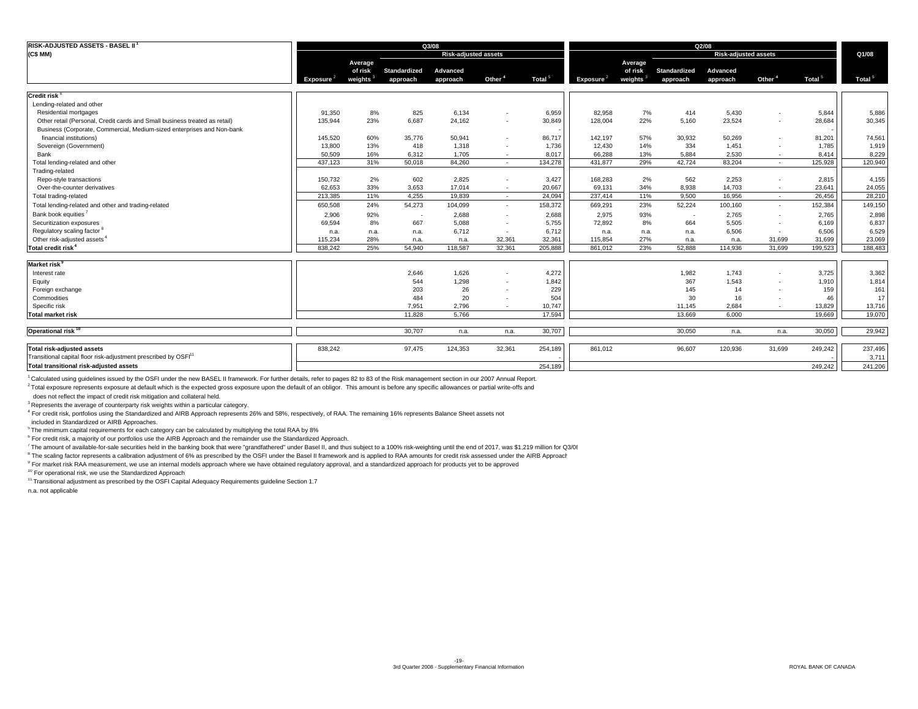| RISK-ADJUSTED ASSETS - BASEL II [1] (C$ MM) | Q3/08 | | | | | | Q2/08 | | | | | | Q1/08 |
|---|---|---|---|---|---|---|---|---|---|---|---|---|---|
| | | | Risk-adjusted assets | | | | | | Risk-adjusted assets | | | | |
| | Exposure [2] | Average of risk weights [3] | Standardized approach | Advanced approach | Other [4] | Total [5] | Exposure [2] | Average of risk weights [3] | Standardized approach | Advanced approach | Other [4] | Total [5] | Total [5] |
| **Credit risk [6]** | | | | | | | | | | | | | |
| Lending-related and other | | | | | | | | | | | | | |
| Residential mortgages | 91,350 | 8% | 825 | 6,134 | - | 6,959 | 82,958 | 7% | 414 | 5,430 | - | 5,844 | 5,886 |
| Other retail (Personal, Credit cards and Small business treated as retail) | 135,944 | 23% | 6,687 | 24,162 | - | 30,849 | 128,004 | 22% | 5,160 | 23,524 | - | 28,684 | 30,345 |
| Business (Corporate, Commercial, Medium-sized enterprises and Non-bank financial institutions) | 145,520 | 60% | 35,776 | 50,941 | - | 86,717 | 142,197 | 57% | 30,932 | 50,269 | - | 81,201 | 74,561 |
| Sovereign (Government) | 13,800 | 13% | 418 | 1,318 | - | 1,736 | 12,430 | 14% | 334 | 1,451 | - | 1,785 | 1,919 |
| Bank | 50,509 | 16% | 6,312 | 1,705 | - | 8,017 | 66,288 | 13% | 5,884 | 2,530 | - | 8,414 | 8,229 |
| Total lending-related and other | 437,123 | 31% | 50,018 | 84,260 | - | 134,278 | 431,877 | 29% | 42,724 | 83,204 | - | 125,928 | 120,940 |
| Trading-related | | | | | | | | | | | | | |
| Repo-style transactions | 150,732 | 2% | 602 | 2,825 | - | 3,427 | 168,283 | 2% | 562 | 2,253 | - | 2,815 | 4,155 |
| Over-the-counter derivatives | 62,653 | 33% | 3,653 | 17,014 | - | 20,667 | 69,131 | 34% | 8,938 | 14,703 | - | 23,641 | 24,055 |
| Total trading-related | 213,385 | 11% | 4,255 | 19,839 | - | 24,094 | 237,414 | 11% | 9,500 | 16,956 | - | 26,456 | 28,210 |
| Total lending-related and other and trading-related | 650,508 | 24% | 54,273 | 104,099 | - | 158,372 | 669,291 | 23% | 52,224 | 100,160 | - | 152,384 | 149,150 |
| Bank book equities [7] | 2,906 | 92% | - | 2,688 | - | 2,688 | 2,975 | 93% | - | 2,765 | - | 2,765 | 2,898 |
| Securitization exposures | 69,594 | 8% | 667 | 5,088 | - | 5,755 | 72,892 | 8% | 664 | 5,505 | - | 6,169 | 6,837 |
| Regulatory scaling factor [8] | n.a. | n.a. | n.a. | 6,712 | - | 6,712 | n.a. | n.a. | n.a. | 6,506 | - | 6,506 | 6,529 |
| Other risk-adjusted assets [4] | 115,234 | 28% | n.a. | n.a. | 32,361 | 32,361 | 115,854 | 27% | n.a. | n.a. | 31,699 | 31,699 | 23,069 |
| **Total credit risk [4]** | 838,242 | 25% | 54,940 | 118,587 | 32,361 | 205,888 | 861,012 | 23% | 52,888 | 114,936 | 31,699 | 199,523 | 188,483 |
| **Market risk [9]** | | | | | | | | | | | | | |
| Interest rate | | | 2,646 | 1,626 | - | 4,272 | | | 1,982 | 1,743 | - | 3,725 | 3,362 |
| Equity | | | 544 | 1,298 | - | 1,842 | | | 367 | 1,543 | - | 1,910 | 1,814 |
| Foreign exchange | | | 203 | 26 | - | 229 | | | 145 | 14 | - | 159 | 161 |
| Commodities | | | 484 | 20 | - | 504 | | | 30 | 16 | - | 46 | 17 |
| Specific risk | | | 7,951 | 2,796 | - | 10,747 | | | 11,145 | 2,684 | - | 13,829 | 13,716 |
| **Total market risk** | | | 11,828 | 5,766 | | 17,594 | | | 13,669 | 6,000 | | 19,669 | 19,070 |
| **Operational risk [10]** | | | 30,707 | n.a. | n.a. | 30,707 | | | 30,050 | n.a. | n.a. | 30,050 | 29,942 |
| **Total risk-adjusted assets** | 838,242 | | 97,475 | 124,353 | 32,361 | 254,189 | 861,012 | | 96,607 | 120,936 | 31,699 | 249,242 | 237,495 |
| Transitional capital floor risk-adjustment prescribed by OSFI [11] | | | | | | - | | | | | | - | 3,711 |
| **Total transitional risk-adjusted assets** | | | | | | 254,189 | | | | | | 249,242 | 241,206 |

[1] Calculated using guidelines issued by the OSFI under the new BASEL II framework. For further details, refer to pages 82 to 83 of the Risk management section in our 2007 Annual Report.
[2] Total exposure represents exposure at default which is the expected gross exposure upon the default of an obligor. This amount is before any specific allowances or partial write-offs and does not reflect the impact of credit risk mitigation and collateral held.
[3] Represents the average of counterparty risk weights within a particular category.
[4] For credit risk, portfolios using the Standardized and AIRB Approach represents 26% and 58%, respectively, of RAA. The remaining 16% represents Balance Sheet assets not included in Standardized or AIRB Approaches.
[5] The minimum capital requirements for each category can be calculated by multiplying the total RAA by 8%
[6] For credit risk, a majority of our portfolios use the AIRB Approach and the remainder use the Standardized Approach.
[7] The amount of available-for-sale securities held in the banking book that were "grandfathered" under Basel II, and thus subject to a 100% risk-weighting until the end of 2017, was $1,219 million for Q3/08
[8] The scaling factor represents a calibration adjustment of 6% as prescribed by the OSFI under the Basel II framework and is applied to RAA amounts for credit risk assessed under the AIRB Approach
[9] For market risk RAA measurement, we use an internal models approach where we have obtained regulatory approval, and a standardized approach for products yet to be approved
[10] For operational risk, we use the Standardized Approach
[11] Transitional adjustment as prescribed by the OSFI Capital Adequacy Requirements guideline Section 1.7

n.a. not applicable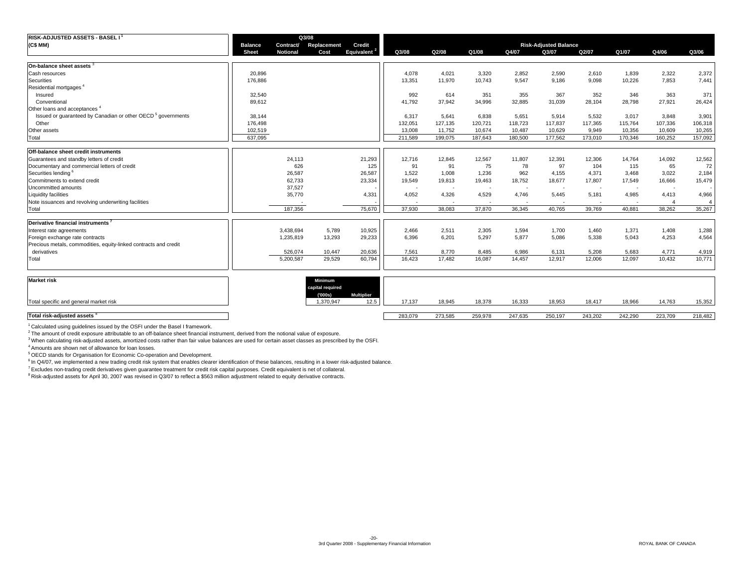| RISK-ADJUSTED ASSETS - BASEL I [1] (C$ MM) | Q3/08 Balance Sheet | Q3/08 Contract/ Notional | Q3/08 Replacement Cost | Q3/08 Credit Equivalent [2] | Risk-Adjusted Balance Q3/08 | Q2/08 | Q1/08 | Q4/07 | Q3/07 | Q2/07 | Q1/07 | Q4/06 | Q3/06 |
|---|---|---|---|---|---|---|---|---|---|---|---|---|---|
| **On-balance sheet assets** [3] | | | | | | | | | | | | | |
| Cash resources | 20,896 | | | | 4,078 | 4,021 | 3,320 | 2,852 | 2,590 | 2,610 | 1,839 | 2,322 | 2,372 |
| Securities | 176,886 | | | | 13,351 | 11,970 | 10,743 | 9,547 | 9,186 | 9,098 | 10,226 | 7,853 | 7,441 |
| Residential mortgages [4] | | | | | | | | | | | | | |
| Insured | 32,540 | | | | 992 | 614 | 351 | 355 | 367 | 352 | 346 | 363 | 371 |
| Conventional | 89,612 | | | | 41,792 | 37,942 | 34,996 | 32,885 | 31,039 | 28,104 | 28,798 | 27,921 | 26,424 |
| Other loans and acceptances [4] | | | | | | | | | | | | | |
| Issued or guaranteed by Canadian or other OECD [5] governments | 38,144 | | | | 6,317 | 5,641 | 6,838 | 5,651 | 5,914 | 5,532 | 3,017 | 3,848 | 3,901 |
| Other | 176,498 | | | | 132,051 | 127,135 | 120,721 | 118,723 | 117,837 | 117,365 | 115,764 | 107,336 | 106,318 |
| Other assets | 102,519 | | | | 13,008 | 11,752 | 10,674 | 10,487 | 10,629 | 9,949 | 10,356 | 10,609 | 10,265 |
| Total | 637,095 | | | | 211,589 | 199,075 | 187,643 | 180,500 | 177,562 | 173,010 | 170,346 | 160,252 | 157,092 |
| **Off-balance sheet credit instruments** | | | | | | | | | | | | | |
| Guarantees and standby letters of credit | | 24,113 | | 21,293 | 12,716 | 12,845 | 12,567 | 11,807 | 12,391 | 12,306 | 14,764 | 14,092 | 12,562 |
| Documentary and commercial letters of credit | | 626 | | 125 | 91 | 91 | 75 | 78 | 97 | 104 | 115 | 65 | 72 |
| Securities lending [6] | | 26,587 | | 26,587 | 1,522 | 1,008 | 1,236 | 962 | 4,155 | 4,371 | 3,468 | 3,022 | 2,184 |
| Commitments to extend credit | | 62,733 | | 23,334 | 19,549 | 19,813 | 19,463 | 18,752 | 18,677 | 17,807 | 17,549 | 16,666 | 15,479 |
| Uncommitted amounts | | 37,527 | | - | - | - | - | - | - | - | - | - | - |
| Liquidity facilities | | 35,770 | | 4,331 | 4,052 | 4,326 | 4,529 | 4,746 | 5,445 | 5,181 | 4,985 | 4,413 | 4,966 |
| Note issuances and revolving underwriting facilities | | - | | - | - | - | - | - | - | - | - | 4 | 4 |
| Total | | 187,356 | | 75,670 | 37,930 | 38,083 | 37,870 | 36,345 | 40,765 | 39,769 | 40,881 | 38,262 | 35,267 |
| **Derivative financial instruments** [7] | | | | | | | | | | | | | |
| Interest rate agreements | | 3,438,694 | 5,789 | 10,925 | 2,466 | 2,511 | 2,305 | 1,594 | 1,700 | 1,460 | 1,371 | 1,408 | 1,288 |
| Foreign exchange rate contracts | | 1,235,819 | 13,293 | 29,233 | 6,396 | 6,201 | 5,297 | 5,877 | 5,086 | 5,338 | 5,043 | 4,253 | 4,564 |
| Precious metals, commodities, equity-linked contracts and credit derivatives | | 526,074 | 10,447 | 20,636 | 7,561 | 8,770 | 8,485 | 6,986 | 6,131 | 5,208 | 5,683 | 4,771 | 4,919 |
| Total | | 5,200,587 | 29,529 | 60,794 | 16,423 | 17,482 | 16,087 | 14,457 | 12,917 | 12,006 | 12,097 | 10,432 | 10,771 |
| **Market risk** | | | Minimum capital required ('000s) | Multiplier | | | | | | | | | |
| Total specific and general market risk | | | 1,370,947 | 12.5 | 17,137 | 18,945 | 18,378 | 16,333 | 18,953 | 18,417 | 18,966 | 14,763 | 15,352 |
| **Total risk-adjusted assets** [8] | | | | | 283,079 | 273,585 | 259,978 | 247,635 | 250,197 | 243,202 | 242,290 | 223,709 | 218,482 |

[1] Calculated using guidelines issued by the OSFI under the Basel I framework.
[2] The amount of credit exposure attributable to an off-balance sheet financial instrument, derived from the notional value of exposure.
[3] When calculating risk-adjusted assets, amortized costs rather than fair value balances are used for certain asset classes as prescribed by the OSFI.
[4] Amounts are shown net of allowance for loan losses.
[5] OECD stands for Organisation for Economic Co-operation and Development.
[6] In Q4/07, we implemented a new trading credit risk system that enables clearer identification of these balances, resulting in a lower risk-adjusted balance.
[7] Excludes non-trading credit derivatives given guarantee treatment for credit risk capital purposes. Credit equivalent is net of collateral.
[8] Risk-adjusted assets for April 30, 2007 was revised in Q3/07 to reflect a $563 million adjustment related to equity derivative contracts.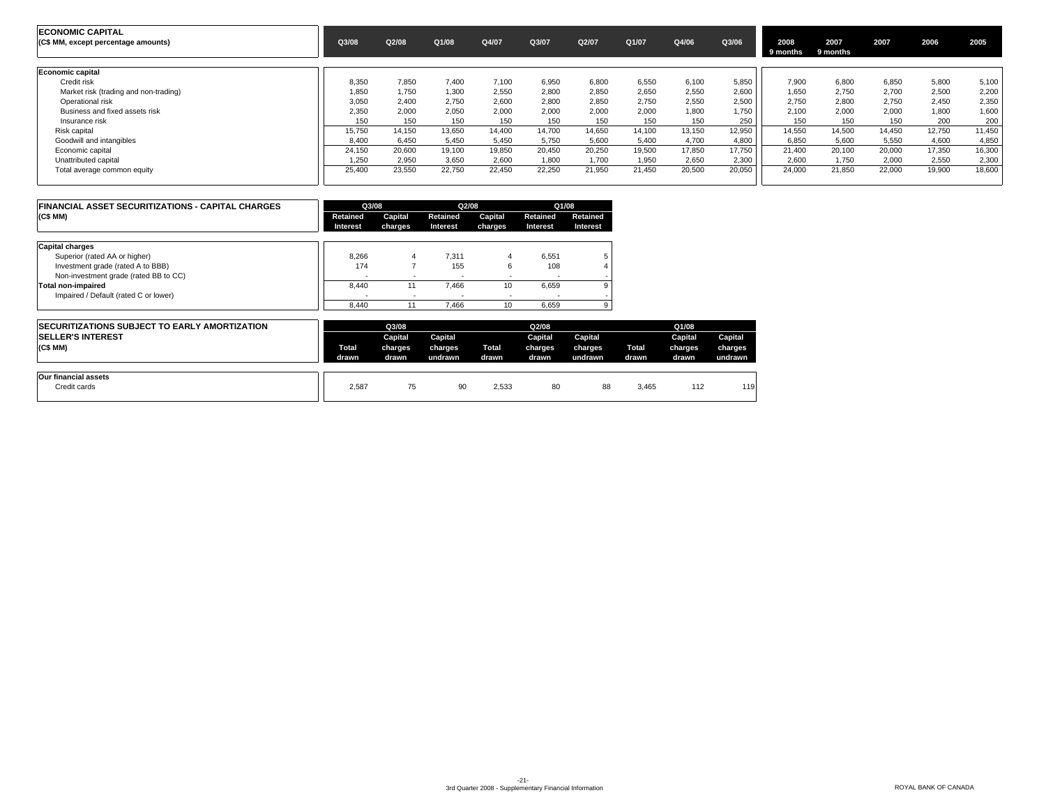## ECONOMIC CAPITAL

| (C$ MM, except percentage amounts) | Q3/08 | Q2/08 | Q1/08 | Q4/07 | Q3/07 | Q2/07 | Q1/07 | Q4/06 | Q3/06 | 2008 9 months | 2007 9 months | 2007 | 2006 | 2005 |
|---|---|---|---|---|---|---|---|---|---|---|---|---|---|---|
| **Economic capital** | | | | | | | | | | | | | | |
| Credit risk | 8,350 | 7,850 | 7,400 | 7,100 | 6,950 | 6,800 | 6,550 | 6,100 | 5,850 | 7,900 | 6,800 | 6,850 | 5,800 | 5,100 |
| Market risk (trading and non-trading) | 1,850 | 1,750 | 1,300 | 2,550 | 2,800 | 2,850 | 2,650 | 2,550 | 2,600 | 1,650 | 2,750 | 2,700 | 2,500 | 2,200 |
| Operational risk | 3,050 | 2,400 | 2,750 | 2,600 | 2,800 | 2,850 | 2,750 | 2,550 | 2,500 | 2,750 | 2,800 | 2,750 | 2,450 | 2,350 |
| Business and fixed assets risk | 2,350 | 2,000 | 2,050 | 2,000 | 2,000 | 2,000 | 2,000 | 1,800 | 1,750 | 2,100 | 2,000 | 2,000 | 1,800 | 1,600 |
| Insurance risk | 150 | 150 | 150 | 150 | 150 | 150 | 150 | 150 | 250 | 150 | 150 | 150 | 200 | 200 |
| Risk capital | 15,750 | 14,150 | 13,650 | 14,400 | 14,700 | 14,650 | 14,100 | 13,150 | 12,950 | 14,550 | 14,500 | 14,450 | 12,750 | 11,450 |
| Goodwill and intangibles | 8,400 | 6,450 | 5,450 | 5,450 | 5,750 | 5,600 | 5,400 | 4,700 | 4,800 | 6,850 | 5,600 | 5,550 | 4,600 | 4,850 |
| Economic capital | 24,150 | 20,600 | 19,100 | 19,850 | 20,450 | 20,250 | 19,500 | 17,850 | 17,750 | 21,400 | 20,100 | 20,000 | 17,350 | 16,300 |
| Unattributed capital | 1,250 | 2,950 | 3,650 | 2,600 | 1,800 | 1,700 | 1,950 | 2,650 | 2,300 | 2,600 | 1,750 | 2,000 | 2,550 | 2,300 |
| Total average common equity | 25,400 | 23,550 | 22,750 | 22,450 | 22,250 | 21,950 | 21,450 | 20,500 | 20,050 | 24,000 | 21,850 | 22,000 | 19,900 | 18,600 |

## FINANCIAL ASSET SECURITIZATIONS - CAPITAL CHARGES

| (C$ MM) | Q3/08 | | Q2/08 | | Q1/08 | |
|---|---|---|---|---|---|---|
| | Retained Interest | Capital charges | Retained Interest | Capital charges | Retained Interest | Retained Interest |
| **Capital charges** | | | | | | |
| Superior (rated AA or higher) | 8,266 | 4 | 7,311 | 4 | 6,551 | 5 |
| Investment grade (rated A to BBB) | 174 | 7 | 155 | 6 | 108 | 4 |
| Non-investment grade (rated BB to CC) | - | - | - | - | - | - |
| **Total non-impaired** | 8,440 | 11 | 7,466 | 10 | 6,659 | 9 |
| Impaired / Default (rated C or lower) | - | - | - | - | - | - |
| | 8,440 | 11 | 7,466 | 10 | 6,659 | 9 |

## SECURITIZATIONS SUBJECT TO EARLY AMORTIZATION SELLER'S INTEREST

| (C$ MM) | Q3/08 | | | Q2/08 | | | Q1/08 | | |
|---|---|---|---|---|---|---|---|---|---|
| | Total drawn | Capital charges drawn | Capital charges undrawn | Total drawn | Capital charges drawn | Capital charges undrawn | Total drawn | Capital charges drawn | Capital charges undrawn |
| **Our financial assets** | | | | | | | | | |
| Credit cards | 2,587 | 75 | 90 | 2,533 | 80 | 88 | 3,465 | 112 | 119 |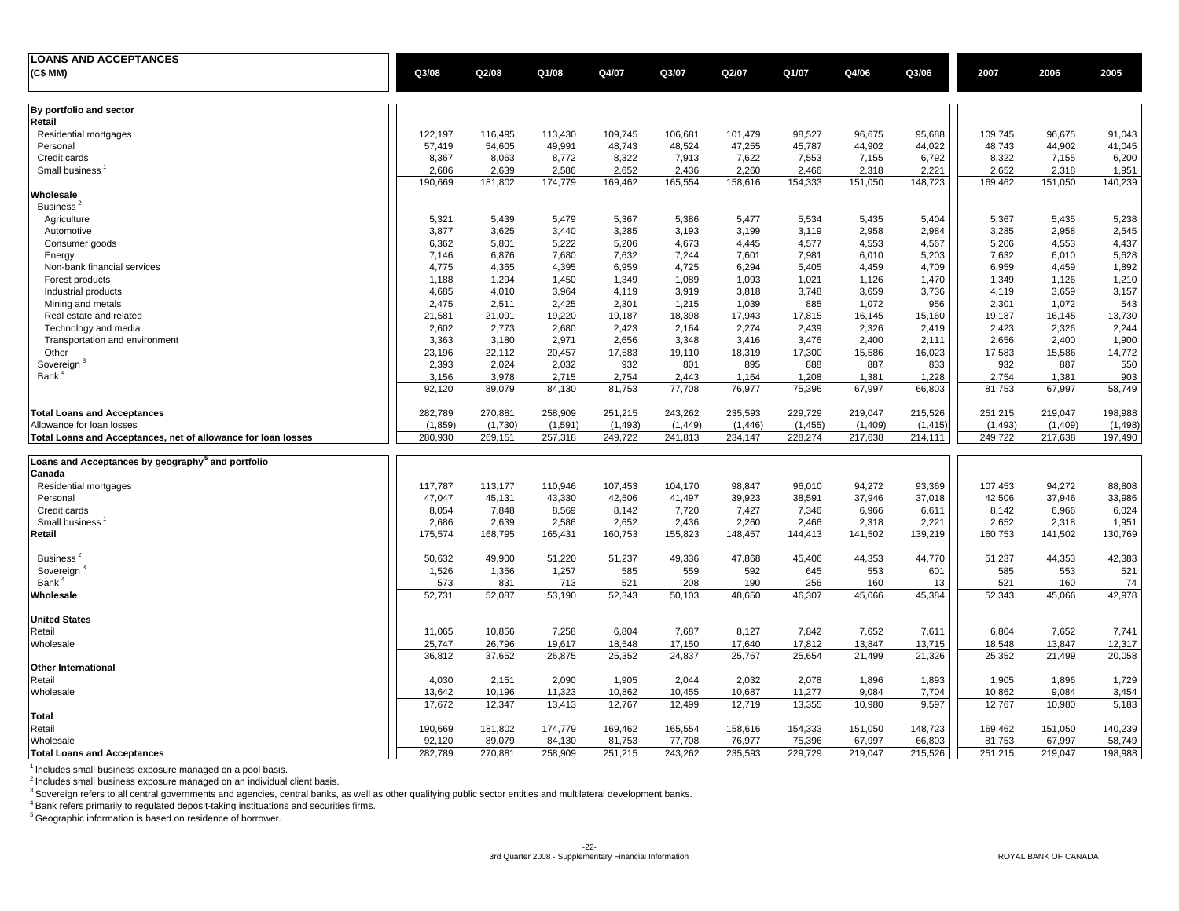| LOANS AND ACCEPTANCES (C$ MM) | Q3/08 | Q2/08 | Q1/08 | Q4/07 | Q3/07 | Q2/07 | Q1/07 | Q4/06 | Q3/06 | 2007 | 2006 | 2005 |
|---|---|---|---|---|---|---|---|---|---|---|---|---|
| **By portfolio and sector** | | | | | | | | | | | | |
| **Retail** | | | | | | | | | | | | |
| Residential mortgages | 122,197 | 116,495 | 113,430 | 109,745 | 106,681 | 101,479 | 98,527 | 96,675 | 95,688 | 109,745 | 96,675 | 91,043 |
| Personal | 57,419 | 54,605 | 49,991 | 48,743 | 48,524 | 47,255 | 45,787 | 44,902 | 44,022 | 48,743 | 44,902 | 41,045 |
| Credit cards | 8,367 | 8,063 | 8,772 | 8,322 | 7,913 | 7,622 | 7,553 | 7,155 | 6,792 | 8,322 | 7,155 | 6,200 |
| Small business [1] | 2,686 | 2,639 | 2,586 | 2,652 | 2,436 | 2,260 | 2,466 | 2,318 | 2,221 | 2,652 | 2,318 | 1,951 |
| | 190,669 | 181,802 | 174,779 | 169,462 | 165,554 | 158,616 | 154,333 | 151,050 | 148,723 | 169,462 | 151,050 | 140,239 |
| **Wholesale** | | | | | | | | | | | | |
| Business [2] | | | | | | | | | | | | |
| Agriculture | 5,321 | 5,439 | 5,479 | 5,367 | 5,386 | 5,477 | 5,534 | 5,435 | 5,404 | 5,367 | 5,435 | 5,238 |
| Automotive | 3,877 | 3,625 | 3,440 | 3,285 | 3,193 | 3,199 | 3,119 | 2,958 | 2,984 | 3,285 | 2,958 | 2,545 |
| Consumer goods | 6,362 | 5,801 | 5,222 | 5,206 | 4,673 | 4,445 | 4,577 | 4,553 | 4,567 | 5,206 | 4,553 | 4,437 |
| Energy | 7,146 | 6,876 | 7,680 | 7,632 | 7,244 | 7,601 | 7,981 | 6,010 | 5,203 | 7,632 | 6,010 | 5,628 |
| Non-bank financial services | 4,775 | 4,365 | 4,395 | 6,959 | 4,725 | 6,294 | 5,405 | 4,459 | 4,709 | 6,959 | 4,459 | 1,892 |
| Forest products | 1,188 | 1,294 | 1,450 | 1,349 | 1,089 | 1,093 | 1,021 | 1,126 | 1,470 | 1,349 | 1,126 | 1,210 |
| Industrial products | 4,685 | 4,010 | 3,964 | 4,119 | 3,919 | 3,818 | 3,748 | 3,659 | 3,736 | 4,119 | 3,659 | 3,157 |
| Mining and metals | 2,475 | 2,511 | 2,425 | 2,301 | 1,215 | 1,039 | 885 | 1,072 | 956 | 2,301 | 1,072 | 543 |
| Real estate and related | 21,581 | 21,091 | 19,220 | 19,187 | 18,398 | 17,943 | 17,815 | 16,145 | 15,160 | 19,187 | 16,145 | 13,730 |
| Technology and media | 2,602 | 2,773 | 2,680 | 2,423 | 2,164 | 2,274 | 2,439 | 2,326 | 2,419 | 2,423 | 2,326 | 2,244 |
| Transportation and environment | 3,363 | 3,180 | 2,971 | 2,656 | 3,348 | 3,416 | 3,476 | 2,400 | 2,111 | 2,656 | 2,400 | 1,900 |
| Other | 23,196 | 22,112 | 20,457 | 17,583 | 19,110 | 18,319 | 17,300 | 15,586 | 16,023 | 17,583 | 15,586 | 14,772 |
| Sovereign [3] | 2,393 | 2,024 | 2,032 | 932 | 801 | 895 | 888 | 887 | 833 | 932 | 887 | 550 |
| Bank [4] | 3,156 | 3,978 | 2,715 | 2,754 | 2,443 | 1,164 | 1,208 | 1,381 | 1,228 | 2,754 | 1,381 | 903 |
| | 92,120 | 89,079 | 84,130 | 81,753 | 77,708 | 76,977 | 75,396 | 67,997 | 66,803 | 81,753 | 67,997 | 58,749 |
| **Total Loans and Acceptances** | 282,789 | 270,881 | 258,909 | 251,215 | 243,262 | 235,593 | 229,729 | 219,047 | 215,526 | 251,215 | 219,047 | 198,988 |
| Allowance for loan losses | (1,859) | (1,730) | (1,591) | (1,493) | (1,449) | (1,446) | (1,455) | (1,409) | (1,415) | (1,493) | (1,409) | (1,498) |
| **Total Loans and Acceptances, net of allowance for loan losses** | 280,930 | 269,151 | 257,318 | 249,722 | 241,813 | 234,147 | 228,274 | 217,638 | 214,111 | 249,722 | 217,638 | 197,490 |
| **Loans and Acceptances by geography [5] and portfolio** | | | | | | | | | | | | |
| **Canada** | | | | | | | | | | | | |
| Residential mortgages | 117,787 | 113,177 | 110,946 | 107,453 | 104,170 | 98,847 | 96,010 | 94,272 | 93,369 | 107,453 | 94,272 | 88,808 |
| Personal | 47,047 | 45,131 | 43,330 | 42,506 | 41,497 | 39,923 | 38,591 | 37,946 | 37,018 | 42,506 | 37,946 | 33,986 |
| Credit cards | 8,054 | 7,848 | 8,569 | 8,142 | 7,720 | 7,427 | 7,346 | 6,966 | 6,611 | 8,142 | 6,966 | 6,024 |
| Small business [1] | 2,686 | 2,639 | 2,586 | 2,652 | 2,436 | 2,260 | 2,466 | 2,318 | 2,221 | 2,652 | 2,318 | 1,951 |
| **Retail** | 175,574 | 168,795 | 165,431 | 160,753 | 155,823 | 148,457 | 144,413 | 141,502 | 139,219 | 160,753 | 141,502 | 130,769 |
| Business [2] | 50,632 | 49,900 | 51,220 | 51,237 | 49,336 | 47,868 | 45,406 | 44,353 | 44,770 | 51,237 | 44,353 | 42,383 |
| Sovereign [3] | 1,526 | 1,356 | 1,257 | 585 | 559 | 592 | 645 | 553 | 601 | 585 | 553 | 521 |
| Bank [4] | 573 | 831 | 713 | 521 | 208 | 190 | 256 | 160 | 13 | 521 | 160 | 74 |
| **Wholesale** | 52,731 | 52,087 | 53,190 | 52,343 | 50,103 | 48,650 | 46,307 | 45,066 | 45,384 | 52,343 | 45,066 | 42,978 |
| **United States** | | | | | | | | | | | | |
| Retail | 11,065 | 10,856 | 7,258 | 6,804 | 7,687 | 8,127 | 7,842 | 7,652 | 7,611 | 6,804 | 7,652 | 7,741 |
| Wholesale | 25,747 | 26,796 | 19,617 | 18,548 | 17,150 | 17,640 | 17,812 | 13,847 | 13,715 | 18,548 | 13,847 | 12,317 |
| | 36,812 | 37,652 | 26,875 | 25,352 | 24,837 | 25,767 | 25,654 | 21,499 | 21,326 | 25,352 | 21,499 | 20,058 |
| **Other International** | | | | | | | | | | | | |
| Retail | 4,030 | 2,151 | 2,090 | 1,905 | 2,044 | 2,032 | 2,078 | 1,896 | 1,893 | 1,905 | 1,896 | 1,729 |
| Wholesale | 13,642 | 10,196 | 11,323 | 10,862 | 10,455 | 10,687 | 11,277 | 9,084 | 7,704 | 10,862 | 9,084 | 3,454 |
| | 17,672 | 12,347 | 13,413 | 12,767 | 12,499 | 12,719 | 13,355 | 10,980 | 9,597 | 12,767 | 10,980 | 5,183 |
| **Total** | | | | | | | | | | | | |
| Retail | 190,669 | 181,802 | 174,779 | 169,462 | 165,554 | 158,616 | 154,333 | 151,050 | 148,723 | 169,462 | 151,050 | 140,239 |
| Wholesale | 92,120 | 89,079 | 84,130 | 81,753 | 77,708 | 76,977 | 75,396 | 67,997 | 66,803 | 81,753 | 67,997 | 58,749 |
| **Total Loans and Acceptances** | 282,789 | 270,881 | 258,909 | 251,215 | 243,262 | 235,593 | 229,729 | 219,047 | 215,526 | 251,215 | 219,047 | 198,988 |

[1] Includes small business exposure managed on a pool basis.
[2] Includes small business exposure managed on an individual client basis.
[3] Sovereign refers to all central governments and agencies, central banks, as well as other qualifying public sector entities and multilateral development banks.
[4] Bank refers primarily to regulated deposit-taking instituations and securities firms.
[5] Geographic information is based on residence of borrower.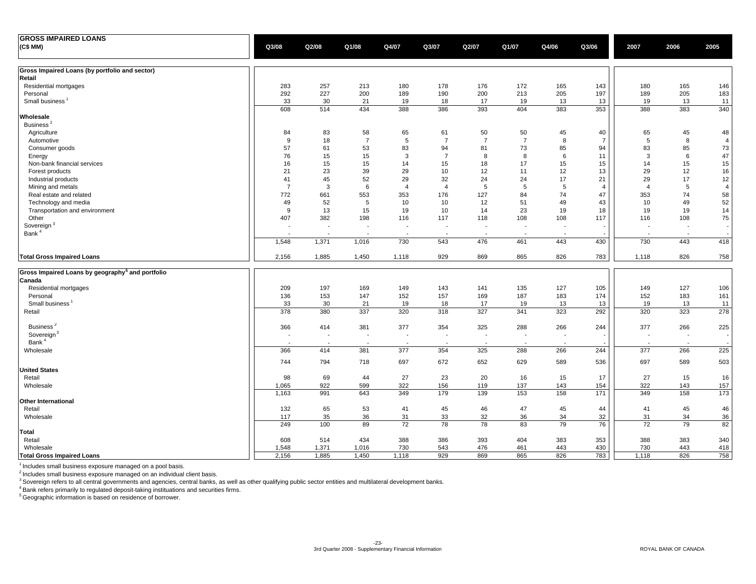# GROSS IMPAIRED LOANS

| (C$ MM) | Q3/08 | Q2/08 | Q1/08 | Q4/07 | Q3/07 | Q2/07 | Q1/07 | Q4/06 | Q3/06 | 2007 | 2006 | 2005 |
|---|---|---|---|---|---|---|---|---|---|---|---|---|
| **Gross Impaired Loans (by portfolio and sector)** | | | | | | | | | | | | |
| **Retail** | | | | | | | | | | | | |
| Residential mortgages | 283 | 257 | 213 | 180 | 178 | 176 | 172 | 165 | 143 | 180 | 165 | 146 |
| Personal | 292 | 227 | 200 | 189 | 190 | 200 | 213 | 205 | 197 | 189 | 205 | 183 |
| Small business [1] | 33 | 30 | 21 | 19 | 18 | 17 | 19 | 13 | 13 | 19 | 13 | 11 |
| | 608 | 514 | 434 | 388 | 386 | 393 | 404 | 383 | 353 | 388 | 383 | 340 |
| **Wholesale** | | | | | | | | | | | | |
| Business [2] | | | | | | | | | | | | |
| Agriculture | 84 | 83 | 58 | 65 | 61 | 50 | 50 | 45 | 40 | 65 | 45 | 48 |
| Automotive | 9 | 18 | 7 | 5 | 7 | 7 | 7 | 8 | 7 | 5 | 8 | 4 |
| Consumer goods | 57 | 61 | 53 | 83 | 94 | 81 | 73 | 85 | 94 | 83 | 85 | 73 |
| Energy | 76 | 15 | 15 | 3 | 7 | 8 | 8 | 6 | 11 | 3 | 6 | 47 |
| Non-bank financial services | 16 | 15 | 15 | 14 | 15 | 18 | 17 | 15 | 15 | 14 | 15 | 15 |
| Forest products | 21 | 23 | 39 | 29 | 10 | 12 | 11 | 12 | 13 | 29 | 12 | 16 |
| Industrial products | 41 | 45 | 52 | 29 | 32 | 24 | 24 | 17 | 21 | 29 | 17 | 12 |
| Mining and metals | 7 | 3 | 6 | 4 | 4 | 5 | 5 | 5 | 4 | 4 | 5 | 4 |
| Real estate and related | 772 | 661 | 553 | 353 | 176 | 127 | 84 | 74 | 47 | 353 | 74 | 58 |
| Technology and media | 49 | 52 | 5 | 10 | 10 | 12 | 51 | 49 | 43 | 10 | 49 | 52 |
| Transportation and environment | 9 | 13 | 15 | 19 | 10 | 14 | 23 | 19 | 18 | 19 | 19 | 14 |
| Other | 407 | 382 | 198 | 116 | 117 | 118 | 108 | 108 | 117 | 116 | 108 | 75 |
| Sovereign [3] | - | - | - | - | - | - | - | - | - | - | - | - |
| Bank [4] | - | - | - | - | - | - | - | - | - | - | - | - |
| | 1,548 | 1,371 | 1,016 | 730 | 543 | 476 | 461 | 443 | 430 | 730 | 443 | 418 |
| **Total Gross Impaired Loans** | 2,156 | 1,885 | 1,450 | 1,118 | 929 | 869 | 865 | 826 | 783 | 1,118 | 826 | 758 |
| **Gross Impaired Loans by geography [5] and portfolio** | | | | | | | | | | | | |
| **Canada** | | | | | | | | | | | | |
| Residential mortgages | 209 | 197 | 169 | 149 | 143 | 141 | 135 | 127 | 105 | 149 | 127 | 106 |
| Personal | 136 | 153 | 147 | 152 | 157 | 169 | 187 | 183 | 174 | 152 | 183 | 161 |
| Small business [1] | 33 | 30 | 21 | 19 | 18 | 17 | 19 | 13 | 13 | 19 | 13 | 11 |
| Retail | 378 | 380 | 337 | 320 | 318 | 327 | 341 | 323 | 292 | 320 | 323 | 278 |
| Business [2] | 366 | 414 | 381 | 377 | 354 | 325 | 288 | 266 | 244 | 377 | 266 | 225 |
| Sovereign [3] | - | - | - | - | - | - | - | - | - | - | - | - |
| Bank [4] | - | - | - | - | - | - | - | - | - | - | - | - |
| Wholesale | 366 | 414 | 381 | 377 | 354 | 325 | 288 | 266 | 244 | 377 | 266 | 225 |
| | 744 | 794 | 718 | 697 | 672 | 652 | 629 | 589 | 536 | 697 | 589 | 503 |
| **United States** | | | | | | | | | | | | |
| Retail | 98 | 69 | 44 | 27 | 23 | 20 | 16 | 15 | 17 | 27 | 15 | 16 |
| Wholesale | 1,065 | 922 | 599 | 322 | 156 | 119 | 137 | 143 | 154 | 322 | 143 | 157 |
| | 1,163 | 991 | 643 | 349 | 179 | 139 | 153 | 158 | 171 | 349 | 158 | 173 |
| **Other International** | | | | | | | | | | | | |
| Retail | 132 | 65 | 53 | 41 | 45 | 46 | 47 | 45 | 44 | 41 | 45 | 46 |
| Wholesale | 117 | 35 | 36 | 31 | 33 | 32 | 36 | 34 | 32 | 31 | 34 | 36 |
| | 249 | 100 | 89 | 72 | 78 | 78 | 83 | 79 | 76 | 72 | 79 | 82 |
| **Total** | | | | | | | | | | | | |
| Retail | 608 | 514 | 434 | 388 | 386 | 393 | 404 | 383 | 353 | 388 | 383 | 340 |
| Wholesale | 1,548 | 1,371 | 1,016 | 730 | 543 | 476 | 461 | 443 | 430 | 730 | 443 | 418 |
| **Total Gross Impaired Loans** | 2,156 | 1,885 | 1,450 | 1,118 | 929 | 869 | 865 | 826 | 783 | 1,118 | 826 | 758 |

[1] Includes small business exposure managed on a pool basis.
[2] Includes small business exposure managed on an individual client basis.
[3] Sovereign refers to all central governments and agencies, central banks, as well as other qualifying public sector entities and multilateral development banks.
[4] Bank refers primarily to regulated deposit-taking instituations and securities firms.
[5] Geographic information is based on residence of borrower.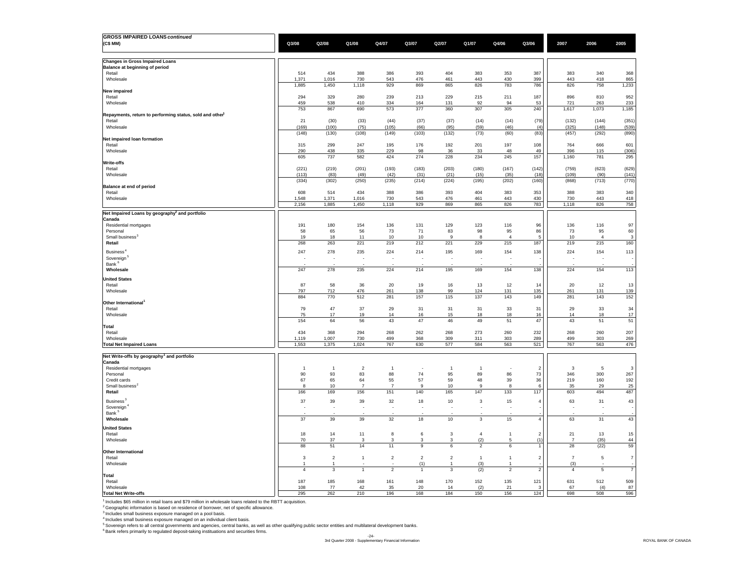| **GROSS IMPAIRED LOANS** *continued* (C$ MM) | Q3/08 | Q2/08 | Q1/08 | Q4/07 | Q3/07 | Q2/07 | Q1/07 | Q4/06 | Q3/06 | 2007 | 2006 | 2005 |
|---|---|---|---|---|---|---|---|---|---|---|---|---|
| **Changes in Gross Impaired Loans** | | | | | | | | | | | | |
| **Balance at beginning of period** | | | | | | | | | | | | |
| Retail | 514 | 434 | 388 | 386 | 393 | 404 | 383 | 353 | 387 | 383 | 340 | 368 |
| Wholesale | 1,371 | 1,016 | 730 | 543 | 476 | 461 | 443 | 430 | 399 | 443 | 418 | 865 |
| | 1,885 | 1,450 | 1,118 | 929 | 869 | 865 | 826 | 783 | 786 | 826 | 758 | 1,233 |
| **New impaired** | | | | | | | | | | | | |
| Retail | 294 | 329 | 280 | 239 | 213 | 229 | 215 | 211 | 187 | 896 | 810 | 952 |
| Wholesale | 459 | 538 | 410 | 334 | 164 | 131 | 92 | 94 | 53 | 721 | 263 | 233 |
| | 753 | 867 | 690 | 573 | 377 | 360 | 307 | 305 | 240 | 1,617 | 1,073 | 1,185 |
| **Repayments, return to performing status, sold and other**[1] | | | | | | | | | | | | |
| Retail | 21 | (30) | (33) | (44) | (37) | (37) | (14) | (14) | (79) | (132) | (144) | (351) |
| Wholesale | (169) | (100) | (75) | (105) | (66) | (95) | (59) | (46) | (4) | (325) | (148) | (539) |
| | (148) | (130) | (108) | (149) | (103) | (132) | (73) | (60) | (83) | (457) | (292) | (890) |
| **Net impaired loan formation** | | | | | | | | | | | | |
| Retail | 315 | 299 | 247 | 195 | 176 | 192 | 201 | 197 | 108 | 764 | 666 | 601 |
| Wholesale | 290 | 438 | 335 | 229 | 98 | 36 | 33 | 48 | 49 | 396 | 115 | (306) |
| | 605 | 737 | 582 | 424 | 274 | 228 | 234 | 245 | 157 | 1,160 | 781 | 295 |
| **Write-offs** | | | | | | | | | | | | |
| Retail | (221) | (219) | (201) | (193) | (183) | (203) | (180) | (167) | (142) | (759) | (623) | (629) |
| Wholesale | (113) | (83) | (49) | (42) | (31) | (21) | (15) | (35) | (18) | (109) | (90) | (141) |
| | (334) | (302) | (250) | (235) | (214) | (224) | (195) | (202) | (160) | (868) | (713) | (770) |
| **Balance at end of period** | | | | | | | | | | | | |
| Retail | 608 | 514 | 434 | 388 | 386 | 393 | 404 | 383 | 353 | 388 | 383 | 340 |
| Wholesale | 1,548 | 1,371 | 1,016 | 730 | 543 | 476 | 461 | 443 | 430 | 730 | 443 | 418 |
| | 2,156 | 1,885 | 1,450 | 1,118 | 929 | 869 | 865 | 826 | 783 | 1,118 | 826 | 758 |
| **Net Impaired Loans by geography**[2] **and portfolio** | | | | | | | | | | | | |
| **Canada** | | | | | | | | | | | | |
| Residential mortgages | 191 | 180 | 154 | 136 | 131 | 129 | 123 | 116 | 96 | 136 | 116 | 97 |
| Personal | 58 | 65 | 56 | 73 | 71 | 83 | 98 | 95 | 86 | 73 | 95 | 60 |
| Small business[3] | 19 | 18 | 11 | 10 | 10 | 9 | 8 | 4 | 5 | 10 | 4 | 3 |
| **Retail** | 268 | 263 | 221 | 219 | 212 | 221 | 229 | 215 | 187 | 219 | 215 | 160 |
| Business[4] | 247 | 278 | 235 | 224 | 214 | 195 | 169 | 154 | 138 | 224 | 154 | 113 |
| Sovereign[5] | - | - | - | - | - | - | - | - | - | - | - | - |
| Bank[6] | - | - | - | - | - | - | - | - | - | - | - | - |
| **Wholesale** | 247 | 278 | 235 | 224 | 214 | 195 | 169 | 154 | 138 | 224 | 154 | 113 |
| **United States** | | | | | | | | | | | | |
| Retail | 87 | 58 | 36 | 20 | 19 | 16 | 13 | 12 | 14 | 20 | 12 | 13 |
| Wholesale | 797 | 712 | 476 | 261 | 138 | 99 | 124 | 131 | 135 | 261 | 131 | 139 |
| | 884 | 770 | 512 | 281 | 157 | 115 | 137 | 143 | 149 | 281 | 143 | 152 |
| **Other International**[1] | | | | | | | | | | | | |
| Retail | 79 | 47 | 37 | 29 | 31 | 31 | 31 | 33 | 31 | 29 | 33 | 34 |
| Wholesale | 75 | 17 | 19 | 14 | 16 | 15 | 18 | 18 | 16 | 14 | 18 | 17 |
| | 154 | 64 | 56 | 43 | 47 | 46 | 49 | 51 | 47 | 43 | 51 | 51 |
| **Total** | | | | | | | | | | | | |
| Retail | 434 | 368 | 294 | 268 | 262 | 268 | 273 | 260 | 232 | 268 | 260 | 207 |
| Wholesale | 1,119 | 1,007 | 730 | 499 | 368 | 309 | 311 | 303 | 289 | 499 | 303 | 269 |
| **Total Net Impaired Loans** | 1,553 | 1,375 | 1,024 | 767 | 630 | 577 | 584 | 563 | 521 | 767 | 563 | 476 |
| **Net Write-offs by geography**[1] **and portfolio** | | | | | | | | | | | | |
| **Canada** | | | | | | | | | | | | |
| Residential mortgages | 1 | 1 | 2 | 1 | - | 1 | 1 | - | 2 | 3 | 5 | 3 |
| Personal | 90 | 93 | 83 | 88 | 74 | 95 | 89 | 86 | 73 | 346 | 300 | 267 |
| Credit cards | 67 | 65 | 64 | 55 | 57 | 59 | 48 | 39 | 36 | 219 | 160 | 192 |
| Small business[2] | 8 | 10 | 7 | 7 | 9 | 10 | 9 | 8 | 6 | 35 | 29 | 25 |
| **Retail** | 166 | 169 | 156 | 151 | 140 | 165 | 147 | 133 | 117 | 603 | 494 | 487 |
| Business[3] | 37 | 39 | 39 | 32 | 18 | 10 | 3 | 15 | 4 | 63 | 31 | 43 |
| Sovereign[4] | - | - | - | - | - | - | - | - | - | - | - | - |
| Bank[5] | - | - | - | - | - | - | - | - | - | - | - | - |
| **Wholesale** | 37 | 39 | 39 | 32 | 18 | 10 | 3 | 15 | 4 | 63 | 31 | 43 |
| **United States** | | | | | | | | | | | | |
| Retail | 18 | 14 | 11 | 8 | 6 | 3 | 4 | 1 | 2 | 21 | 13 | 15 |
| Wholesale | 70 | 37 | 3 | 3 | 3 | 3 | (2) | 5 | (1) | 7 | (35) | 44 |
| | 88 | 51 | 14 | 11 | 9 | 6 | 2 | 6 | 1 | 28 | (22) | 59 |
| **Other International** | | | | | | | | | | | | |
| Retail | 3 | 2 | 1 | 2 | 2 | 2 | 1 | 1 | 2 | 7 | 5 | 7 |
| Wholesale | 1 | 1 | - | - | (1) | 1 | (3) | 1 | - | (3) | - | - |
| | 4 | 3 | 1 | 2 | 1 | 3 | (2) | 2 | 2 | 4 | 5 | 7 |
| **Total** | | | | | | | | | | | | |
| Retail | 187 | 185 | 168 | 161 | 148 | 170 | 152 | 135 | 121 | 631 | 512 | 509 |
| Wholesale | 108 | 77 | 42 | 35 | 20 | 14 | (2) | 21 | 3 | 67 | (4) | 87 |
| **Total Net Write-offs** | 295 | 262 | 210 | 196 | 168 | 184 | 150 | 156 | 124 | 698 | 508 | 596 |

[1] Includes $65 million in retail loans and $79 million in wholesale loans related to the RBTT acquisition.
[2] Geographic information is based on residence of borrower, net of specific allowance.
[3] Includes small business exposure managed on a pool basis.
[4] Includes small business exposure managed on an individual client basis.
[5] Sovereign refers to all central governments and agencies, central banks, as well as other qualifying public sector entities and multilateral development banks.
[6] Bank refers primarily to regulated deposit-taking instituations and securities firms.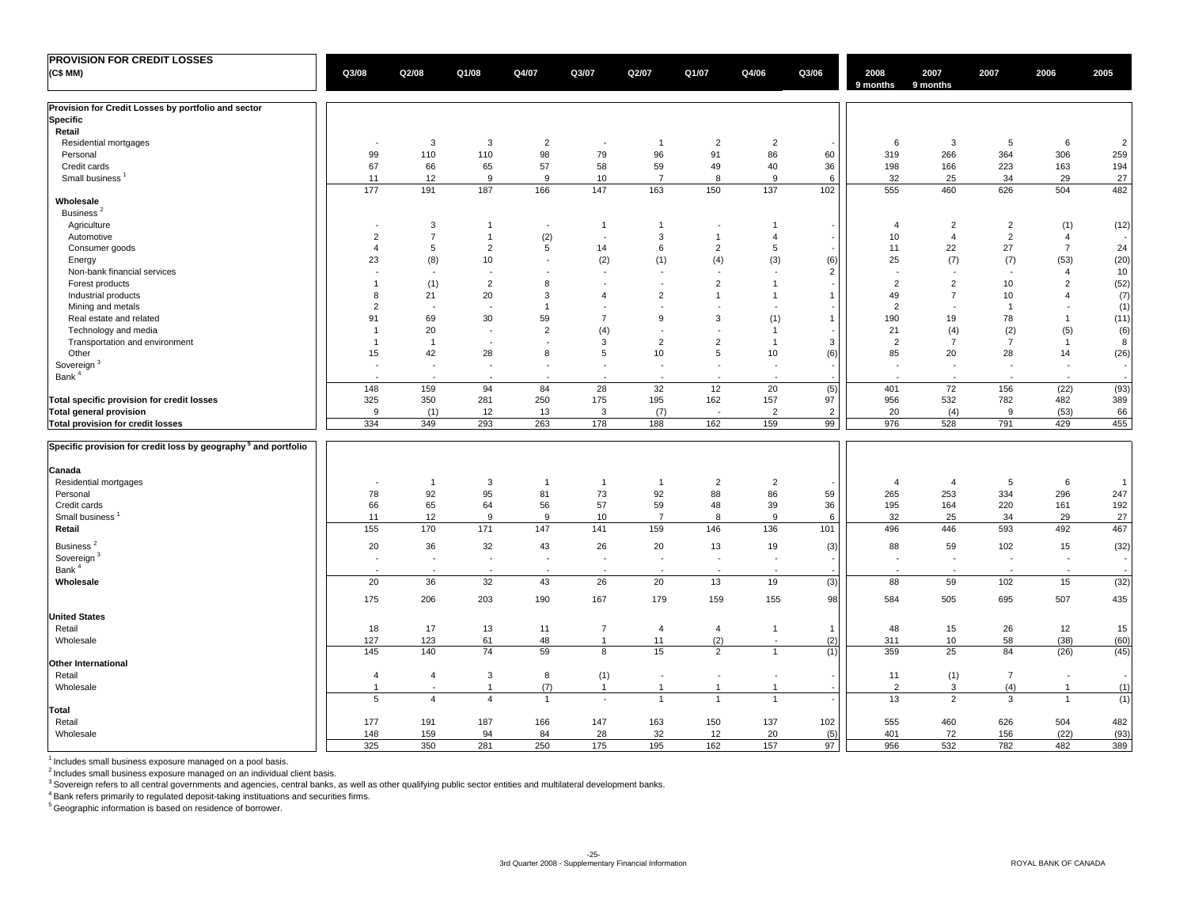## PROVISION FOR CREDIT LOSSES

(C$ MM)

| | Q3/08 | Q2/08 | Q1/08 | Q4/07 | Q3/07 | Q2/07 | Q1/07 | Q4/06 | Q3/06 | 2008 9 months | 2007 9 months | 2007 | 2006 | 2005 |
|---|---|---|---|---|---|---|---|---|---|---|---|---|---|---|
| **Provision for Credit Losses by portfolio and sector** | | | | | | | | | | | | | | |
| **Specific** | | | | | | | | | | | | | | |
| **Retail** | | | | | | | | | | | | | | |
| Residential mortgages | - | 3 | 3 | 2 | - | 1 | 2 | 2 | - | 6 | 3 | 5 | 6 | 2 |
| Personal | 99 | 110 | 110 | 98 | 79 | 96 | 91 | 86 | 60 | 319 | 266 | 364 | 306 | 259 |
| Credit cards | 67 | 66 | 65 | 57 | 58 | 59 | 49 | 40 | 36 | 198 | 166 | 223 | 163 | 194 |
| Small business [1] | 11 | 12 | 9 | 9 | 10 | 7 | 8 | 9 | 6 | 32 | 25 | 34 | 29 | 27 |
| | 177 | 191 | 187 | 166 | 147 | 163 | 150 | 137 | 102 | 555 | 460 | 626 | 504 | 482 |
| **Wholesale** | | | | | | | | | | | | | | |
| Business [2] | | | | | | | | | | | | | | |
| Agriculture | - | 3 | 1 | - | 1 | 1 | - | 1 | - | 4 | 2 | 2 | (1) | (12) |
| Automotive | 2 | 7 | 1 | (2) | - | 3 | 1 | 4 | - | 10 | 4 | 2 | 4 | - |
| Consumer goods | 4 | 5 | 2 | 5 | 14 | 6 | 2 | 5 | - | 11 | 22 | 27 | 7 | 24 |
| Energy | 23 | (8) | 10 | - | (2) | (1) | (4) | (3) | (6) | 25 | (7) | (7) | (53) | (20) |
| Non-bank financial services | - | - | - | - | - | - | - | - | 2 | - | - | - | 4 | 10 |
| Forest products | 1 | (1) | 2 | 8 | - | - | 2 | 1 | - | 2 | 2 | 10 | 2 | (52) |
| Industrial products | 8 | 21 | 20 | 3 | 4 | 2 | 1 | 1 | 1 | 49 | 7 | 10 | 4 | (7) |
| Mining and metals | 2 | - | - | 1 | - | - | - | - | - | 2 | - | 1 | - | (1) |
| Real estate and related | 91 | 69 | 30 | 59 | 7 | 9 | 3 | (1) | 1 | 190 | 19 | 78 | 1 | (11) |
| Technology and media | 1 | 20 | - | 2 | (4) | - | - | 1 | - | 21 | (4) | (2) | (5) | (6) |
| Transportation and environment | 1 | 1 | - | - | 3 | 2 | 2 | 1 | 3 | 2 | 7 | 7 | 1 | 8 |
| Other | 15 | 42 | 28 | 8 | 5 | 10 | 5 | 10 | (6) | 85 | 20 | 28 | 14 | (26) |
| Sovereign [3] | - | - | - | - | - | - | - | - | - | - | - | - | - | - |
| Bank [4] | - | - | - | - | - | - | - | - | - | - | - | - | - | - |
| | 148 | 159 | 94 | 84 | 28 | 32 | 12 | 20 | (5) | 401 | 72 | 156 | (22) | (93) |
| **Total specific provision for credit losses** | 325 | 350 | 281 | 250 | 175 | 195 | 162 | 157 | 97 | 956 | 532 | 782 | 482 | 389 |
| **Total general provision** | 9 | (1) | 12 | 13 | 3 | (7) | - | 2 | 2 | 20 | (4) | 9 | (53) | 66 |
| **Total provision for credit losses** | 334 | 349 | 293 | 263 | 178 | 188 | 162 | 159 | 99 | 976 | 528 | 791 | 429 | 455 |
| **Specific provision for credit loss by geography [5] and portfolio** | | | | | | | | | | | | | | |
| **Canada** | | | | | | | | | | | | | | |
| Residential mortgages | - | 1 | 3 | 1 | 1 | 1 | 2 | 2 | - | 4 | 4 | 5 | 6 | 1 |
| Personal | 78 | 92 | 95 | 81 | 73 | 92 | 88 | 86 | 59 | 265 | 253 | 334 | 296 | 247 |
| Credit cards | 66 | 65 | 64 | 56 | 57 | 59 | 48 | 39 | 36 | 195 | 164 | 220 | 161 | 192 |
| Small business [1] | 11 | 12 | 9 | 9 | 10 | 7 | 8 | 9 | 6 | 32 | 25 | 34 | 29 | 27 |
| **Retail** | 155 | 170 | 171 | 147 | 141 | 159 | 146 | 136 | 101 | 496 | 446 | 593 | 492 | 467 |
| Business [2] | 20 | 36 | 32 | 43 | 26 | 20 | 13 | 19 | (3) | 88 | 59 | 102 | 15 | (32) |
| Sovereign [3] | - | - | - | - | - | - | - | - | - | - | - | - | - | - |
| Bank [4] | - | - | - | - | - | - | - | - | - | - | - | - | - | - |
| **Wholesale** | 20 | 36 | 32 | 43 | 26 | 20 | 13 | 19 | (3) | 88 | 59 | 102 | 15 | (32) |
| | 175 | 206 | 203 | 190 | 167 | 179 | 159 | 155 | 98 | 584 | 505 | 695 | 507 | 435 |
| **United States** | | | | | | | | | | | | | | |
| Retail | 18 | 17 | 13 | 11 | 7 | 4 | 4 | 1 | 1 | 48 | 15 | 26 | 12 | 15 |
| Wholesale | 127 | 123 | 61 | 48 | 1 | 11 | (2) | - | (2) | 311 | 10 | 58 | (38) | (60) |
| | 145 | 140 | 74 | 59 | 8 | 15 | 2 | 1 | (1) | 359 | 25 | 84 | (26) | (45) |
| **Other International** | | | | | | | | | | | | | | |
| Retail | 4 | 4 | 3 | 8 | (1) | - | - | - | - | 11 | (1) | 7 | - | - |
| Wholesale | 1 | - | 1 | (7) | 1 | 1 | 1 | 1 | - | 2 | 3 | (4) | 1 | (1) |
| | 5 | 4 | 4 | 1 | - | 1 | 1 | 1 | - | 13 | 2 | 3 | 1 | (1) |
| **Total** | | | | | | | | | | | | | | |
| Retail | 177 | 191 | 187 | 166 | 147 | 163 | 150 | 137 | 102 | 555 | 460 | 626 | 504 | 482 |
| Wholesale | 148 | 159 | 94 | 84 | 28 | 32 | 12 | 20 | (5) | 401 | 72 | 156 | (22) | (93) |
| | 325 | 350 | 281 | 250 | 175 | 195 | 162 | 157 | 97 | 956 | 532 | 782 | 482 | 389 |

[1] Includes small business exposure managed on a pool basis.
[2] Includes small business exposure managed on an individual client basis.
[3] Sovereign refers to all central governments and agencies, central banks, as well as other qualifying public sector entities and multilateral development banks.
[4] Bank refers primarily to regulated deposit-taking instituations and securities firms.
[5] Geographic information is based on residence of borrower.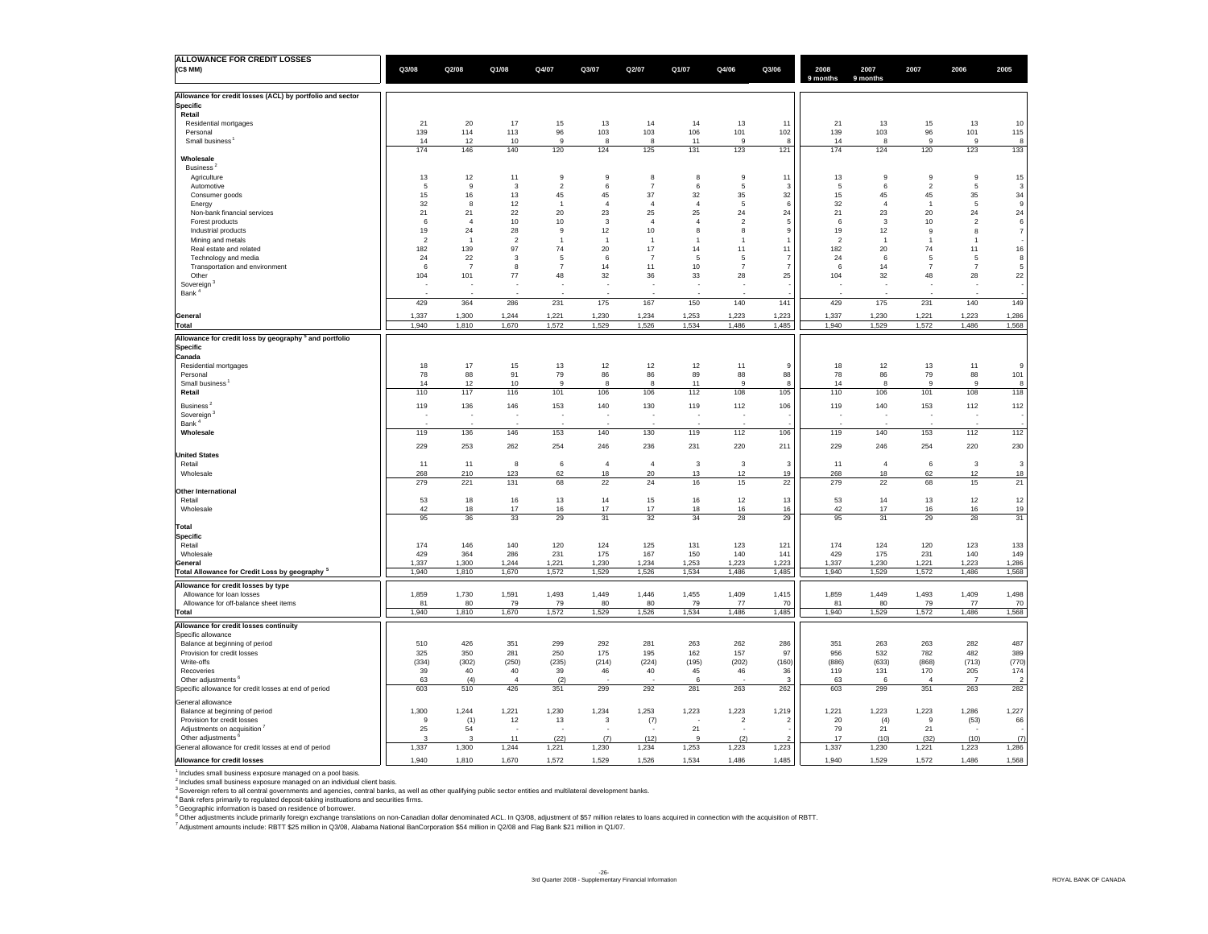## ALLOWANCE FOR CREDIT LOSSES

| (C$ MM) | Q3/08 | Q2/08 | Q1/08 | Q4/07 | Q3/07 | Q2/07 | Q1/07 | Q4/06 | Q3/06 | 2008 9 months | 2007 9 months | 2007 | 2006 | 2005 |
|---|---|---|---|---|---|---|---|---|---|---|---|---|---|---|
| **Allowance for credit losses (ACL) by portfolio and sector** | | | | | | | | | | | | | | |
| **Specific** | | | | | | | | | | | | | | |
| **Retail** | | | | | | | | | | | | | | |
| Residential mortgages | 21 | 20 | 17 | 15 | 13 | 14 | 14 | 13 | 11 | 21 | 13 | 15 | 13 | 10 |
| Personal | 139 | 114 | 113 | 96 | 103 | 103 | 106 | 101 | 102 | 139 | 103 | 96 | 101 | 115 |
| Small business [1] | 14 | 12 | 10 | 9 | 8 | 8 | 11 | 9 | 8 | 14 | 8 | 9 | 9 | 8 |
| | 174 | 146 | 140 | 120 | 124 | 125 | 131 | 123 | 121 | 174 | 124 | 120 | 123 | 133 |
| **Wholesale** | | | | | | | | | | | | | | |
| Business [2] | | | | | | | | | | | | | | |
| Agriculture | 13 | 12 | 11 | 9 | 9 | 8 | 8 | 9 | 11 | 13 | 9 | 9 | 9 | 15 |
| Automotive | 5 | 9 | 3 | 2 | 6 | 7 | 6 | 5 | 3 | 5 | 6 | 2 | 5 | 3 |
| Consumer goods | 15 | 16 | 13 | 45 | 45 | 37 | 32 | 35 | 32 | 15 | 45 | 45 | 35 | 34 |
| Energy | 32 | 8 | 12 | 1 | 4 | 4 | 4 | 5 | 6 | 32 | 4 | 1 | 5 | 9 |
| Non-bank financial services | 21 | 21 | 22 | 20 | 23 | 25 | 25 | 24 | 24 | 21 | 23 | 20 | 24 | 24 |
| Forest products | 6 | 4 | 10 | 10 | 3 | 4 | 4 | 2 | 5 | 6 | 3 | 10 | 2 | 6 |
| Industrial products | 19 | 24 | 28 | 9 | 12 | 10 | 8 | 8 | 9 | 19 | 12 | 9 | 8 | 7 |
| Mining and metals | 2 | 1 | 2 | 1 | 1 | 1 | 1 | 1 | 1 | 2 | 1 | 1 | 1 | - |
| Real estate and related | 182 | 139 | 97 | 74 | 20 | 17 | 14 | 11 | 11 | 182 | 20 | 74 | 11 | 16 |
| Technology and media | 24 | 22 | 3 | 5 | 6 | 7 | 5 | 5 | 7 | 24 | 6 | 5 | 5 | 8 |
| Transportation and environment | 6 | 7 | 8 | 7 | 14 | 11 | 10 | 7 | 7 | 6 | 14 | 7 | 7 | 5 |
| Other | 104 | 101 | 77 | 48 | 32 | 36 | 33 | 28 | 25 | 104 | 32 | 48 | 28 | 22 |
| Sovereign [3] | - | - | - | - | - | - | - | - | - | - | - | - | - | - |
| Bank [4] | - | - | - | - | - | - | - | - | - | - | - | - | - | - |
| | 429 | 364 | 286 | 231 | 175 | 167 | 150 | 140 | 141 | 429 | 175 | 231 | 140 | 149 |
| **General** | 1,337 | 1,300 | 1,244 | 1,221 | 1,230 | 1,234 | 1,253 | 1,223 | 1,223 | 1,337 | 1,230 | 1,221 | 1,223 | 1,286 |
| **Total** | 1,940 | 1,810 | 1,670 | 1,572 | 1,529 | 1,526 | 1,534 | 1,486 | 1,485 | 1,940 | 1,529 | 1,572 | 1,486 | 1,568 |
| **Allowance for credit loss by geography [5] and portfolio** | | | | | | | | | | | | | | |
| **Specific** | | | | | | | | | | | | | | |
| **Canada** | | | | | | | | | | | | | | |
| Residential mortgages | 18 | 17 | 15 | 13 | 12 | 12 | 12 | 11 | 9 | 18 | 12 | 13 | 11 | 9 |
| Personal | 78 | 88 | 91 | 79 | 86 | 86 | 89 | 88 | 88 | 78 | 86 | 79 | 88 | 101 |
| Small business [1] | 14 | 12 | 10 | 9 | 8 | 8 | 11 | 9 | 8 | 14 | 8 | 9 | 9 | 8 |
| **Retail** | 110 | 117 | 116 | 101 | 106 | 106 | 112 | 108 | 105 | 110 | 106 | 101 | 108 | 118 |
| Business [2] | 119 | 136 | 146 | 153 | 140 | 130 | 119 | 112 | 106 | 119 | 140 | 153 | 112 | 112 |
| Sovereign [3] | - | - | - | - | - | - | - | - | - | - | - | - | - | - |
| Bank [4] | - | - | - | - | - | - | - | - | - | - | - | - | - | - |
| **Wholesale** | 119 | 136 | 146 | 153 | 140 | 130 | 119 | 112 | 106 | 119 | 140 | 153 | 112 | 112 |
| | 229 | 253 | 262 | 254 | 246 | 236 | 231 | 220 | 211 | 229 | 246 | 254 | 220 | 230 |
| **United States** | | | | | | | | | | | | | | |
| Retail | 11 | 11 | 8 | 6 | 4 | 4 | 3 | 3 | 3 | 11 | 4 | 6 | 3 | 3 |
| Wholesale | 268 | 210 | 123 | 62 | 18 | 20 | 13 | 12 | 19 | 268 | 18 | 62 | 12 | 18 |
| | 279 | 221 | 131 | 68 | 22 | 24 | 16 | 15 | 22 | 279 | 22 | 68 | 15 | 21 |
| **Other International** | | | | | | | | | | | | | | |
| Retail | 53 | 18 | 16 | 13 | 14 | 15 | 16 | 12 | 13 | 53 | 14 | 13 | 12 | 12 |
| Wholesale | 42 | 18 | 17 | 16 | 17 | 17 | 18 | 16 | 16 | 42 | 17 | 16 | 16 | 19 |
| | 95 | 36 | 33 | 29 | 31 | 32 | 34 | 28 | 29 | 95 | 31 | 29 | 28 | 31 |
| **Total** | | | | | | | | | | | | | | |
| **Specific** | | | | | | | | | | | | | | |
| Retail | 174 | 146 | 140 | 120 | 124 | 125 | 131 | 123 | 121 | 174 | 124 | 120 | 123 | 133 |
| Wholesale | 429 | 364 | 286 | 231 | 175 | 167 | 150 | 140 | 141 | 429 | 175 | 231 | 140 | 149 |
| **General** | 1,337 | 1,300 | 1,244 | 1,221 | 1,230 | 1,234 | 1,253 | 1,223 | 1,223 | 1,337 | 1,230 | 1,221 | 1,223 | 1,286 |
| **Total Allowance for Credit Loss by geography [5]** | 1,940 | 1,810 | 1,670 | 1,572 | 1,529 | 1,526 | 1,534 | 1,486 | 1,485 | 1,940 | 1,529 | 1,572 | 1,486 | 1,568 |
| **Allowance for credit losses by type** | | | | | | | | | | | | | | |
| Allowance for loan losses | 1,859 | 1,730 | 1,591 | 1,493 | 1,449 | 1,446 | 1,455 | 1,409 | 1,415 | 1,859 | 1,449 | 1,493 | 1,409 | 1,498 |
| Allowance for off-balance sheet items | 81 | 80 | 79 | 79 | 80 | 80 | 79 | 77 | 70 | 81 | 80 | 79 | 77 | 70 |
| **Total** | 1,940 | 1,810 | 1,670 | 1,572 | 1,529 | 1,526 | 1,534 | 1,486 | 1,485 | 1,940 | 1,529 | 1,572 | 1,486 | 1,568 |
| **Allowance for credit losses continuity** | | | | | | | | | | | | | | |
| Specific allowance | | | | | | | | | | | | | | |
| Balance at beginning of period | 510 | 426 | 351 | 299 | 292 | 281 | 263 | 262 | 286 | 351 | 263 | 263 | 282 | 487 |
| Provision for credit losses | 325 | 350 | 281 | 250 | 175 | 195 | 162 | 157 | 97 | 956 | 532 | 782 | 482 | 389 |
| Write-offs | (334) | (302) | (250) | (235) | (214) | (224) | (195) | (202) | (160) | (886) | (633) | (868) | (713) | (770) |
| Recoveries | 39 | 40 | 40 | 39 | 46 | 40 | 45 | 46 | 36 | 119 | 131 | 170 | 205 | 174 |
| Other adjustments [6] | 63 | (4) | 4 | (2) | - | - | 6 | - | 3 | 63 | 6 | 4 | 7 | 2 |
| Specific allowance for credit losses at end of period | 603 | 510 | 426 | 351 | 299 | 292 | 281 | 263 | 262 | 603 | 299 | 351 | 263 | 282 |
| General allowance | | | | | | | | | | | | | | |
| Balance at beginning of period | 1,300 | 1,244 | 1,221 | 1,230 | 1,234 | 1,253 | 1,223 | 1,223 | 1,219 | 1,221 | 1,223 | 1,223 | 1,286 | 1,227 |
| Provision for credit losses | 9 | (1) | 12 | 13 | 3 | (7) | - | 2 | 2 | 20 | (4) | 9 | (53) | 66 |
| Adjustments on acquisition [7] | 25 | 54 | - | - | - | - | 21 | - | - | 79 | 21 | 21 | - | - |
| Other adjustments [6] | 3 | 3 | 11 | (22) | (7) | (12) | 9 | (2) | 2 | 17 | (10) | (32) | (10) | (7) |
| General allowance for credit losses at end of period | 1,337 | 1,300 | 1,244 | 1,221 | 1,230 | 1,234 | 1,253 | 1,223 | 1,223 | 1,337 | 1,230 | 1,221 | 1,223 | 1,286 |
| **Allowance for credit losses** | 1,940 | 1,810 | 1,670 | 1,572 | 1,529 | 1,526 | 1,534 | 1,486 | 1,485 | 1,940 | 1,529 | 1,572 | 1,486 | 1,568 |

[1] Includes small business exposure managed on a pool basis.
[2] Includes small business exposure managed on an individual client basis.
[3] Sovereign refers to all central governments and agencies, central banks, as well as other qualifying public sector entities and multilateral development banks.
[4] Bank refers primarily to regulated deposit-taking instituations and securities firms.
[5] Geographic information is based on residence of borrower.
[6] Other adjustments include primarily foreign exchange translations on non-Canadian dollar denominated ACL. In Q3/08, adjustment of $57 million relates to loans acquired in connection with the acquisition of RBTT.
[7] Adjustment amounts include: RBTT $25 million in Q3/08, Alabama National BanCorporation $54 million in Q2/08 and Flag Bank $21 million in Q1/07.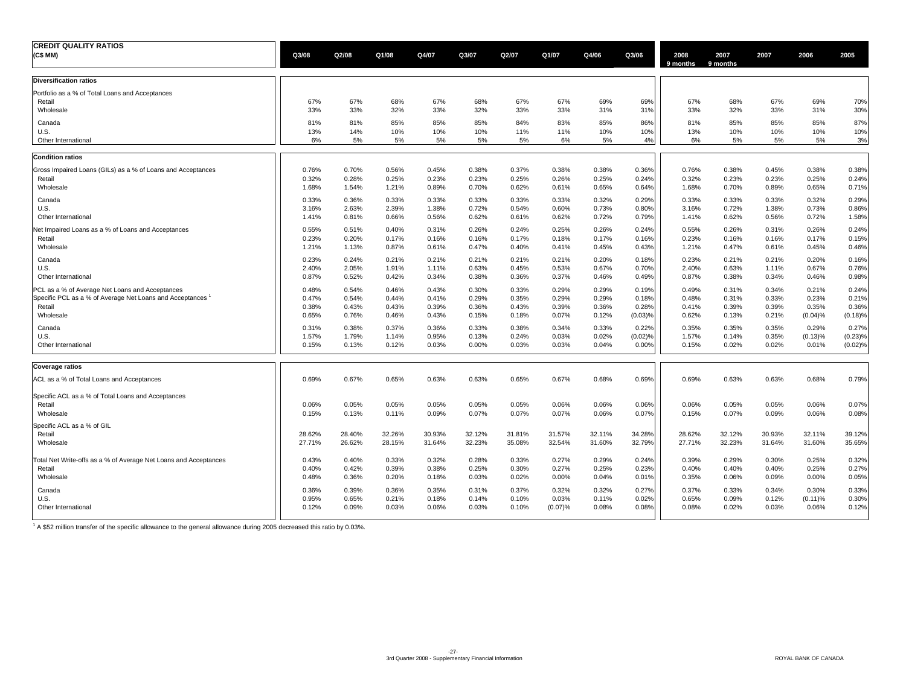# CREDIT QUALITY RATIOS

| (C$ MM) | Q3/08 | Q2/08 | Q1/08 | Q4/07 | Q3/07 | Q2/07 | Q1/07 | Q4/06 | Q3/06 | 2008 9 months | 2007 9 months | 2007 | 2006 | 2005 |
|---|---|---|---|---|---|---|---|---|---|---|---|---|---|---|
| **Diversification ratios** | | | | | | | | | | | | | | |
| Portfolio as a % of Total Loans and Acceptances | | | | | | | | | | | | | | |
| Retail | 67% | 67% | 68% | 67% | 68% | 67% | 67% | 69% | 69% | 67% | 68% | 67% | 69% | 70% |
| Wholesale | 33% | 33% | 32% | 33% | 32% | 33% | 33% | 31% | 31% | 33% | 32% | 33% | 31% | 30% |
| Canada | 81% | 81% | 85% | 85% | 85% | 84% | 83% | 85% | 86% | 81% | 85% | 85% | 85% | 87% |
| U.S. | 13% | 14% | 10% | 10% | 10% | 11% | 11% | 10% | 10% | 13% | 10% | 10% | 10% | 10% |
| Other International | 6% | 5% | 5% | 5% | 5% | 5% | 6% | 5% | 4% | 6% | 5% | 5% | 5% | 3% |
| **Condition ratios** | | | | | | | | | | | | | | |
| Gross Impaired Loans (GILs) as a % of Loans and Acceptances | 0.76% | 0.70% | 0.56% | 0.45% | 0.38% | 0.37% | 0.38% | 0.38% | 0.36% | 0.76% | 0.38% | 0.45% | 0.38% | 0.38% |
| Retail | 0.32% | 0.28% | 0.25% | 0.23% | 0.23% | 0.25% | 0.26% | 0.25% | 0.24% | 0.32% | 0.23% | 0.23% | 0.25% | 0.24% |
| Wholesale | 1.68% | 1.54% | 1.21% | 0.89% | 0.70% | 0.62% | 0.61% | 0.65% | 0.64% | 1.68% | 0.70% | 0.89% | 0.65% | 0.71% |
| Canada | 0.33% | 0.36% | 0.33% | 0.33% | 0.33% | 0.33% | 0.33% | 0.32% | 0.29% | 0.33% | 0.33% | 0.33% | 0.32% | 0.29% |
| U.S. | 3.16% | 2.63% | 2.39% | 1.38% | 0.72% | 0.54% | 0.60% | 0.73% | 0.80% | 3.16% | 0.72% | 1.38% | 0.73% | 0.86% |
| Other International | 1.41% | 0.81% | 0.66% | 0.56% | 0.62% | 0.61% | 0.62% | 0.72% | 0.79% | 1.41% | 0.62% | 0.56% | 0.72% | 1.58% |
| Net Impaired Loans as a % of Loans and Acceptances | 0.55% | 0.51% | 0.40% | 0.31% | 0.26% | 0.24% | 0.25% | 0.26% | 0.24% | 0.55% | 0.26% | 0.31% | 0.26% | 0.24% |
| Retail | 0.23% | 0.20% | 0.17% | 0.16% | 0.16% | 0.17% | 0.18% | 0.17% | 0.16% | 0.23% | 0.16% | 0.16% | 0.17% | 0.15% |
| Wholesale | 1.21% | 1.13% | 0.87% | 0.61% | 0.47% | 0.40% | 0.41% | 0.45% | 0.43% | 1.21% | 0.47% | 0.61% | 0.45% | 0.46% |
| Canada | 0.23% | 0.24% | 0.21% | 0.21% | 0.21% | 0.21% | 0.21% | 0.20% | 0.18% | 0.23% | 0.21% | 0.21% | 0.20% | 0.16% |
| U.S. | 2.40% | 2.05% | 1.91% | 1.11% | 0.63% | 0.45% | 0.53% | 0.67% | 0.70% | 2.40% | 0.63% | 1.11% | 0.67% | 0.76% |
| Other International | 0.87% | 0.52% | 0.42% | 0.34% | 0.38% | 0.36% | 0.37% | 0.46% | 0.49% | 0.87% | 0.38% | 0.34% | 0.46% | 0.98% |
| PCL as a % of Average Net Loans and Acceptances | 0.48% | 0.54% | 0.46% | 0.43% | 0.30% | 0.33% | 0.29% | 0.29% | 0.19% | 0.49% | 0.31% | 0.34% | 0.21% | 0.24% |
| Specific PCL as a % of Average Net Loans and Acceptances [1] | 0.47% | 0.54% | 0.44% | 0.41% | 0.29% | 0.35% | 0.29% | 0.29% | 0.18% | 0.48% | 0.31% | 0.33% | 0.23% | 0.21% |
| Retail | 0.38% | 0.43% | 0.43% | 0.39% | 0.36% | 0.43% | 0.39% | 0.36% | 0.28% | 0.41% | 0.39% | 0.39% | 0.35% | 0.36% |
| Wholesale | 0.65% | 0.76% | 0.46% | 0.43% | 0.15% | 0.18% | 0.07% | 0.12% | (0.03)% | 0.62% | 0.13% | 0.21% | (0.04)% | (0.18)% |
| Canada | 0.31% | 0.38% | 0.37% | 0.36% | 0.33% | 0.38% | 0.34% | 0.33% | 0.22% | 0.35% | 0.35% | 0.35% | 0.29% | 0.27% |
| U.S. | 1.57% | 1.79% | 1.14% | 0.95% | 0.13% | 0.24% | 0.03% | 0.02% | (0.02)% | 1.57% | 0.14% | 0.35% | (0.13)% | (0.23)% |
| Other International | 0.15% | 0.13% | 0.12% | 0.03% | 0.00% | 0.03% | 0.03% | 0.04% | 0.00% | 0.15% | 0.02% | 0.02% | 0.01% | (0.02)% |
| **Coverage ratios** | | | | | | | | | | | | | | |
| ACL as a % of Total Loans and Acceptances | 0.69% | 0.67% | 0.65% | 0.63% | 0.63% | 0.65% | 0.67% | 0.68% | 0.69% | 0.69% | 0.63% | 0.63% | 0.68% | 0.79% |
| Specific ACL as a % of Total Loans and Acceptances | | | | | | | | | | | | | | |
| Retail | 0.06% | 0.05% | 0.05% | 0.05% | 0.05% | 0.05% | 0.06% | 0.06% | 0.06% | 0.06% | 0.05% | 0.05% | 0.06% | 0.07% |
| Wholesale | 0.15% | 0.13% | 0.11% | 0.09% | 0.07% | 0.07% | 0.07% | 0.06% | 0.07% | 0.15% | 0.07% | 0.09% | 0.06% | 0.08% |
| Specific ACL as a % of GIL | | | | | | | | | | | | | | |
| Retail | 28.62% | 28.40% | 32.26% | 30.93% | 32.12% | 31.81% | 31.57% | 32.11% | 34.28% | 28.62% | 32.12% | 30.93% | 32.11% | 39.12% |
| Wholesale | 27.71% | 26.62% | 28.15% | 31.64% | 32.23% | 35.08% | 32.54% | 31.60% | 32.79% | 27.71% | 32.23% | 31.64% | 31.60% | 35.65% |
| Total Net Write-offs as a % of Average Net Loans and Acceptances | 0.43% | 0.40% | 0.33% | 0.32% | 0.28% | 0.33% | 0.27% | 0.29% | 0.24% | 0.39% | 0.29% | 0.30% | 0.25% | 0.32% |
| Retail | 0.40% | 0.42% | 0.39% | 0.38% | 0.25% | 0.30% | 0.27% | 0.25% | 0.23% | 0.40% | 0.40% | 0.40% | 0.25% | 0.27% |
| Wholesale | 0.48% | 0.36% | 0.20% | 0.18% | 0.03% | 0.02% | 0.00% | 0.04% | 0.01% | 0.35% | 0.06% | 0.09% | 0.00% | 0.05% |
| Canada | 0.36% | 0.39% | 0.36% | 0.35% | 0.31% | 0.37% | 0.32% | 0.32% | 0.27% | 0.37% | 0.33% | 0.34% | 0.30% | 0.33% |
| U.S. | 0.95% | 0.65% | 0.21% | 0.18% | 0.14% | 0.10% | 0.03% | 0.11% | 0.02% | 0.65% | 0.09% | 0.12% | (0.11)% | 0.30% |
| Other International | 0.12% | 0.09% | 0.03% | 0.06% | 0.03% | 0.10% | (0.07)% | 0.08% | 0.08% | 0.08% | 0.02% | 0.03% | 0.06% | 0.12% |

[1] A $52 million transfer of the specific allowance to the general allowance during 2005 decreased this ratio by 0.03%.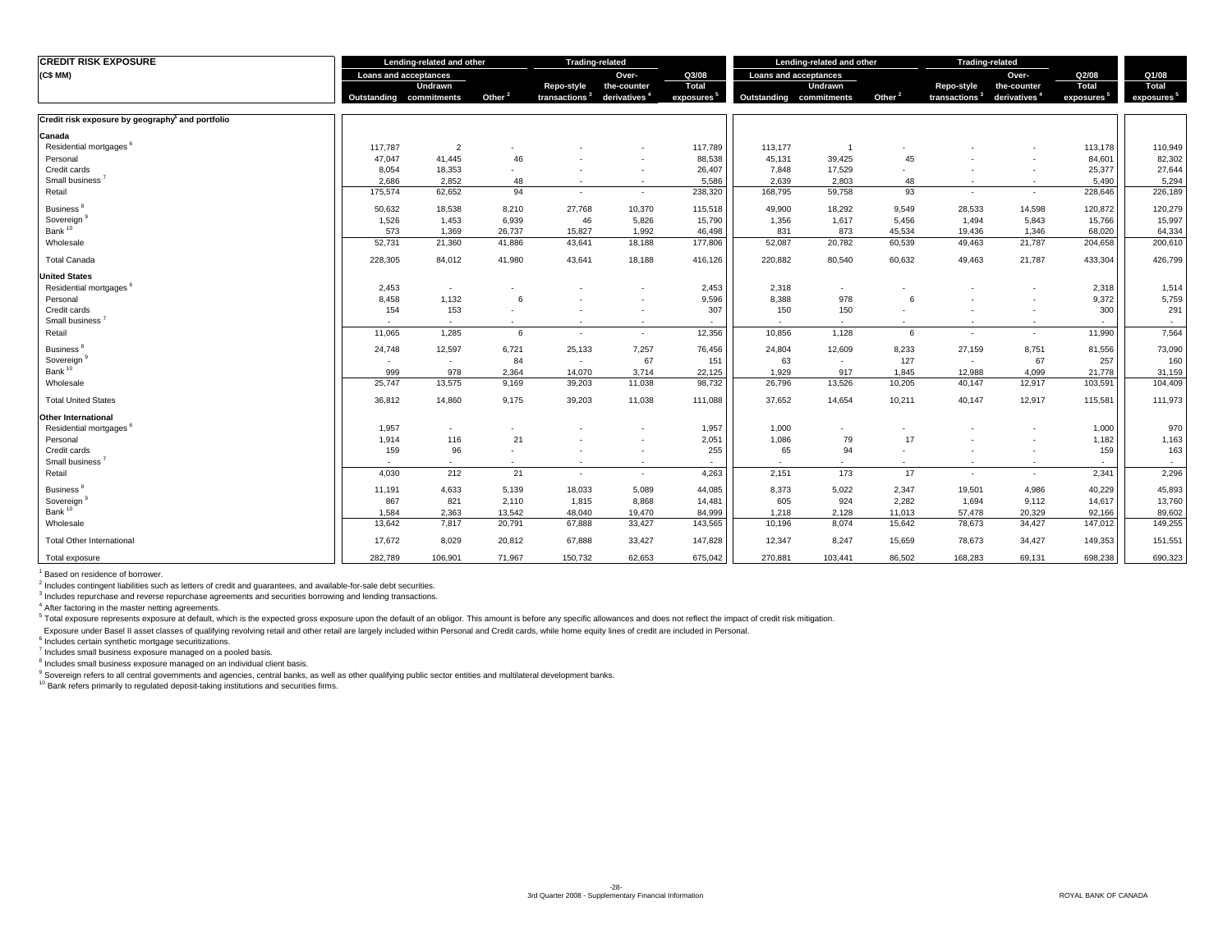# CREDIT RISK EXPOSURE

(C$ MM)

| | Lending-related and other | | | Trading-related | | Q3/08 | Lending-related and other | | | Trading-related | | Q2/08 | Q1/08 |
|---|---|---|---|---|---|---|---|---|---|---|---|---|---|
| | Loans and acceptances | | | | Over- | | Loans and acceptances | | | | Over- | | |
| | Outstanding | Undrawn commitments | Other [2] | Repo-style transactions [3] | the-counter derivatives [4] | Total exposures [5] | Outstanding | Undrawn commitments | Other [2] | Repo-style transactions [3] | the-counter derivatives [4] | Total exposures [5] | Total exposures [5] |
| **Credit risk exposure by geography[1] and portfolio** | | | | | | | | | | | | | |
| **Canada** | | | | | | | | | | | | | |
| Residential mortgages [6] | 117,787 | 2 | - | - | - | 117,789 | 113,177 | 1 | - | - | - | 113,178 | 110,949 |
| Personal | 47,047 | 41,445 | 46 | - | - | 88,538 | 45,131 | 39,425 | 45 | - | - | 84,601 | 82,302 |
| Credit cards | 8,054 | 18,353 | - | - | - | 26,407 | 7,848 | 17,529 | - | - | - | 25,377 | 27,644 |
| Small business [7] | 2,686 | 2,852 | 48 | - | - | 5,586 | 2,639 | 2,803 | 48 | - | - | 5,490 | 5,294 |
| Retail | 175,574 | 62,652 | 94 | - | - | 238,320 | 168,795 | 59,758 | 93 | - | - | 228,646 | 226,189 |
| Business [8] | 50,632 | 18,538 | 8,210 | 27,768 | 10,370 | 115,518 | 49,900 | 18,292 | 9,549 | 28,533 | 14,598 | 120,872 | 120,279 |
| Sovereign [9] | 1,526 | 1,453 | 6,939 | 46 | 5,826 | 15,790 | 1,356 | 1,617 | 5,456 | 1,494 | 5,843 | 15,766 | 15,997 |
| Bank [10] | 573 | 1,369 | 26,737 | 15,827 | 1,992 | 46,498 | 831 | 873 | 45,534 | 19,436 | 1,346 | 68,020 | 64,334 |
| Wholesale | 52,731 | 21,360 | 41,886 | 43,641 | 18,188 | 177,806 | 52,087 | 20,782 | 60,539 | 49,463 | 21,787 | 204,658 | 200,610 |
| Total Canada | 228,305 | 84,012 | 41,980 | 43,641 | 18,188 | 416,126 | 220,882 | 80,540 | 60,632 | 49,463 | 21,787 | 433,304 | 426,799 |
| **United States** | | | | | | | | | | | | | |
| Residential mortgages [6] | 2,453 | - | - | - | - | 2,453 | 2,318 | - | - | - | - | 2,318 | 1,514 |
| Personal | 8,458 | 1,132 | 6 | - | - | 9,596 | 8,388 | 978 | 6 | - | - | 9,372 | 5,759 |
| Credit cards | 154 | 153 | - | - | - | 307 | 150 | 150 | - | - | - | 300 | 291 |
| Small business [7] | - | - | - | - | - | - | - | - | - | - | - | - | - |
| Retail | 11,065 | 1,285 | 6 | - | - | 12,356 | 10,856 | 1,128 | 6 | - | - | 11,990 | 7,564 |
| Business [8] | 24,748 | 12,597 | 6,721 | 25,133 | 7,257 | 76,456 | 24,804 | 12,609 | 8,233 | 27,159 | 8,751 | 81,556 | 73,090 |
| Sovereign [9] | - | - | 84 | - | 67 | 151 | 63 | - | 127 | - | 67 | 257 | 160 |
| Bank [10] | 999 | 978 | 2,364 | 14,070 | 3,714 | 22,125 | 1,929 | 917 | 1,845 | 12,988 | 4,099 | 21,778 | 31,159 |
| Wholesale | 25,747 | 13,575 | 9,169 | 39,203 | 11,038 | 98,732 | 26,796 | 13,526 | 10,205 | 40,147 | 12,917 | 103,591 | 104,409 |
| Total United States | 36,812 | 14,860 | 9,175 | 39,203 | 11,038 | 111,088 | 37,652 | 14,654 | 10,211 | 40,147 | 12,917 | 115,581 | 111,973 |
| **Other International** | | | | | | | | | | | | | |
| Residential mortgages [6] | 1,957 | - | - | - | - | 1,957 | 1,000 | - | - | - | - | 1,000 | 970 |
| Personal | 1,914 | 116 | 21 | - | - | 2,051 | 1,086 | 79 | 17 | - | - | 1,182 | 1,163 |
| Credit cards | 159 | 96 | - | - | - | 255 | 65 | 94 | - | - | - | 159 | 163 |
| Small business [7] | - | - | - | - | - | - | - | - | - | - | - | - | - |
| Retail | 4,030 | 212 | 21 | - | - | 4,263 | 2,151 | 173 | 17 | - | - | 2,341 | 2,296 |
| Business [8] | 11,191 | 4,633 | 5,139 | 18,033 | 5,089 | 44,085 | 8,373 | 5,022 | 2,347 | 19,501 | 4,986 | 40,229 | 45,893 |
| Sovereign [9] | 867 | 821 | 2,110 | 1,815 | 8,868 | 14,481 | 605 | 924 | 2,282 | 1,694 | 9,112 | 14,617 | 13,760 |
| Bank [10] | 1,584 | 2,363 | 13,542 | 48,040 | 19,470 | 84,999 | 1,218 | 2,128 | 11,013 | 57,478 | 20,329 | 92,166 | 89,602 |
| Wholesale | 13,642 | 7,817 | 20,791 | 67,888 | 33,427 | 143,565 | 10,196 | 8,074 | 15,642 | 78,673 | 34,427 | 147,012 | 149,255 |
| Total Other International | 17,672 | 8,029 | 20,812 | 67,888 | 33,427 | 147,828 | 12,347 | 8,247 | 15,659 | 78,673 | 34,427 | 149,353 | 151,551 |
| Total exposure | 282,789 | 106,901 | 71,967 | 150,732 | 62,653 | 675,042 | 270,881 | 103,441 | 86,502 | 168,283 | 69,131 | 698,238 | 690,323 |

[1] Based on residence of borrower.
[2] Includes contingent liabilities such as letters of credit and guarantees, and available-for-sale debt securities.
[3] Includes repurchase and reverse repurchase agreements and securities borrowing and lending transactions.
[4] After factoring in the master netting agreements.
[5] Total exposure represents exposure at default, which is the expected gross exposure upon the default of an obligor. This amount is before any specific allowances and does not reflect the impact of credit risk mitigation.
Exposure under Basel II asset classes of qualifying revolving retail and other retail are largely included within Personal and Credit cards, while home equity lines of credit are included in Personal.
[6] Includes certain synthetic mortgage securitizations.
[7] Includes small business exposure managed on a pooled basis.
[8] Includes small business exposure managed on an individual client basis.
[9] Sovereign refers to all central governments and agencies, central banks, as well as other qualifying public sector entities and multilateral development banks.
[10] Bank refers primarily to regulated deposit-taking institutions and securities firms.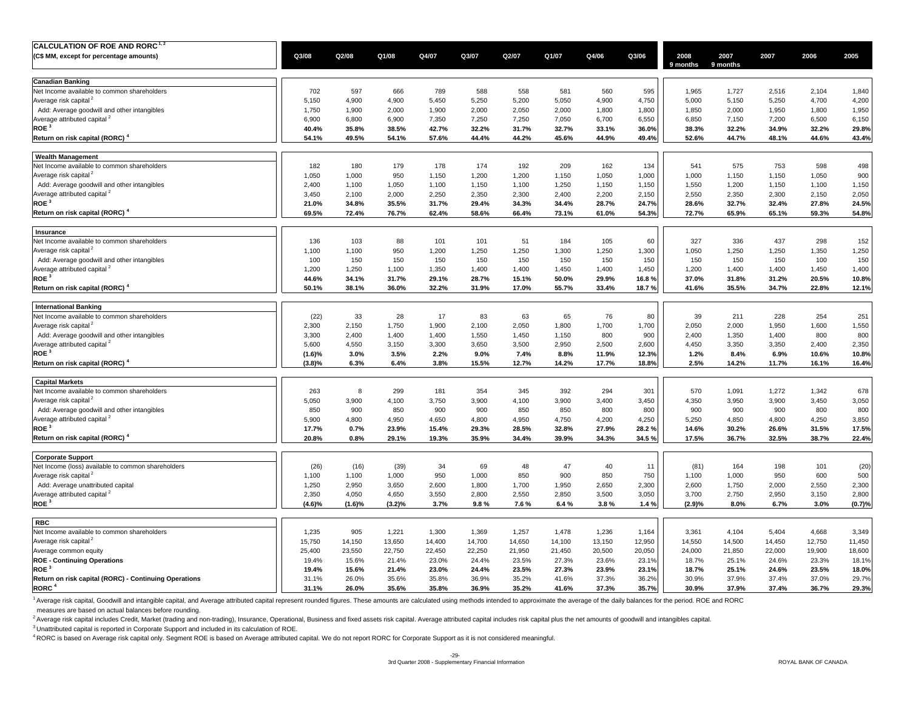| CALCULATION OF ROE AND RORC [1, 2] (C$ MM, except for percentage amounts) | Q3/08 | Q2/08 | Q1/08 | Q4/07 | Q3/07 | Q2/07 | Q1/07 | Q4/06 | Q3/06 | 2008 9 months | 2007 9 months | 2007 | 2006 | 2005 |
|---|---|---|---|---|---|---|---|---|---|---|---|---|---|---|
| **Canadian Banking** | | | | | | | | | | | | | | |
| Net Income available to common shareholders | 702 | 597 | 666 | 789 | 588 | 558 | 581 | 560 | 595 | 1,965 | 1,727 | 2,516 | 2,104 | 1,840 |
| Average risk capital [2] | 5,150 | 4,900 | 4,900 | 5,450 | 5,250 | 5,200 | 5,050 | 4,900 | 4,750 | 5,000 | 5,150 | 5,250 | 4,700 | 4,200 |
| Add: Average goodwill and other intangibles | 1,750 | 1,900 | 2,000 | 1,900 | 2,000 | 2,050 | 2,000 | 1,800 | 1,800 | 1,850 | 2,000 | 1,950 | 1,800 | 1,950 |
| Average attributed capital [2] | 6,900 | 6,800 | 6,900 | 7,350 | 7,250 | 7,250 | 7,050 | 6,700 | 6,550 | 6,850 | 7,150 | 7,200 | 6,500 | 6,150 |
| **ROE [3]** | **40.4%** | **35.8%** | **38.5%** | **42.7%** | **32.2%** | **31.7%** | **32.7%** | **33.1%** | **36.0%** | **38.3%** | **32.2%** | **34.9%** | **32.2%** | **29.8%** |
| **Return on risk capital (RORC) [4]** | **54.1%** | **49.5%** | **54.1%** | **57.6%** | **44.4%** | **44.2%** | **45.6%** | **44.9%** | **49.4%** | **52.6%** | **44.7%** | **48.1%** | **44.6%** | **43.4%** |
| **Wealth Management** | | | | | | | | | | | | | | |
| Net Income available to common shareholders | 182 | 180 | 179 | 178 | 174 | 192 | 209 | 162 | 134 | 541 | 575 | 753 | 598 | 498 |
| Average risk capital [2] | 1,050 | 1,000 | 950 | 1,150 | 1,200 | 1,200 | 1,150 | 1,050 | 1,000 | 1,000 | 1,150 | 1,150 | 1,050 | 900 |
| Add: Average goodwill and other intangibles | 2,400 | 1,100 | 1,050 | 1,100 | 1,150 | 1,100 | 1,250 | 1,150 | 1,150 | 1,550 | 1,200 | 1,150 | 1,100 | 1,150 |
| Average attributed capital [2] | 3,450 | 2,100 | 2,000 | 2,250 | 2,350 | 2,300 | 2,400 | 2,200 | 2,150 | 2,550 | 2,350 | 2,300 | 2,150 | 2,050 |
| **ROE [3]** | **21.0%** | **34.8%** | **35.5%** | **31.7%** | **29.4%** | **34.3%** | **34.4%** | **28.7%** | **24.7%** | **28.6%** | **32.7%** | **32.4%** | **27.8%** | **24.5%** |
| **Return on risk capital (RORC) [4]** | **69.5%** | **72.4%** | **76.7%** | **62.4%** | **58.6%** | **66.4%** | **73.1%** | **61.0%** | **54.3%** | **72.7%** | **65.9%** | **65.1%** | **59.3%** | **54.8%** |
| **Insurance** | | | | | | | | | | | | | | |
| Net Income available to common shareholders | 136 | 103 | 88 | 101 | 101 | 51 | 184 | 105 | 60 | 327 | 336 | 437 | 298 | 152 |
| Average risk capital [2] | 1,100 | 1,100 | 950 | 1,200 | 1,250 | 1,250 | 1,300 | 1,250 | 1,300 | 1,050 | 1,250 | 1,250 | 1,350 | 1,250 |
| Add: Average goodwill and other intangibles | 100 | 150 | 150 | 150 | 150 | 150 | 150 | 150 | 150 | 150 | 150 | 150 | 100 | 150 |
| Average attributed capital [2] | 1,200 | 1,250 | 1,100 | 1,350 | 1,400 | 1,400 | 1,450 | 1,400 | 1,450 | 1,200 | 1,400 | 1,400 | 1,450 | 1,400 |
| **ROE [3]** | **44.6%** | **34.1%** | **31.7%** | **29.1%** | **28.7%** | **15.1%** | **50.0%** | **29.9%** | **16.8 %** | **37.0%** | **31.8%** | **31.2%** | **20.5%** | **10.8%** |
| **Return on risk capital (RORC) [4]** | **50.1%** | **38.1%** | **36.0%** | **32.2%** | **31.9%** | **17.0%** | **55.7%** | **33.4%** | **18.7 %** | **41.6%** | **35.5%** | **34.7%** | **22.8%** | **12.1%** |
| **International Banking** | | | | | | | | | | | | | | |
| Net Income available to common shareholders | (22) | 33 | 28 | 17 | 83 | 63 | 65 | 76 | 80 | 39 | 211 | 228 | 254 | 251 |
| Average risk capital [2] | 2,300 | 2,150 | 1,750 | 1,900 | 2,100 | 2,050 | 1,800 | 1,700 | 1,700 | 2,050 | 2,000 | 1,950 | 1,600 | 1,550 |
| Add: Average goodwill and other intangibles | 3,300 | 2,400 | 1,400 | 1,400 | 1,550 | 1,450 | 1,150 | 800 | 900 | 2,400 | 1,350 | 1,400 | 800 | 800 |
| Average attributed capital [2] | 5,600 | 4,550 | 3,150 | 3,300 | 3,650 | 3,500 | 2,950 | 2,500 | 2,600 | 4,450 | 3,350 | 3,350 | 2,400 | 2,350 |
| **ROE [3]** | **(1.6)%** | **3.0%** | **3.5%** | **2.2%** | **9.0%** | **7.4%** | **8.8%** | **11.9%** | **12.3%** | **1.2%** | **8.4%** | **6.9%** | **10.6%** | **10.8%** |
| **Return on risk capital (RORC) [4]** | **(3.8)%** | **6.3%** | **6.4%** | **3.8%** | **15.5%** | **12.7%** | **14.2%** | **17.7%** | **18.8%** | **2.5%** | **14.2%** | **11.7%** | **16.1%** | **16.4%** |
| **Capital Markets** | | | | | | | | | | | | | | |
| Net Income available to common shareholders | 263 | 8 | 299 | 181 | 354 | 345 | 392 | 294 | 301 | 570 | 1,091 | 1,272 | 1,342 | 678 |
| Average risk capital [2] | 5,050 | 3,900 | 4,100 | 3,750 | 3,900 | 4,100 | 3,900 | 3,400 | 3,450 | 4,350 | 3,950 | 3,900 | 3,450 | 3,050 |
| Add: Average goodwill and other intangibles | 850 | 900 | 850 | 900 | 900 | 850 | 850 | 800 | 800 | 900 | 900 | 900 | 800 | 800 |
| Average attributed capital [2] | 5,900 | 4,800 | 4,950 | 4,650 | 4,800 | 4,950 | 4,750 | 4,200 | 4,250 | 5,250 | 4,850 | 4,800 | 4,250 | 3,850 |
| **ROE [3]** | **17.7%** | **0.7%** | **23.9%** | **15.4%** | **29.3%** | **28.5%** | **32.8%** | **27.9%** | **28.2 %** | **14.6%** | **30.2%** | **26.6%** | **31.5%** | **17.5%** |
| **Return on risk capital (RORC) [4]** | **20.8%** | **0.8%** | **29.1%** | **19.3%** | **35.9%** | **34.4%** | **39.9%** | **34.3%** | **34.5 %** | **17.5%** | **36.7%** | **32.5%** | **38.7%** | **22.4%** |
| **Corporate Support** | | | | | | | | | | | | | | |
| Net Income (loss) available to common shareholders | (26) | (16) | (39) | 34 | 69 | 48 | 47 | 40 | 11 | (81) | 164 | 198 | 101 | (20) |
| Average risk capital [2] | 1,100 | 1,100 | 1,000 | 950 | 1,000 | 850 | 900 | 850 | 750 | 1,100 | 1,000 | 950 | 600 | 500 |
| Add: Average unattributed capital | 1,250 | 2,950 | 3,650 | 2,600 | 1,800 | 1,700 | 1,950 | 2,650 | 2,300 | 2,600 | 1,750 | 2,000 | 2,550 | 2,300 |
| Average attributed capital [2] | 2,350 | 4,050 | 4,650 | 3,550 | 2,800 | 2,550 | 2,850 | 3,500 | 3,050 | 3,700 | 2,750 | 2,950 | 3,150 | 2,800 |
| **ROE [3]** | **(4.6)%** | **(1.6)%** | **(3.2)%** | **3.7%** | **9.8 %** | **7.6 %** | **6.4 %** | **3.8 %** | **1.4 %** | **(2.9)%** | **8.0%** | **6.7%** | **3.0%** | **(0.7)%** |
| **RBC** | | | | | | | | | | | | | | |
| Net Income available to common shareholders | 1,235 | 905 | 1,221 | 1,300 | 1,369 | 1,257 | 1,478 | 1,236 | 1,164 | 3,361 | 4,104 | 5,404 | 4,668 | 3,349 |
| Average risk capital [2] | 15,750 | 14,150 | 13,650 | 14,400 | 14,700 | 14,650 | 14,100 | 13,150 | 12,950 | 14,550 | 14,500 | 14,450 | 12,750 | 11,450 |
| Average common equity | 25,400 | 23,550 | 22,750 | 22,450 | 22,250 | 21,950 | 21,450 | 20,500 | 20,050 | 24,000 | 21,850 | 22,000 | 19,900 | 18,600 |
| **ROE - Continuing Operations** | 19.4% | 15.6% | 21.4% | 23.0% | 24.4% | 23.5% | 27.3% | 23.6% | 23.1% | 18.7% | 25.1% | 24.6% | 23.3% | 18.1% |
| **ROE [3]** | **19.4%** | **15.6%** | **21.4%** | **23.0%** | **24.4%** | **23.5%** | **27.3%** | **23.9%** | **23.1%** | **18.7%** | **25.1%** | **24.6%** | **23.5%** | **18.0%** |
| **Return on risk capital (RORC) - Continuing Operations** | 31.1% | 26.0% | 35.6% | 35.8% | 36.9% | 35.2% | 41.6% | 37.3% | 36.2% | 30.9% | 37.9% | 37.4% | 37.0% | 29.7% |
| **RORC [4]** | **31.1%** | **26.0%** | **35.6%** | **35.8%** | **36.9%** | **35.2%** | **41.6%** | **37.3%** | **35.7%** | **30.9%** | **37.9%** | **37.4%** | **36.7%** | **29.3%** |

[1] Average risk capital, Goodwill and intangible capital, and Average attributed capital represent rounded figures. These amounts are calculated using methods intended to approximate the average of the daily balances for the period. ROE and RORC measures are based on actual balances before rounding.

[2] Average risk capital includes Credit, Market (trading and non-trading), Insurance, Operational, Business and fixed assets risk capital. Average attributed capital includes risk capital plus the net amounts of goodwill and intangibles capital.

[3] Unattributed capital is reported in Corporate Support and included in its calculation of ROE.

[4] RORC is based on Average risk capital only. Segment ROE is based on Average attributed capital. We do not report RORC for Corporate Support as it is not considered meaningful.